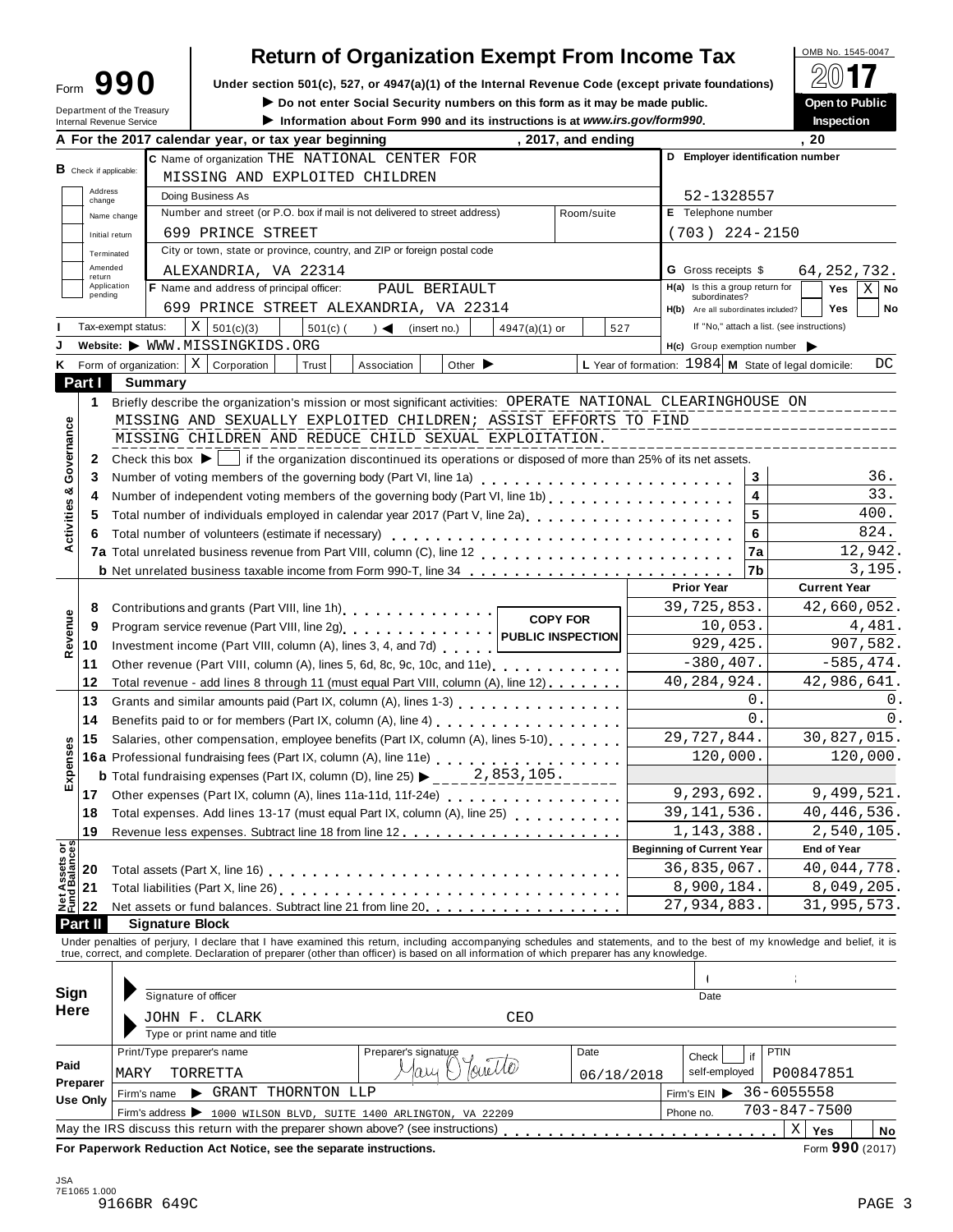Form **990**

Department of the Treasury
Internal Revenue Service

# Return of Organization Exempt From Income Tax

**Under section 501(c), 527, or 4947(a)(1) of the Internal Revenue Code (except private foundations)**

▶ **Do not enter Social Security numbers on this form as it may be made public.**

▶ **Information about Form 990 and its instructions is at *www.irs.gov/form990*.**

OMB No. 1545-0047

**2017**

**Open to Public Inspection**

**A For the 2017 calendar year, or tax year beginning , 2017, and ending , 20**

**B** Check if applicable: Address change / Name change / Initial return / Terminated / Amended return / Application pending

**C** Name of organization THE NATIONAL CENTER FOR MISSING AND EXPLOITED CHILDREN

Doing Business As

Number and street (or P.O. box if mail is not delivered to street address): 699 PRINCE STREET  Room/suite

City or town, state or province, country, and ZIP or foreign postal code: ALEXANDRIA, VA 22314

**D Employer identification number** 52-1328557

**E** Telephone number (703) 224-2150

**G** Gross receipts $ 64,252,732.

**F** Name and address of principal officer: PAUL BERIAULT
699 PRINCE STREET ALEXANDRIA, VA 22314

**H(a)** Is this a group return for subordinates? Yes [ ] No [X]

**H(b)** Are all subordinates included? Yes [ ] No [ ]
If "No," attach a list. (see instructions)

**I** Tax-exempt status: [X] 501(c)(3) [ ] 501(c) ( ) ◀ (insert no.) [ ] 4947(a)(1) or [ ] 527

**J** Website: ▶ WWW.MISSINGKIDS.ORG

**H(c)** Group exemption number ▶

**K** Form of organization: [X] Corporation [ ] Trust [ ] Association [ ] Other ▶

**L** Year of formation: 1984 **M** State of legal domicile: DC

## Part I Summary

**Activities & Governance**

1 Briefly describe the organization's mission or most significant activities: OPERATE NATIONAL CLEARINGHOUSE ON MISSING AND SEXUALLY EXPLOITED CHILDREN; ASSIST EFFORTS TO FIND MISSING CHILDREN AND REDUCE CHILD SEXUAL EXPLOITATION.

2 Check this box ▶ [ ] if the organization discontinued its operations or disposed of more than 25% of its net assets.

| | | | |
|---|---|---|---|
| 3 | Number of voting members of the governing body (Part VI, line 1a) | 3 | 36. |
| 4 | Number of independent voting members of the governing body (Part VI, line 1b) | 4 | 33. |
| 5 | Total number of individuals employed in calendar year 2017 (Part V, line 2a) | 5 | 400. |
| 6 | Total number of volunteers (estimate if necessary) | 6 | 824. |
| 7a | Total unrelated business revenue from Part VIII, column (C), line 12 | 7a | 12,942. |
| b | Net unrelated business taxable income from Form 990-T, line 34 | 7b | 3,195. |

| | | Prior Year | Current Year |
|---|---|---|---|
| **Revenue** | | | |
| 8 | Contributions and grants (Part VIII, line 1h) | 39,725,853. | 42,660,052. |
| 9 | Program service revenue (Part VIII, line 2g) | 10,053. | 4,481. |
| 10 | Investment income (Part VIII, column (A), lines 3, 4, and 7d) | 929,425. | 907,582. |
| 11 | Other revenue (Part VIII, column (A), lines 5, 6d, 8c, 9c, 10c, and 11e) | -380,407. | -585,474. |
| 12 | Total revenue - add lines 8 through 11 (must equal Part VIII, column (A), line 12) | 40,284,924. | 42,986,641. |
| **Expenses** | | | |
| 13 | Grants and similar amounts paid (Part IX, column (A), lines 1-3) | 0. | 0. |
| 14 | Benefits paid to or for members (Part IX, column (A), line 4) | 0. | 0. |
| 15 | Salaries, other compensation, employee benefits (Part IX, column (A), lines 5-10) | 29,727,844. | 30,827,015. |
| 16a | Professional fundraising fees (Part IX, column (A), line 11e) | 120,000. | 120,000. |
| b | Total fundraising expenses (Part IX, column (D), line 25) ▶ 2,853,105. | | |
| 17 | Other expenses (Part IX, column (A), lines 11a-11d, 11f-24e) | 9,293,692. | 9,499,521. |
| 18 | Total expenses. Add lines 13-17 (must equal Part IX, column (A), line 25) | 39,141,536. | 40,446,536. |
| 19 | Revenue less expenses. Subtract line 18 from line 12 | 1,143,388. | 2,540,105. |
| **Net Assets or Fund Balances** | | **Beginning of Current Year** | **End of Year** |
| 20 | Total assets (Part X, line 16) | 36,835,067. | 40,044,778. |
| 21 | Total liabilities (Part X, line 26) | 8,900,184. | 8,049,205. |
| 22 | Net assets or fund balances. Subtract line 21 from line 20 | 27,934,883. | 31,995,573. |

**COPY FOR PUBLIC INSPECTION**

## Part II Signature Block

Under penalties of perjury, I declare that I have examined this return, including accompanying schedules and statements, and to the best of my knowledge and belief, it is true, correct, and complete. Declaration of preparer (other than officer) is based on all information of which preparer has any knowledge.

**Sign Here**

Signature of officer | Date

JOHN F. CLARK CEO
Type or print name and title

**Paid Preparer Use Only**

| Print/Type preparer's name | Preparer's signature | Date | Check if self-employed | PTIN |
|---|---|---|---|---|
| MARY TORRETTA | Mary O Torretta | 06/18/2018 | | P00847851 |

Firm's name ▶ GRANT THORNTON LLP | Firm's EIN ▶ 36-6055558

Firm's address ▶ 1000 WILSON BLVD, SUITE 1400 ARLINGTON, VA 22209 | Phone no. 703-847-7500

May the IRS discuss this return with the preparer shown above? (see instructions) [X] Yes [ ] No

**For Paperwork Reduction Act Notice, see the separate instructions.** Form **990** (2017)

JSA
7E1065 1.000
9166BR 649C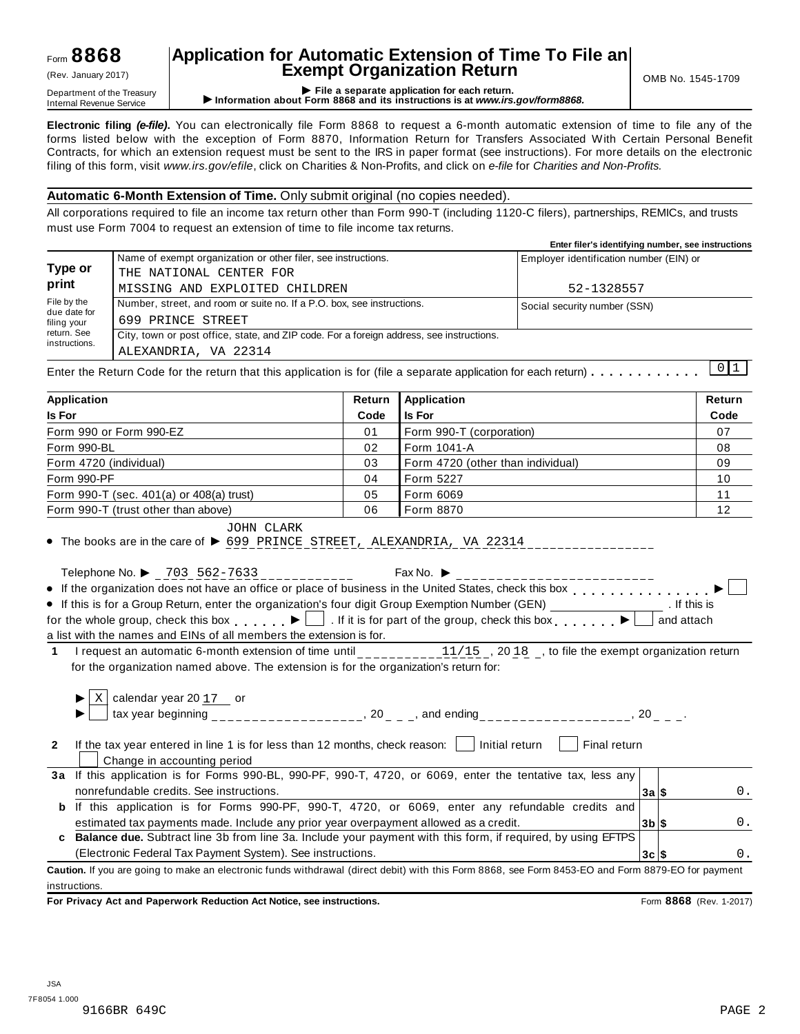Form **8868**

(Rev. January 2017)

Department of the Treasury
Internal Revenue Service

# Application for Automatic Extension of Time To File an Exempt Organization Return

▶ **File a separate application for each return.**
▶ **Information about Form 8868 and its instructions is at *www.irs.gov/form8868*.**

OMB No. 1545-1709

**Electronic filing *(e-file)*.** You can electronically file Form 8868 to request a 6-month automatic extension of time to file any of the forms listed below with the exception of Form 8870, Information Return for Transfers Associated With Certain Personal Benefit Contracts, for which an extension request must be sent to the IRS in paper format (see instructions). For more details on the electronic filing of this form, visit *www.irs.gov/efile*, click on Charities & Non-Profits, and click on *e-file* for *Charities and Non-Profits.*

**Automatic 6-Month Extension of Time.** Only submit original (no copies needed).

All corporations required to file an income tax return other than Form 990-T (including 1120-C filers), partnerships, REMICs, and trusts must use Form 7004 to request an extension of time to file income tax returns.

| | | Enter filer's identifying number, see instructions |
|---|---|---|
| **Type or print** | Name of exempt organization or other filer, see instructions.<br>THE NATIONAL CENTER FOR<br>MISSING AND EXPLOITED CHILDREN | Employer identification number (EIN) or<br>52-1328557 |
| File by the due date for filing your return. See instructions. | Number, street, and room or suite no. If a P.O. box, see instructions.<br>699 PRINCE STREET | Social security number (SSN) |
| | City, town or post office, state, and ZIP code. For a foreign address, see instructions.<br>ALEXANDRIA, VA 22314 | |

Enter the Return Code for the return that this application is for (file a separate application for each return) . . . . . . . . . . . 0 1

| Application Is For | Return Code | Application Is For | Return Code |
|---|---|---|---|
| Form 990 or Form 990-EZ | 01 | Form 990-T (corporation) | 07 |
| Form 990-BL | 02 | Form 1041-A | 08 |
| Form 4720 (individual) | 03 | Form 4720 (other than individual) | 09 |
| Form 990-PF | 04 | Form 5227 | 10 |
| Form 990-T (sec. 401(a) or 408(a) trust) | 05 | Form 6069 | 11 |
| Form 990-T (trust other than above) | 06 | Form 8870 | 12 |

- The books are in the care of ▶ JOHN CLARK 699 PRINCE STREET, ALEXANDRIA, VA 22314

  Telephone No. ▶ 703 562-7633 Fax No. ▶
- If the organization does not have an office or place of business in the United States, check this box . . . . . . . . . . . . . . . ▶ ☐
- If this is for a Group Return, enter the organization's four digit Group Exemption Number (GEN) ________ . If this is for the whole group, check this box . . . . . . ▶ ☐ . If it is for part of the group, check this box . . . . . . . ▶ ☐ and attach a list with the names and EINs of all members the extension is for.

**1** I request an automatic 6-month extension of time until 11/15 , 20 18 , to file the exempt organization return for the organization named above. The extension is for the organization's return for:

▶ ☒ calendar year 20 17 or

▶ ☐ tax year beginning ____________, 20 __, and ending ____________, 20 __.

**2** If the tax year entered in line 1 is for less than 12 months, check reason: ☐ Initial return ☐ Final return ☐ Change in accounting period

| | | | |
|---|---|---|---|
| **3a** | If this application is for Forms 990-BL, 990-PF, 990-T, 4720, or 6069, enter the tentative tax, less any nonrefundable credits. See instructions. | **3a** $ | 0. |
| **b** | If this application is for Forms 990-PF, 990-T, 4720, or 6069, enter any refundable credits and estimated tax payments made. Include any prior year overpayment allowed as a credit. | **3b** $ | 0. |
| **c** | **Balance due.** Subtract line 3b from line 3a. Include your payment with this form, if required, by using EFTPS (Electronic Federal Tax Payment System). See instructions. | **3c** $ | 0. |

**Caution.** If you are going to make an electronic funds withdrawal (direct debit) with this Form 8868, see Form 8453-EO and Form 8879-EO for payment instructions.

**For Privacy Act and Paperwork Reduction Act Notice, see instructions.** Form **8868** (Rev. 1-2017)

JSA
7F8054 1.000
9166BR 649C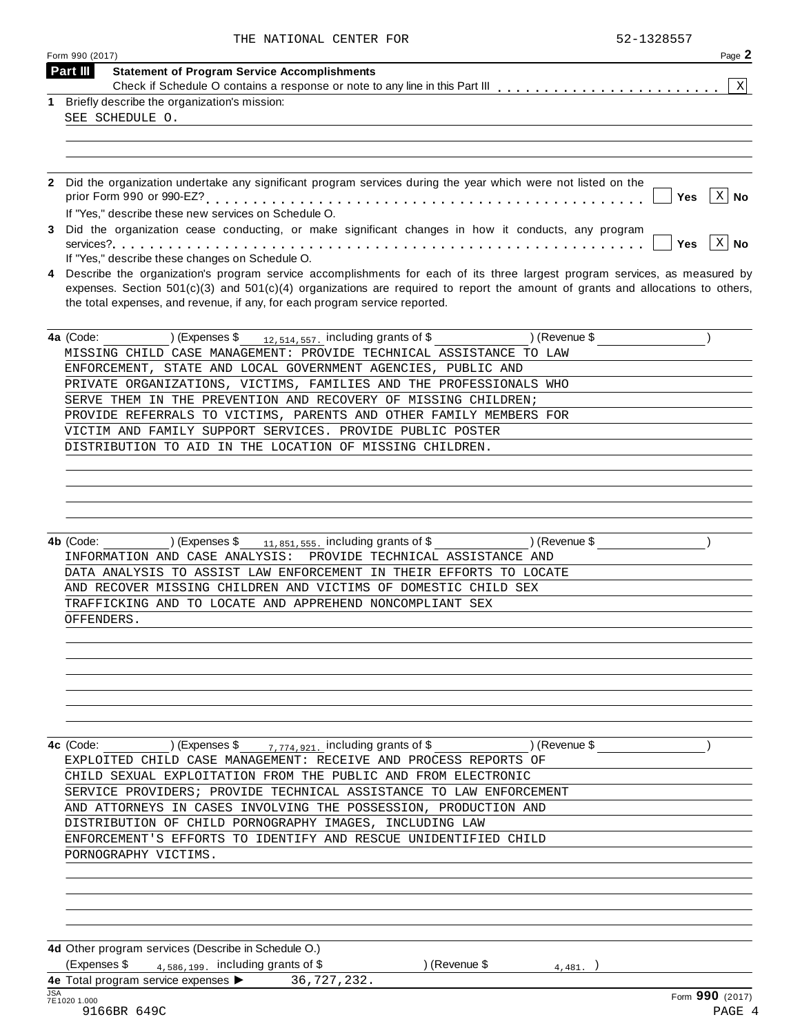THE NATIONAL CENTER FOR 52-1328557

Form 990 (2017)

## Part III Statement of Program Service Accomplishments

Check if Schedule O contains a response or note to any line in this Part III . . . . . . . . . . . . . . . . . . . . . . . [X]

**1** Briefly describe the organization's mission:

SEE SCHEDULE O.

**2** Did the organization undertake any significant program services during the year which were not listed on the prior Form 990 or 990-EZ? . . . . . . . . . . . . . . . . . . . . . . . . . . . . . . . . . . . . . . . . . . . . [ ] Yes [X] No

If "Yes," describe these new services on Schedule O.

**3** Did the organization cease conducting, or make significant changes in how it conducts, any program services? . . . . . . . . . . . . . . . . . . . . . . . . . . . . . . . . . . . . . . . . . . . . . . . . . . . [ ] Yes [X] No

If "Yes," describe these changes on Schedule O.

**4** Describe the organization's program service accomplishments for each of its three largest program services, as measured by expenses. Section 501(c)(3) and 501(c)(4) organizations are required to report the amount of grants and allocations to others, the total expenses, and revenue, if any, for each program service reported.

**4a** (Code: ) (Expenses $ 12,514,557. including grants of $ ) (Revenue $ )

MISSING CHILD CASE MANAGEMENT: PROVIDE TECHNICAL ASSISTANCE TO LAW ENFORCEMENT, STATE AND LOCAL GOVERNMENT AGENCIES, PUBLIC AND PRIVATE ORGANIZATIONS, VICTIMS, FAMILIES AND THE PROFESSIONALS WHO SERVE THEM IN THE PREVENTION AND RECOVERY OF MISSING CHILDREN; PROVIDE REFERRALS TO VICTIMS, PARENTS AND OTHER FAMILY MEMBERS FOR VICTIM AND FAMILY SUPPORT SERVICES. PROVIDE PUBLIC POSTER DISTRIBUTION TO AID IN THE LOCATION OF MISSING CHILDREN.

**4b** (Code: ) (Expenses $ 11,851,555. including grants of $ ) (Revenue $ )

INFORMATION AND CASE ANALYSIS: PROVIDE TECHNICAL ASSISTANCE AND DATA ANALYSIS TO ASSIST LAW ENFORCEMENT IN THEIR EFFORTS TO LOCATE AND RECOVER MISSING CHILDREN AND VICTIMS OF DOMESTIC CHILD SEX TRAFFICKING AND TO LOCATE AND APPREHEND NONCOMPLIANT SEX OFFENDERS.

**4c** (Code: ) (Expenses $ 7,774,921. including grants of $ ) (Revenue $ )

EXPLOITED CHILD CASE MANAGEMENT: RECEIVE AND PROCESS REPORTS OF CHILD SEXUAL EXPLOITATION FROM THE PUBLIC AND FROM ELECTRONIC SERVICE PROVIDERS; PROVIDE TECHNICAL ASSISTANCE TO LAW ENFORCEMENT AND ATTORNEYS IN CASES INVOLVING THE POSSESSION, PRODUCTION AND DISTRIBUTION OF CHILD PORNOGRAPHY IMAGES, INCLUDING LAW ENFORCEMENT'S EFFORTS TO IDENTIFY AND RESCUE UNIDENTIFIED CHILD PORNOGRAPHY VICTIMS.

**4d** Other program services (Describe in Schedule O.)

(Expenses $ 4,586,199. including grants of $ ) (Revenue $ 4,481. )

**4e** Total program service expenses ► 36,727,232.

JSA 7E1020 1.000

9166BR 649C

Form **990** (2017)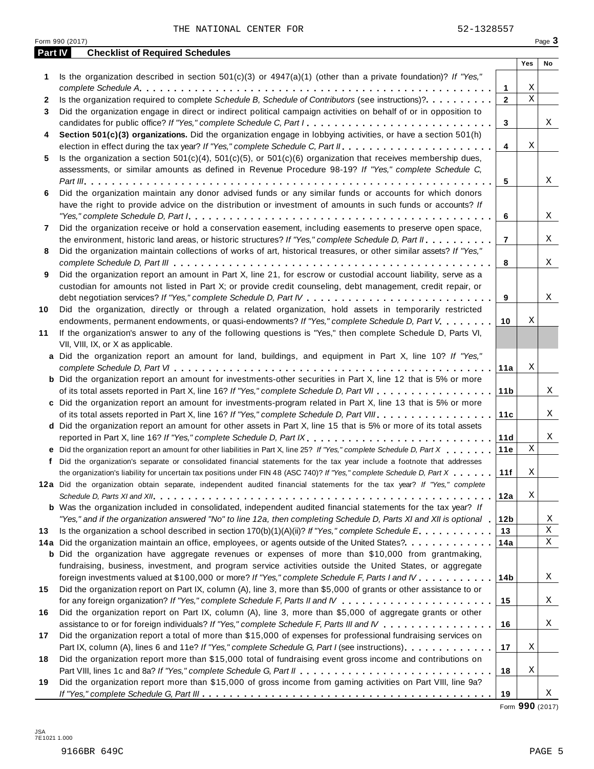THE NATIONAL CENTER FOR 52-1328557

Form 990 (2017)

## Part IV Checklist of Required Schedules

| | | | Yes | No |
|---|---|---|---|---|
| 1 | Is the organization described in section 501(c)(3) or 4947(a)(1) (other than a private foundation)? *If "Yes," complete Schedule A* | 1 | X | |
| 2 | Is the organization required to complete *Schedule B, Schedule of Contributors* (see instructions)? | 2 | X | |
| 3 | Did the organization engage in direct or indirect political campaign activities on behalf of or in opposition to candidates for public office? *If "Yes," complete Schedule C, Part I* | 3 | | X |
| 4 | **Section 501(c)(3) organizations.** Did the organization engage in lobbying activities, or have a section 501(h) election in effect during the tax year? *If "Yes," complete Schedule C, Part II* | 4 | X | |
| 5 | Is the organization a section 501(c)(4), 501(c)(5), or 501(c)(6) organization that receives membership dues, assessments, or similar amounts as defined in Revenue Procedure 98-19? *If "Yes," complete Schedule C, Part III* | 5 | | X |
| 6 | Did the organization maintain any donor advised funds or any similar funds or accounts for which donors have the right to provide advice on the distribution or investment of amounts in such funds or accounts? *If "Yes," complete Schedule D, Part I* | 6 | | X |
| 7 | Did the organization receive or hold a conservation easement, including easements to preserve open space, the environment, historic land areas, or historic structures? *If "Yes," complete Schedule D, Part II* | 7 | | X |
| 8 | Did the organization maintain collections of works of art, historical treasures, or other similar assets? *If "Yes," complete Schedule D, Part III* | 8 | | X |
| 9 | Did the organization report an amount in Part X, line 21, for escrow or custodial account liability, serve as a custodian for amounts not listed in Part X; or provide credit counseling, debt management, credit repair, or debt negotiation services? *If "Yes," complete Schedule D, Part IV* | 9 | | X |
| 10 | Did the organization, directly or through a related organization, hold assets in temporarily restricted endowments, permanent endowments, or quasi-endowments? *If "Yes," complete Schedule D, Part V* | 10 | X | |
| 11 | If the organization's answer to any of the following questions is "Yes," then complete Schedule D, Parts VI, VII, VIII, IX, or X as applicable. | | | |
| a | Did the organization report an amount for land, buildings, and equipment in Part X, line 10? *If "Yes," complete Schedule D, Part VI* | 11a | X | |
| b | Did the organization report an amount for investments-other securities in Part X, line 12 that is 5% or more of its total assets reported in Part X, line 16? *If "Yes," complete Schedule D, Part VII* | 11b | | X |
| c | Did the organization report an amount for investments-program related in Part X, line 13 that is 5% or more of its total assets reported in Part X, line 16? *If "Yes," complete Schedule D, Part VIII* | 11c | | X |
| d | Did the organization report an amount for other assets in Part X, line 15 that is 5% or more of its total assets reported in Part X, line 16? *If "Yes," complete Schedule D, Part IX* | 11d | | X |
| e | Did the organization report an amount for other liabilities in Part X, line 25? *If "Yes," complete Schedule D, Part X* | 11e | X | |
| f | Did the organization's separate or consolidated financial statements for the tax year include a footnote that addresses the organization's liability for uncertain tax positions under FIN 48 (ASC 740)? *If "Yes," complete Schedule D, Part X* | 11f | X | |
| 12a | Did the organization obtain separate, independent audited financial statements for the tax year? *If "Yes," complete Schedule D, Parts XI and XII* | 12a | X | |
| b | Was the organization included in consolidated, independent audited financial statements for the tax year? *If "Yes," and if the organization answered "No" to line 12a, then completing Schedule D, Parts XI and XII is optional* | 12b | | X |
| 13 | Is the organization a school described in section 170(b)(1)(A)(ii)? *If "Yes," complete Schedule E* | 13 | | X |
| 14a | Did the organization maintain an office, employees, or agents outside of the United States? | 14a | | X |
| b | Did the organization have aggregate revenues or expenses of more than $10,000 from grantmaking, fundraising, business, investment, and program service activities outside the United States, or aggregate foreign investments valued at $100,000 or more? *If "Yes," complete Schedule F, Parts I and IV* | 14b | | X |
| 15 | Did the organization report on Part IX, column (A), line 3, more than $5,000 of grants or other assistance to or for any foreign organization? *If "Yes," complete Schedule F, Parts II and IV* | 15 | | X |
| 16 | Did the organization report on Part IX, column (A), line 3, more than $5,000 of aggregate grants or other assistance to or for foreign individuals? *If "Yes," complete Schedule F, Parts III and IV* | 16 | | X |
| 17 | Did the organization report a total of more than $15,000 of expenses for professional fundraising services on Part IX, column (A), lines 6 and 11e? *If "Yes," complete Schedule G, Part I* (see instructions) | 17 | X | |
| 18 | Did the organization report more than $15,000 total of fundraising event gross income and contributions on Part VIII, lines 1c and 8a? *If "Yes," complete Schedule G, Part II* | 18 | X | |
| 19 | Did the organization report more than $15,000 of gross income from gaming activities on Part VIII, line 9a? *If "Yes," complete Schedule G, Part III* | 19 | | X |

Form **990** (2017)

JSA
7E1021 1.000

9166BR 649C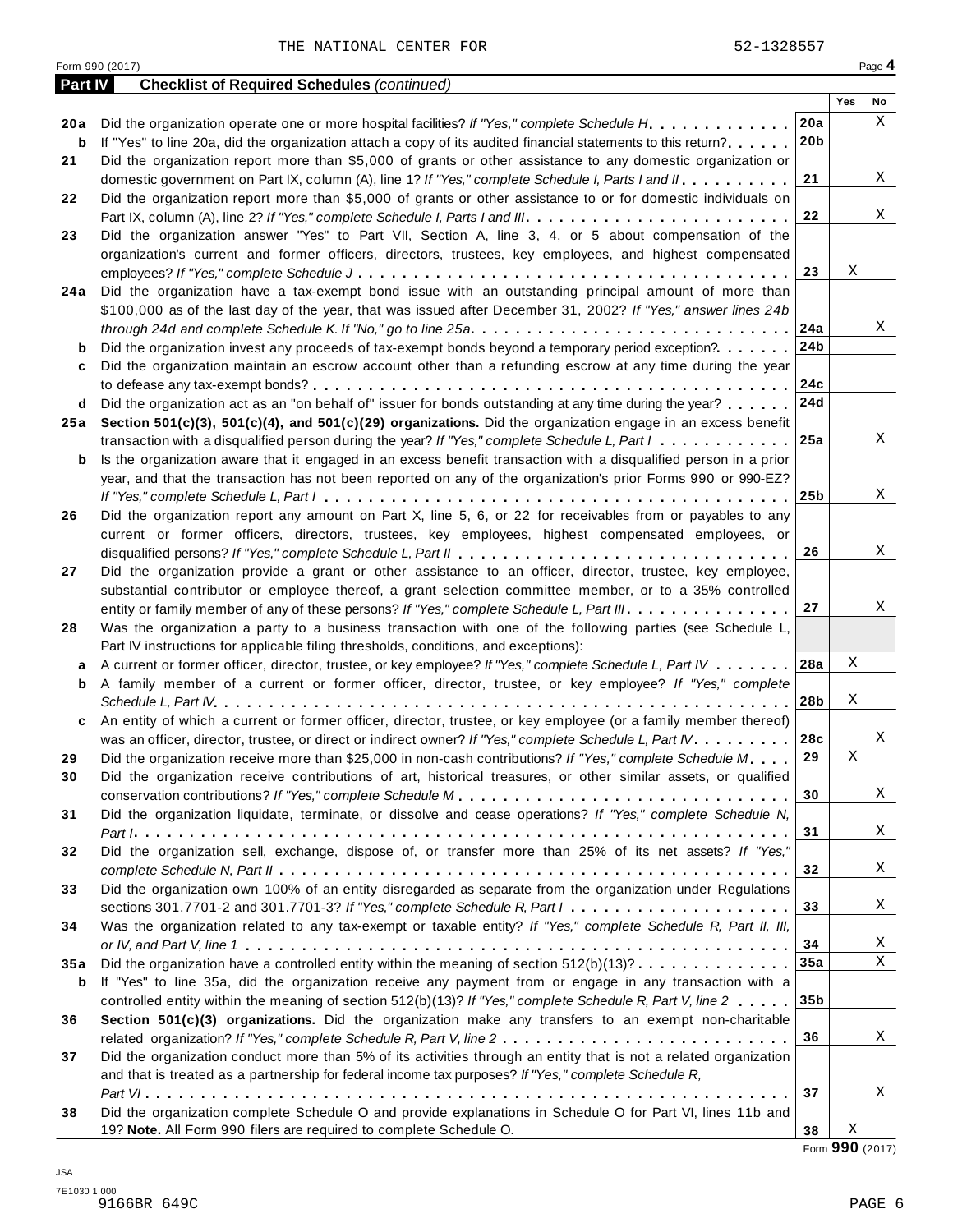THE NATIONAL CENTER FOR 52-1328557

Form 990 (2017) Page **4**

## Part IV Checklist of Required Schedules *(continued)*

| | | | Yes | No |
|---|---|---|---|---|
| **20a** | Did the organization operate one or more hospital facilities? *If "Yes," complete Schedule H* | **20a** | | X |
| **b** | If "Yes" to line 20a, did the organization attach a copy of its audited financial statements to this return? | **20b** | | |
| **21** | Did the organization report more than $5,000 of grants or other assistance to any domestic organization or domestic government on Part IX, column (A), line 1? *If "Yes," complete Schedule I, Parts I and II* | **21** | | X |
| **22** | Did the organization report more than $5,000 of grants or other assistance to or for domestic individuals on Part IX, column (A), line 2? *If "Yes," complete Schedule I, Parts I and III* | **22** | | X |
| **23** | Did the organization answer "Yes" to Part VII, Section A, line 3, 4, or 5 about compensation of the organization's current and former officers, directors, trustees, key employees, and highest compensated employees? *If "Yes," complete Schedule J* | **23** | X | |
| **24a** | Did the organization have a tax-exempt bond issue with an outstanding principal amount of more than $100,000 as of the last day of the year, that was issued after December 31, 2002? *If "Yes," answer lines 24b through 24d and complete Schedule K. If "No," go to line 25a* | **24a** | | X |
| **b** | Did the organization invest any proceeds of tax-exempt bonds beyond a temporary period exception? | **24b** | | |
| **c** | Did the organization maintain an escrow account other than a refunding escrow at any time during the year to defease any tax-exempt bonds? | **24c** | | |
| **d** | Did the organization act as an "on behalf of" issuer for bonds outstanding at any time during the year? | **24d** | | |
| **25a** | **Section 501(c)(3), 501(c)(4), and 501(c)(29) organizations.** Did the organization engage in an excess benefit transaction with a disqualified person during the year? *If "Yes," complete Schedule L, Part I* | **25a** | | X |
| **b** | Is the organization aware that it engaged in an excess benefit transaction with a disqualified person in a prior year, and that the transaction has not been reported on any of the organization's prior Forms 990 or 990-EZ? *If "Yes," complete Schedule L, Part I* | **25b** | | X |
| **26** | Did the organization report any amount on Part X, line 5, 6, or 22 for receivables from or payables to any current or former officers, directors, trustees, key employees, highest compensated employees, or disqualified persons? *If "Yes," complete Schedule L, Part II* | **26** | | X |
| **27** | Did the organization provide a grant or other assistance to an officer, director, trustee, key employee, substantial contributor or employee thereof, a grant selection committee member, or to a 35% controlled entity or family member of any of these persons? *If "Yes," complete Schedule L, Part III* | **27** | | X |
| **28** | Was the organization a party to a business transaction with one of the following parties (see Schedule L, Part IV instructions for applicable filing thresholds, conditions, and exceptions): | | | |
| **a** | A current or former officer, director, trustee, or key employee? *If "Yes," complete Schedule L, Part IV* | **28a** | X | |
| **b** | A family member of a current or former officer, director, trustee, or key employee? *If "Yes," complete Schedule L, Part IV* | **28b** | X | |
| **c** | An entity of which a current or former officer, director, trustee, or key employee (or a family member thereof) was an officer, director, trustee, or direct or indirect owner? *If "Yes," complete Schedule L, Part IV* | **28c** | | X |
| **29** | Did the organization receive more than $25,000 in non-cash contributions? *If "Yes," complete Schedule M* | **29** | X | |
| **30** | Did the organization receive contributions of art, historical treasures, or other similar assets, or qualified conservation contributions? *If "Yes," complete Schedule M* | **30** | | X |
| **31** | Did the organization liquidate, terminate, or dissolve and cease operations? *If "Yes," complete Schedule N, Part I* | **31** | | X |
| **32** | Did the organization sell, exchange, dispose of, or transfer more than 25% of its net assets? *If "Yes," complete Schedule N, Part II* | **32** | | X |
| **33** | Did the organization own 100% of an entity disregarded as separate from the organization under Regulations sections 301.7701-2 and 301.7701-3? *If "Yes," complete Schedule R, Part I* | **33** | | X |
| **34** | Was the organization related to any tax-exempt or taxable entity? *If "Yes," complete Schedule R, Part II, III, or IV, and Part V, line 1* | **34** | | X |
| **35a** | Did the organization have a controlled entity within the meaning of section 512(b)(13)? | **35a** | | X |
| **b** | If "Yes" to line 35a, did the organization receive any payment from or engage in any transaction with a controlled entity within the meaning of section 512(b)(13)? *If "Yes," complete Schedule R, Part V, line 2* | **35b** | | |
| **36** | **Section 501(c)(3) organizations.** Did the organization make any transfers to an exempt non-charitable related organization? *If "Yes," complete Schedule R, Part V, line 2* | **36** | | X |
| **37** | Did the organization conduct more than 5% of its activities through an entity that is not a related organization and that is treated as a partnership for federal income tax purposes? *If "Yes," complete Schedule R, Part VI* | **37** | | X |
| **38** | Did the organization complete Schedule O and provide explanations in Schedule O for Part VI, lines 11b and 19? **Note.** All Form 990 filers are required to complete Schedule O. | **38** | X | |

Form **990** (2017)

JSA
7E1030 1.000
9166BR 649C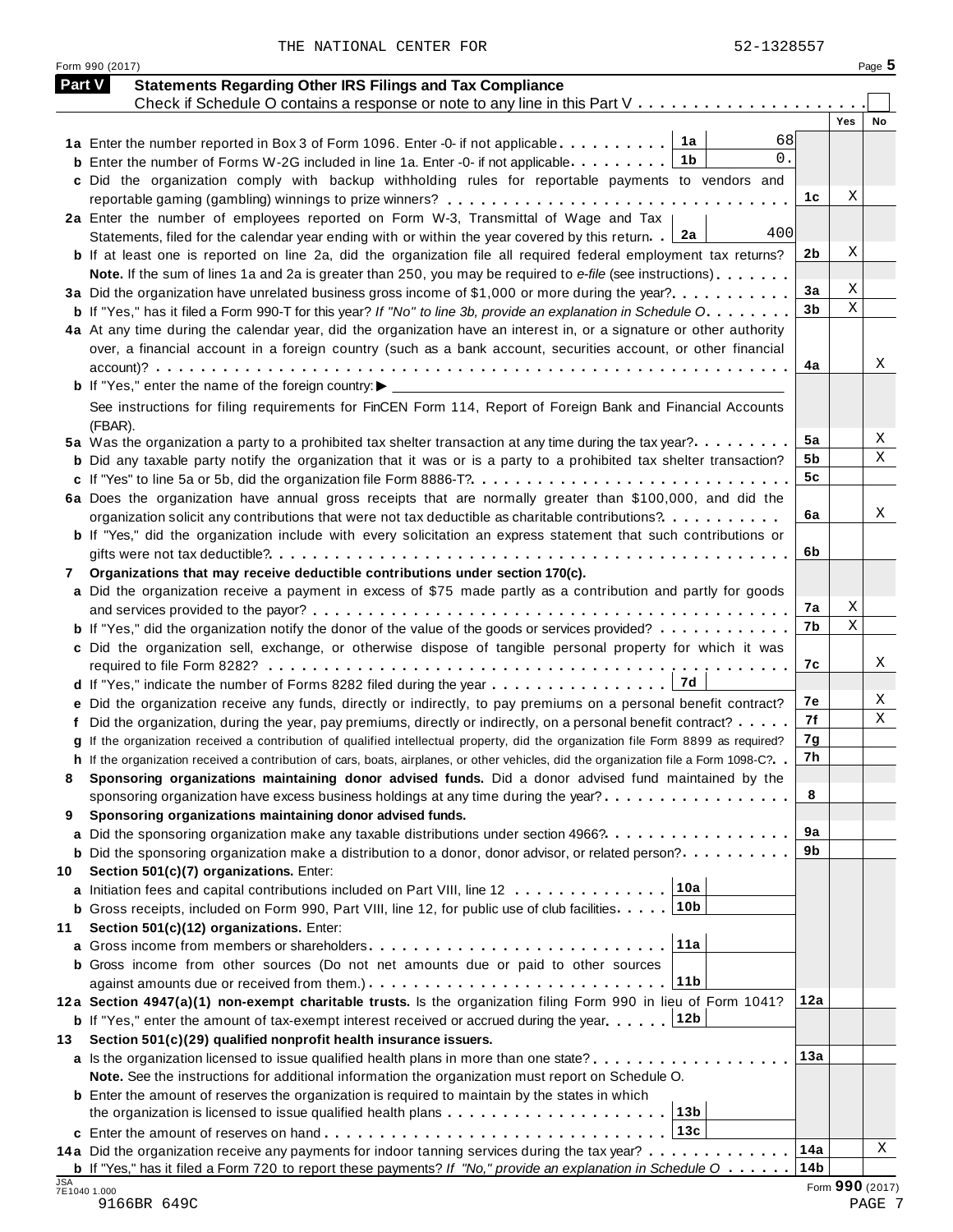THE NATIONAL CENTER FOR 52-1328557

Form 990 (2017) Page 5

## Part V Statements Regarding Other IRS Filings and Tax Compliance

Check if Schedule O contains a response or note to any line in this Part V . . . . . . . . . . . . . . . . . . . . . ☐

| | | | | Yes | No |
|---|---|---|---|---|---|
| **1a** | Enter the number reported in Box 3 of Form 1096. Enter -0- if not applicable . . . . . . . . . . | 1a | 68 | | |
| **b** | Enter the number of Forms W-2G included in line 1a. Enter -0- if not applicable . . . . . . . . | 1b | 0. | | |
| **c** | Did the organization comply with backup withholding rules for reportable payments to vendors and reportable gaming (gambling) winnings to prize winners? . . . . . . . . . . . . . . . . . . . . . . . . . . . . | 1c | | X | |
| **2a** | Enter the number of employees reported on Form W-3, Transmittal of Wage and Tax Statements, filed for the calendar year ending with or within the year covered by this return . . | 2a | 400 | | |
| **b** | If at least one is reported on line 2a, did the organization file all required federal employment tax returns? | 2b | | X | |
| | **Note.** If the sum of lines 1a and 2a is greater than 250, you may be required to *e-file* (see instructions) . . . . . . . | | | | |
| **3a** | Did the organization have unrelated business gross income of $1,000 or more during the year? . . . . . . . . . . . | 3a | | X | |
| **b** | If "Yes," has it filed a Form 990-T for this year? *If "No" to line 3b, provide an explanation in Schedule O* . . . . . . . . | 3b | | X | |
| **4a** | At any time during the calendar year, did the organization have an interest in, or a signature or other authority over, a financial account in a foreign country (such as a bank account, securities account, or other financial account)? . . . . . . . . . . . . . . . . . . . . . . . . . . . . . . . . . . . . . . . . . . . . . . . . | 4a | | | X |
| **b** | If "Yes," enter the name of the foreign country: ▶ | | | | |
| | See instructions for filing requirements for FinCEN Form 114, Report of Foreign Bank and Financial Accounts (FBAR). | | | | |
| **5a** | Was the organization a party to a prohibited tax shelter transaction at any time during the tax year? . . . . . . . . . | 5a | | | X |
| **b** | Did any taxable party notify the organization that it was or is a party to a prohibited tax shelter transaction? | 5b | | | X |
| **c** | If "Yes" to line 5a or 5b, did the organization file Form 8886-T? . . . . . . . . . . . . . . . . . . . . . . . . . . . | 5c | | | |
| **6a** | Does the organization have annual gross receipts that are normally greater than $100,000, and did the organization solicit any contributions that were not tax deductible as charitable contributions? . . . . . . . . . . | 6a | | | X |
| **b** | If "Yes," did the organization include with every solicitation an express statement that such contributions or gifts were not tax deductible? . . . . . . . . . . . . . . . . . . . . . . . . . . . . . . . . . . . . . . . . . | 6b | | | |
| **7** | **Organizations that may receive deductible contributions under section 170(c).** | | | | |
| **a** | Did the organization receive a payment in excess of $75 made partly as a contribution and partly for goods and services provided to the payor? . . . . . . . . . . . . . . . . . . . . . . . . . . . . . . . . . . . . . . . . . . | 7a | | X | |
| **b** | If "Yes," did the organization notify the donor of the value of the goods or services provided? . . . . . . . . . . . . | 7b | | X | |
| **c** | Did the organization sell, exchange, or otherwise dispose of tangible personal property for which it was required to file Form 8282? . . . . . . . . . . . . . . . . . . . . . . . . . . . . . . . . . . . . . . . . . . . . . . . . | 7c | | | X |
| **d** | If "Yes," indicate the number of Forms 8282 filed during the year . . . . . . . . . . . . . . . . | 7d | | | |
| **e** | Did the organization receive any funds, directly or indirectly, to pay premiums on a personal benefit contract? | 7e | | | X |
| **f** | Did the organization, during the year, pay premiums, directly or indirectly, on a personal benefit contract? . . . . . | 7f | | | X |
| **g** | If the organization received a contribution of qualified intellectual property, did the organization file Form 8899 as required? | 7g | | | |
| **h** | If the organization received a contribution of cars, boats, airplanes, or other vehicles, did the organization file a Form 1098-C? . . | 7h | | | |
| **8** | **Sponsoring organizations maintaining donor advised funds.** Did a donor advised fund maintained by the sponsoring organization have excess business holdings at any time during the year? . . . . . . . . . . . . . . . . . | 8 | | | |
| **9** | **Sponsoring organizations maintaining donor advised funds.** | | | | |
| **a** | Did the sponsoring organization make any taxable distributions under section 4966? . . . . . . . . . . . . . . . . . | 9a | | | |
| **b** | Did the sponsoring organization make a distribution to a donor, donor advisor, or related person? . . . . . . . . . . | 9b | | | |
| **10** | **Section 501(c)(7) organizations.** Enter: | | | | |
| **a** | Initiation fees and capital contributions included on Part VIII, line 12 . . . . . . . . . . . . . . | 10a | | | |
| **b** | Gross receipts, included on Form 990, Part VIII, line 12, for public use of club facilities . . . . . | 10b | | | |
| **11** | **Section 501(c)(12) organizations.** Enter: | | | | |
| **a** | Gross income from members or shareholders . . . . . . . . . . . . . . . . . . . . . . . . . . | 11a | | | |
| **b** | Gross income from other sources (Do not net amounts due or paid to other sources against amounts due or received from them.) . . . . . . . . . . . . . . . . . . . . . . . . . . | 11b | | | |
| **12a** | **Section 4947(a)(1) non-exempt charitable trusts.** Is the organization filing Form 990 in lieu of Form 1041? | 12a | | | |
| **b** | If "Yes," enter the amount of tax-exempt interest received or accrued during the year . . . . . . | 12b | | | |
| **13** | **Section 501(c)(29) qualified nonprofit health insurance issuers.** | | | | |
| **a** | Is the organization licensed to issue qualified health plans in more than one state? . . . . . . . . . . . . . . . . . | 13a | | | |
| | **Note.** See the instructions for additional information the organization must report on Schedule O. | | | | |
| **b** | Enter the amount of reserves the organization is required to maintain by the states in which the organization is licensed to issue qualified health plans . . . . . . . . . . . . . . . . . . . . | 13b | | | |
| **c** | Enter the amount of reserves on hand . . . . . . . . . . . . . . . . . . . . . . . . . . . . . . | 13c | | | |
| **14a** | Did the organization receive any payments for indoor tanning services during the tax year? . . . . . . . . . . . . | 14a | | | X |
| **b** | If "Yes," has it filed a Form 720 to report these payments? *If "No," provide an explanation in Schedule O* . . . . . . | 14b | | | |

JSA 7E1040 1.000 Form **990** (2017)

9166BR 649C PAGE 7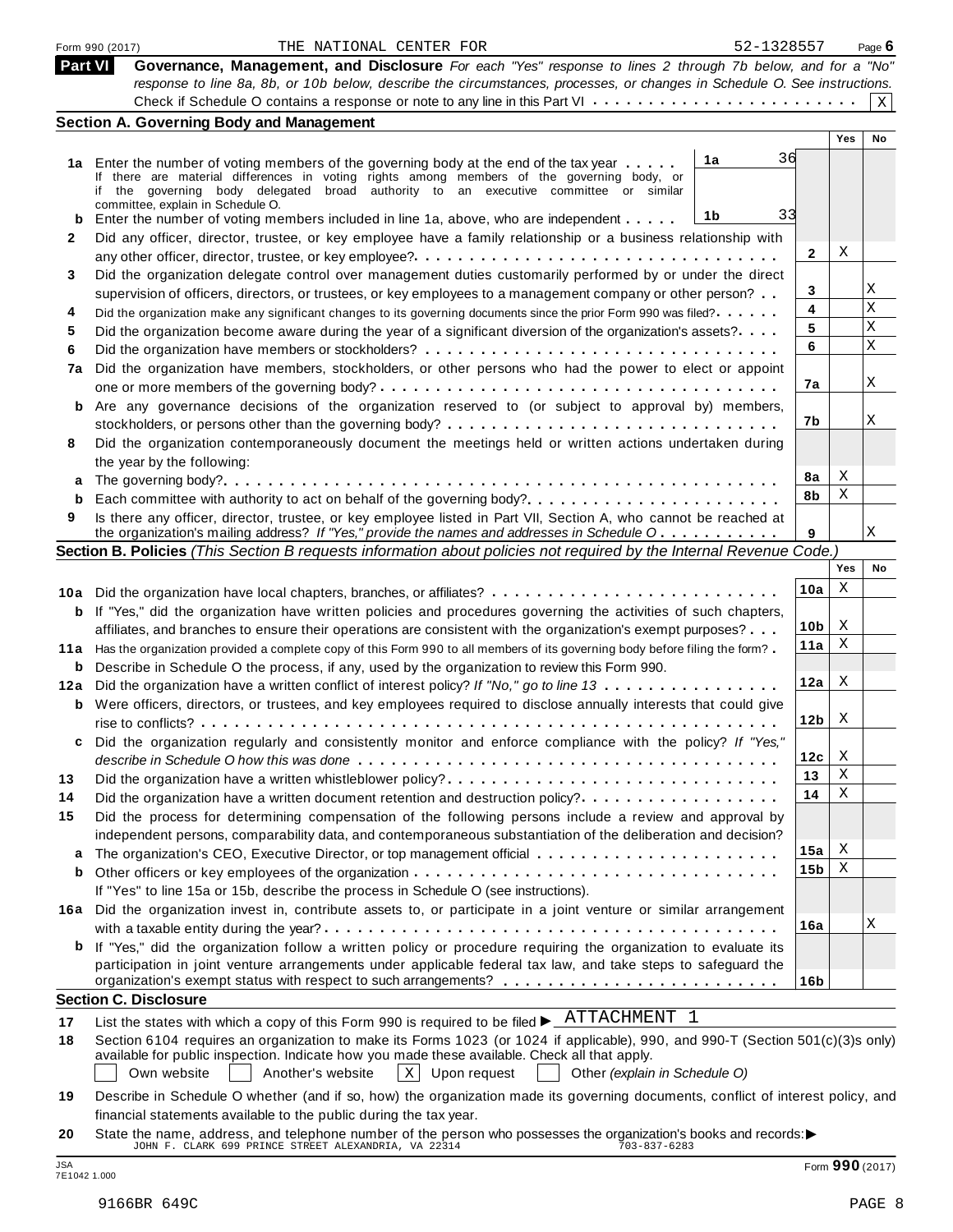Form 990 (2017) THE NATIONAL CENTER FOR 52-1328557 Page 6

## Part VI Governance, Management, and Disclosure

*For each "Yes" response to lines 2 through 7b below, and for a "No" response to line 8a, 8b, or 10b below, describe the circumstances, processes, or changes in Schedule O. See instructions.*

Check if Schedule O contains a response or note to any line in this Part VI . . . . . . . . . . . . . . . . . . . . . . . . [X]

### Section A. Governing Body and Management

| | | | Yes | No |
|---|---|---|---|---|
| **1a** | Enter the number of voting members of the governing body at the end of the tax year . . . . . **1a** 36 | | | |
| | If there are material differences in voting rights among members of the governing body, or if the governing body delegated broad authority to an executive committee or similar committee, explain in Schedule O. | | | |
| **b** | Enter the number of voting members included in line 1a, above, who are independent . . . . . **1b** 33 | | | |
| **2** | Did any officer, director, trustee, or key employee have a family relationship or a business relationship with any other officer, director, trustee, or key employee? | **2** | X | |
| **3** | Did the organization delegate control over management duties customarily performed by or under the direct supervision of officers, directors, or trustees, or key employees to a management company or other person? | **3** | | X |
| **4** | Did the organization make any significant changes to its governing documents since the prior Form 990 was filed? | **4** | | X |
| **5** | Did the organization become aware during the year of a significant diversion of the organization's assets? | **5** | | X |
| **6** | Did the organization have members or stockholders? | **6** | | X |
| **7a** | Did the organization have members, stockholders, or other persons who had the power to elect or appoint one or more members of the governing body? | **7a** | | X |
| **b** | Are any governance decisions of the organization reserved to (or subject to approval by) members, stockholders, or persons other than the governing body? | **7b** | | X |
| **8** | Did the organization contemporaneously document the meetings held or written actions undertaken during the year by the following: | | | |
| **a** | The governing body? | **8a** | X | |
| **b** | Each committee with authority to act on behalf of the governing body? | **8b** | X | |
| **9** | Is there any officer, director, trustee, or key employee listed in Part VII, Section A, who cannot be reached at the organization's mailing address? *If "Yes," provide the names and addresses in Schedule O* | **9** | | X |

### Section B. Policies *(This Section B requests information about policies not required by the Internal Revenue Code.)*

| | | | Yes | No |
|---|---|---|---|---|
| **10a** | Did the organization have local chapters, branches, or affiliates? | **10a** | X | |
| **b** | If "Yes," did the organization have written policies and procedures governing the activities of such chapters, affiliates, and branches to ensure their operations are consistent with the organization's exempt purposes? | **10b** | X | |
| **11a** | Has the organization provided a complete copy of this Form 990 to all members of its governing body before filing the form? | **11a** | X | |
| **b** | Describe in Schedule O the process, if any, used by the organization to review this Form 990. | | | |
| **12a** | Did the organization have a written conflict of interest policy? *If "No," go to line 13* | **12a** | X | |
| **b** | Were officers, directors, or trustees, and key employees required to disclose annually interests that could give rise to conflicts? | **12b** | X | |
| **c** | Did the organization regularly and consistently monitor and enforce compliance with the policy? *If "Yes," describe in Schedule O how this was done* | **12c** | X | |
| **13** | Did the organization have a written whistleblower policy? | **13** | X | |
| **14** | Did the organization have a written document retention and destruction policy? | **14** | X | |
| **15** | Did the process for determining compensation of the following persons include a review and approval by independent persons, comparability data, and contemporaneous substantiation of the deliberation and decision? | | | |
| **a** | The organization's CEO, Executive Director, or top management official | **15a** | X | |
| **b** | Other officers or key employees of the organization | **15b** | X | |
| | If "Yes" to line 15a or 15b, describe the process in Schedule O (see instructions). | | | |
| **16a** | Did the organization invest in, contribute assets to, or participate in a joint venture or similar arrangement with a taxable entity during the year? | **16a** | | X |
| **b** | If "Yes," did the organization follow a written policy or procedure requiring the organization to evaluate its participation in joint venture arrangements under applicable federal tax law, and take steps to safeguard the organization's exempt status with respect to such arrangements? | **16b** | | |

### Section C. Disclosure

**17** List the states with which a copy of this Form 990 is required to be filed ▶ ATTACHMENT 1

**18** Section 6104 requires an organization to make its Forms 1023 (or 1024 if applicable), 990, and 990-T (Section 501(c)(3)s only) available for public inspection. Indicate how you made these available. Check all that apply.

[ ] Own website [ ] Another's website [X] Upon request [ ] Other *(explain in Schedule O)*

**19** Describe in Schedule O whether (and if so, how) the organization made its governing documents, conflict of interest policy, and financial statements available to the public during the tax year.

**20** State the name, address, and telephone number of the person who possesses the organization's books and records: ▶
JOHN F. CLARK 699 PRINCE STREET ALEXANDRIA, VA 22314 703-837-6283

JSA 7E1042 1.000 Form **990** (2017)

9166BR 649C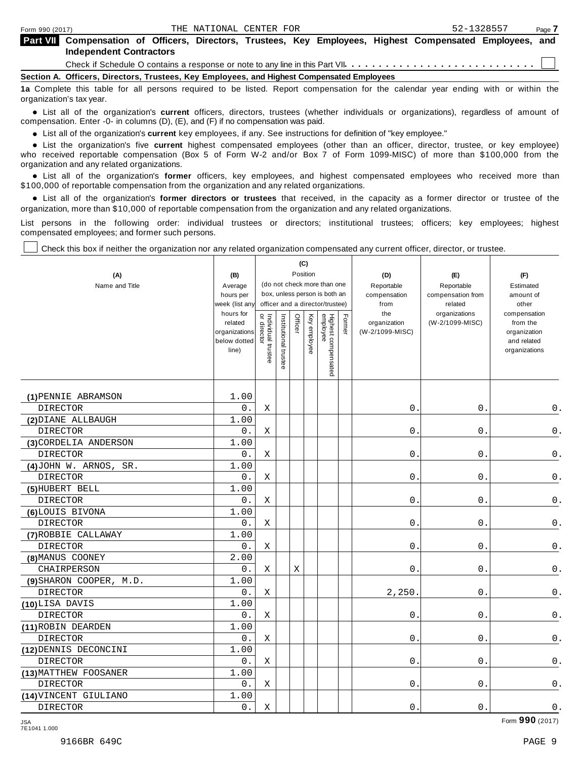Form 990 (2017) THE NATIONAL CENTER FOR 52-1328557 Page 7

## Part VII Compensation of Officers, Directors, Trustees, Key Employees, Highest Compensated Employees, and Independent Contractors

Check if Schedule O contains a response or note to any line in this Part VII . . . . . . . . . . . . . . . . . . . . . . . . . . . .

### Section A. Officers, Directors, Trustees, Key Employees, and Highest Compensated Employees

**1a** Complete this table for all persons required to be listed. Report compensation for the calendar year ending with or within the organization's tax year.

- List all of the organization's **current** officers, directors, trustees (whether individuals or organizations), regardless of amount of compensation. Enter -0- in columns (D), (E), and (F) if no compensation was paid.
- List all of the organization's **current** key employees, if any. See instructions for definition of "key employee."
- List the organization's five **current** highest compensated employees (other than an officer, director, trustee, or key employee) who received reportable compensation (Box 5 of Form W-2 and/or Box 7 of Form 1099-MISC) of more than $100,000 from the organization and any related organizations.
- List all of the organization's **former** officers, key employees, and highest compensated employees who received more than $100,000 of reportable compensation from the organization and any related organizations.
- List all of the organization's **former directors or trustees** that received, in the capacity as a former director or trustee of the organization, more than $10,000 of reportable compensation from the organization and any related organizations.

List persons in the following order: individual trustees or directors; institutional trustees; officers; key employees; highest compensated employees; and former such persons.

Check this box if neither the organization nor any related organization compensated any current officer, director, or trustee.

| (A) Name and Title | (B) Average hours per week (list any hours for related organizations below dotted line) | (C) Position: Individual trustee or director | Institutional trustee | Officer | Key employee | Highest compensated employee | Former | (D) Reportable compensation from the organization (W-2/1099-MISC) | (E) Reportable compensation from related organizations (W-2/1099-MISC) | (F) Estimated amount of other compensation from the organization and related organizations |
|---|---|---|---|---|---|---|---|---|---|---|
| (1) PENNIE ABRAMSON<br>DIRECTOR | 1.00<br>0. | X | | | | | | 0. | 0. | 0. |
| (2) DIANE ALLBAUGH<br>DIRECTOR | 1.00<br>0. | X | | | | | | 0. | 0. | 0. |
| (3) CORDELIA ANDERSON<br>DIRECTOR | 1.00<br>0. | X | | | | | | 0. | 0. | 0. |
| (4) JOHN W. ARNOS, SR.<br>DIRECTOR | 1.00<br>0. | X | | | | | | 0. | 0. | 0. |
| (5) HUBERT BELL<br>DIRECTOR | 1.00<br>0. | X | | | | | | 0. | 0. | 0. |
| (6) LOUIS BIVONA<br>DIRECTOR | 1.00<br>0. | X | | | | | | 0. | 0. | 0. |
| (7) ROBBIE CALLAWAY<br>DIRECTOR | 1.00<br>0. | X | | | | | | 0. | 0. | 0. |
| (8) MANUS COONEY<br>CHAIRPERSON | 2.00<br>0. | X | | X | | | | 0. | 0. | 0. |
| (9) SHARON COOPER, M.D.<br>DIRECTOR | 1.00<br>0. | X | | | | | | 2,250. | 0. | 0. |
| (10) LISA DAVIS<br>DIRECTOR | 1.00<br>0. | X | | | | | | 0. | 0. | 0. |
| (11) ROBIN DEARDEN<br>DIRECTOR | 1.00<br>0. | X | | | | | | 0. | 0. | 0. |
| (12) DENNIS DECONCINI<br>DIRECTOR | 1.00<br>0. | X | | | | | | 0. | 0. | 0. |
| (13) MATTHEW FOOSANER<br>DIRECTOR | 1.00<br>0. | X | | | | | | 0. | 0. | 0. |
| (14) VINCENT GIULIANO<br>DIRECTOR | 1.00<br>0. | X | | | | | | 0. | 0. | 0. |

JSA 7E1041 1.000 Form 990 (2017)

9166BR 649C PAGE 9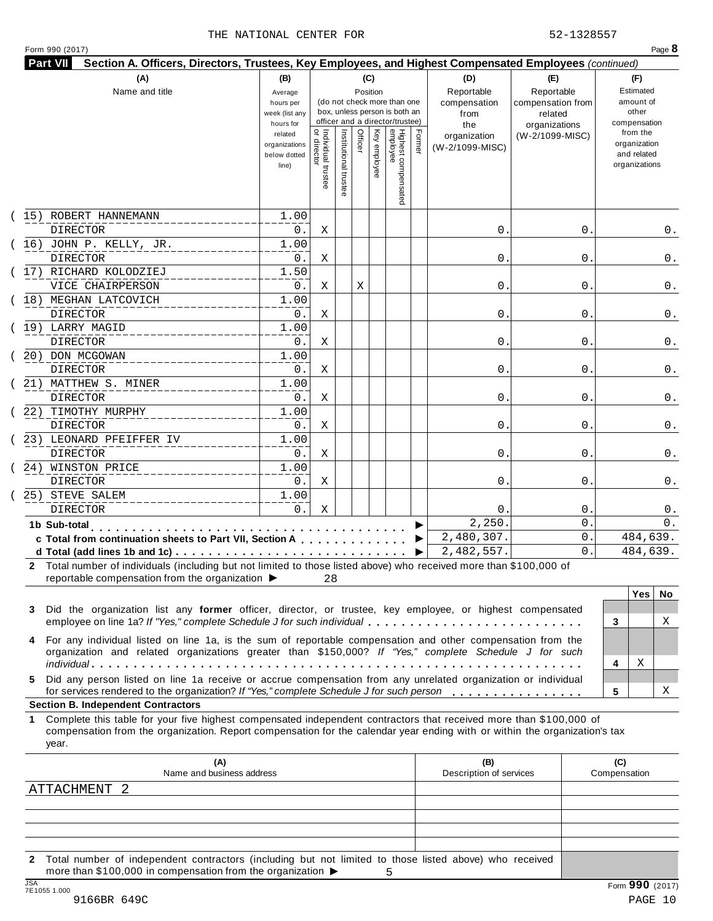THE NATIONAL CENTER FOR 52-1328557

Form 990 (2017) Page **8**

**Part VII Section A. Officers, Directors, Trustees, Key Employees, and Highest Compensated Employees** *(continued)*

| (A) Name and title | (B) Average hours per week (list any hours for related organizations below dotted line) | (C) Position: Individual trustee or director | Institutional trustee | Officer | Key employee | Highest compensated employee | Former | (D) Reportable compensation from the organization (W-2/1099-MISC) | (E) Reportable compensation from related organizations (W-2/1099-MISC) | (F) Estimated amount of other compensation from the organization and related organizations |
|---|---|---|---|---|---|---|---|---|---|---|
| (15) ROBERT HANNEMANN<br>DIRECTOR | 1.00<br>0. | X | | | | | | 0. | 0. | 0. |
| (16) JOHN P. KELLY, JR.<br>DIRECTOR | 1.00<br>0. | X | | | | | | 0. | 0. | 0. |
| (17) RICHARD KOLODZIEJ<br>VICE CHAIRPERSON | 1.50<br>0. | X | | X | | | | 0. | 0. | 0. |
| (18) MEGHAN LATCOVICH<br>DIRECTOR | 1.00<br>0. | X | | | | | | 0. | 0. | 0. |
| (19) LARRY MAGID<br>DIRECTOR | 1.00<br>0. | X | | | | | | 0. | 0. | 0. |
| (20) DON MCGOWAN<br>DIRECTOR | 1.00<br>0. | X | | | | | | 0. | 0. | 0. |
| (21) MATTHEW S. MINER<br>DIRECTOR | 1.00<br>0. | X | | | | | | 0. | 0. | 0. |
| (22) TIMOTHY MURPHY<br>DIRECTOR | 1.00<br>0. | X | | | | | | 0. | 0. | 0. |
| (23) LEONARD PFEIFFER IV<br>DIRECTOR | 1.00<br>0. | X | | | | | | 0. | 0. | 0. |
| (24) WINSTON PRICE<br>DIRECTOR | 1.00<br>0. | X | | | | | | 0. | 0. | 0. |
| (25) STEVE SALEM<br>DIRECTOR | 1.00<br>0. | X | | | | | | 0. | 0. | 0. |
| **1b Sub-total** | | | | | | | | 2,250. | 0. | 0. |
| **c Total from continuation sheets to Part VII, Section A** | | | | | | | | 2,480,307. | 0. | 484,639. |
| **d Total (add lines 1b and 1c)** | | | | | | | | 2,482,557. | 0. | 484,639. |

**2** Total number of individuals (including but not limited to those listed above) who received more than $100,000 of reportable compensation from the organization ▶ 28

| | | Yes | No |
|---|---|---|---|
| **3** Did the organization list any **former** officer, director, or trustee, key employee, or highest compensated employee on line 1a? *If "Yes," complete Schedule J for such individual* | 3 | | X |
| **4** For any individual listed on line 1a, is the sum of reportable compensation and other compensation from the organization and related organizations greater than $150,000? *If "Yes," complete Schedule J for such individual* | 4 | X | |
| **5** Did any person listed on line 1a receive or accrue compensation from any unrelated organization or individual for services rendered to the organization? *If "Yes," complete Schedule J for such person* | 5 | | X |

**Section B. Independent Contractors**

**1** Complete this table for your five highest compensated independent contractors that received more than $100,000 of compensation from the organization. Report compensation for the calendar year ending with or within the organization's tax year.

| (A) Name and business address | (B) Description of services | (C) Compensation |
|---|---|---|
| ATTACHMENT 2 | | |
| | | |
| | | |
| | | |
| | | |

**2** Total number of independent contractors (including but not limited to those listed above) who received more than $100,000 in compensation from the organization ▶ 5

JSA 7E1055 1.000

9166BR 649C

Form **990** (2017)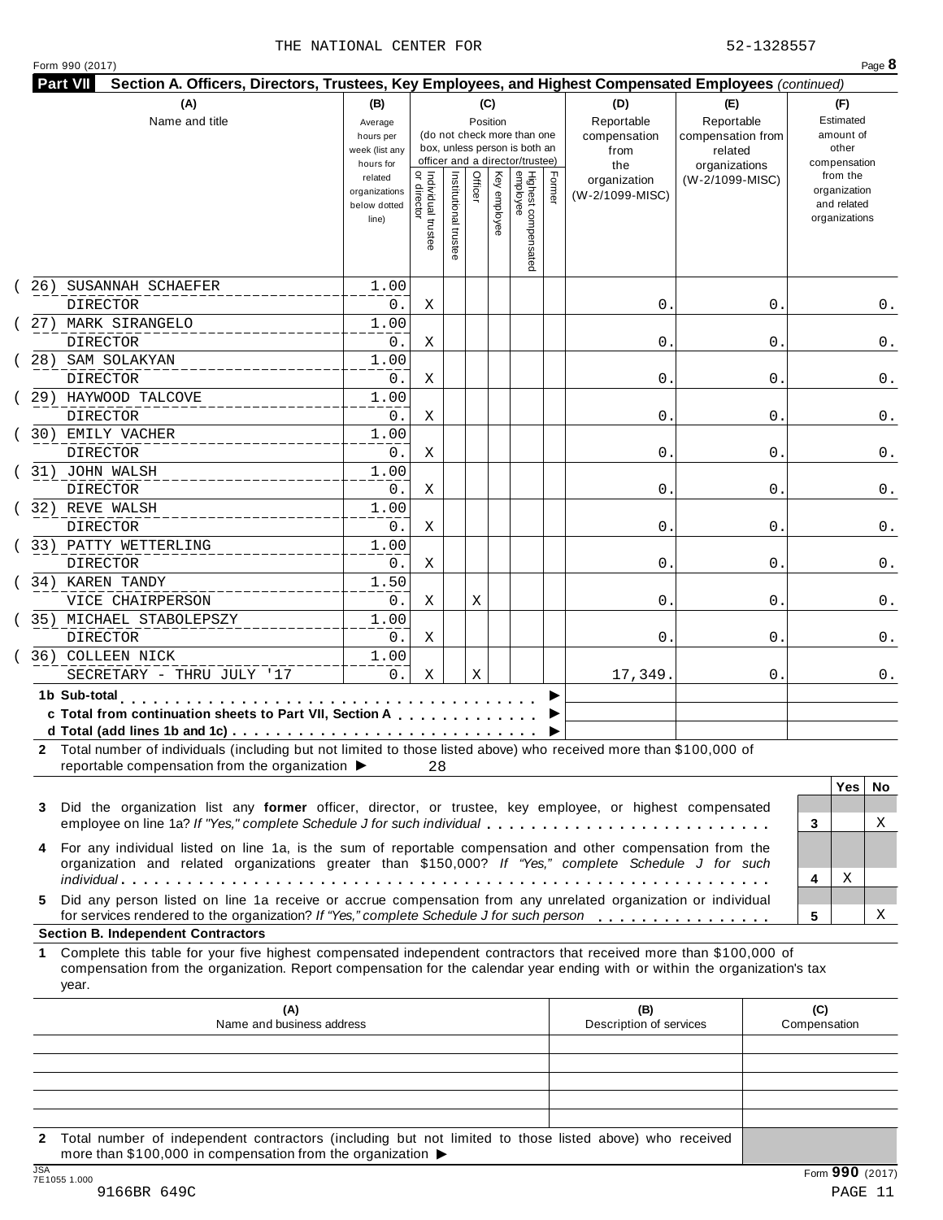THE NATIONAL CENTER FOR 52-1328557

Form 990 (2017) Page **8**

**Part VII Section A. Officers, Directors, Trustees, Key Employees, and Highest Compensated Employees** *(continued)*

| (A) Name and title | (B) Average hours per week (list any hours for related organizations below dotted line) | (C) Position: Individual trustee or director | Institutional trustee | Officer | Key employee | Highest compensated employee | Former | (D) Reportable compensation from the organization (W-2/1099-MISC) | (E) Reportable compensation from related organizations (W-2/1099-MISC) | (F) Estimated amount of other compensation from the organization and related organizations |
|---|---|---|---|---|---|---|---|---|---|---|
| (26) SUSANNAH SCHAEFER<br>DIRECTOR | 1.00<br>0. | X | | | | | | 0. | 0. | 0. |
| (27) MARK SIRANGELO<br>DIRECTOR | 1.00<br>0. | X | | | | | | 0. | 0. | 0. |
| (28) SAM SOLAKYAN<br>DIRECTOR | 1.00<br>0. | X | | | | | | 0. | 0. | 0. |
| (29) HAYWOOD TALCOVE<br>DIRECTOR | 1.00<br>0. | X | | | | | | 0. | 0. | 0. |
| (30) EMILY VACHER<br>DIRECTOR | 1.00<br>0. | X | | | | | | 0. | 0. | 0. |
| (31) JOHN WALSH<br>DIRECTOR | 1.00<br>0. | X | | | | | | 0. | 0. | 0. |
| (32) REVE WALSH<br>DIRECTOR | 1.00<br>0. | X | | | | | | 0. | 0. | 0. |
| (33) PATTY WETTERLING<br>DIRECTOR | 1.00<br>0. | X | | | | | | 0. | 0. | 0. |
| (34) KAREN TANDY<br>VICE CHAIRPERSON | 1.50<br>0. | X | | X | | | | 0. | 0. | 0. |
| (35) MICHAEL STABOLEPSZY<br>DIRECTOR | 1.00<br>0. | X | | | | | | 0. | 0. | 0. |
| (36) COLLEEN NICK<br>SECRETARY - THRU JULY '17 | 1.00<br>0. | X | | X | | | | 17,349. | 0. | 0. |
| **1b Sub-total** ▶ | | | | | | | | | | |
| **c Total from continuation sheets to Part VII, Section A** ▶ | | | | | | | | | | |
| **d Total (add lines 1b and 1c)** ▶ | | | | | | | | | | |

**2** Total number of individuals (including but not limited to those listed above) who received more than $100,000 of reportable compensation from the organization ▶ 28

| | | Yes | No |
|---|---|---|---|
| **3** Did the organization list any **former** officer, director, or trustee, key employee, or highest compensated employee on line 1a? *If "Yes," complete Schedule J for such individual* | 3 | | X |
| **4** For any individual listed on line 1a, is the sum of reportable compensation and other compensation from the organization and related organizations greater than $150,000? *If "Yes," complete Schedule J for such individual* | 4 | X | |
| **5** Did any person listed on line 1a receive or accrue compensation from any unrelated organization or individual for services rendered to the organization? *If "Yes," complete Schedule J for such person* | 5 | | X |

**Section B. Independent Contractors**

**1** Complete this table for your five highest compensated independent contractors that received more than $100,000 of compensation from the organization. Report compensation for the calendar year ending with or within the organization's tax year.

| (A) Name and business address | (B) Description of services | (C) Compensation |
|---|---|---|
| | | |
| | | |
| | | |
| | | |
| | | |

**2** Total number of independent contractors (including but not limited to those listed above) who received more than $100,000 in compensation from the organization ▶

Form **990** (2017)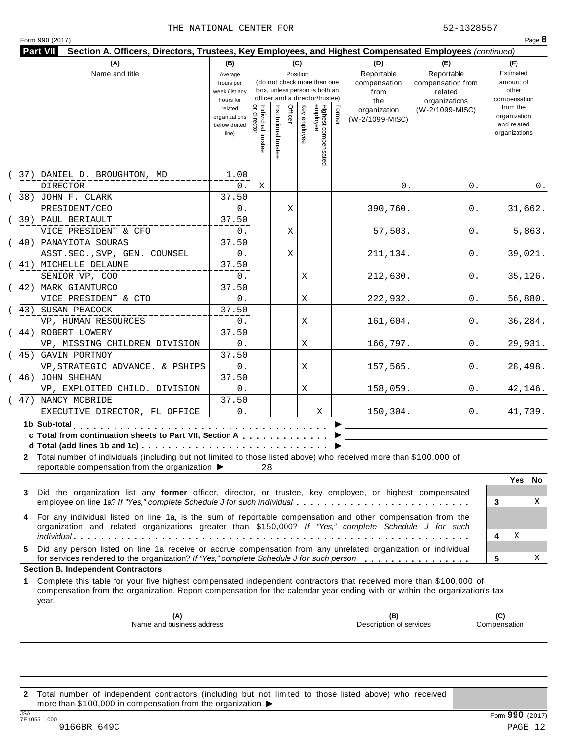THE NATIONAL CENTER FOR 52-1328557

Form 990 (2017) Page **8**

**Part VII Section A. Officers, Directors, Trustees, Key Employees, and Highest Compensated Employees** *(continued)*

| (A) Name and title | (B) Average hours per week (list any hours for related organizations below dotted line) | (C) Position: Individual trustee or director | Institutional trustee | Officer | Key employee | Highest compensated employee | Former | (D) Reportable compensation from the organization (W-2/1099-MISC) | (E) Reportable compensation from related organizations (W-2/1099-MISC) | (F) Estimated amount of other compensation from the organization and related organizations |
|---|---|---|---|---|---|---|---|---|---|---|
| (37) DANIEL D. BROUGHTON, MD<br>DIRECTOR | 1.00<br>0. | X | | | | | | 0. | 0. | 0. |
| (38) JOHN F. CLARK<br>PRESIDENT/CEO | 37.50<br>0. | | | X | | | | 390,760. | 0. | 31,662. |
| (39) PAUL BERIAULT<br>VICE PRESIDENT & CFO | 37.50<br>0. | | | X | | | | 57,503. | 0. | 5,863. |
| (40) PANAYIOTA SOURAS<br>ASST.SEC.,SVP, GEN. COUNSEL | 37.50<br>0. | | | X | | | | 211,134. | 0. | 39,021. |
| (41) MICHELLE DELAUNE<br>SENIOR VP, COO | 37.50<br>0. | | | | X | | | 212,630. | 0. | 35,126. |
| (42) MARK GIANTURCO<br>VICE PRESIDENT & CTO | 37.50<br>0. | | | | X | | | 222,932. | 0. | 56,880. |
| (43) SUSAN PEACOCK<br>VP, HUMAN RESOURCES | 37.50<br>0. | | | | X | | | 161,604. | 0. | 36,284. |
| (44) ROBERT LOWERY<br>VP, MISSING CHILDREN DIVISION | 37.50<br>0. | | | | X | | | 166,797. | 0. | 29,931. |
| (45) GAVIN PORTNOY<br>VP,STRATEGIC ADVANCE. & PSHIPS | 37.50<br>0. | | | | X | | | 157,565. | 0. | 28,498. |
| (46) JOHN SHEHAN<br>VP, EXPLOITED CHILD. DIVISION | 37.50<br>0. | | | | X | | | 158,059. | 0. | 42,146. |
| (47) NANCY MCBRIDE<br>EXECUTIVE DIRECTOR, FL OFFICE | 37.50<br>0. | | | | | X | | 150,304. | 0. | 41,739. |
| **1b Sub-total** ▶ | | | | | | | | | | |
| **c Total from continuation sheets to Part VII, Section A** ▶ | | | | | | | | | | |
| **d Total (add lines 1b and 1c)** ▶ | | | | | | | | | | |

**2** Total number of individuals (including but not limited to those listed above) who received more than $100,000 of reportable compensation from the organization ▶ 28

| | | Yes | No |
|---|---|---|---|
| **3** Did the organization list any **former** officer, director, or trustee, key employee, or highest compensated employee on line 1a? *If "Yes," complete Schedule J for such individual* | 3 | | X |
| **4** For any individual listed on line 1a, is the sum of reportable compensation and other compensation from the organization and related organizations greater than $150,000? *If "Yes," complete Schedule J for such individual* | 4 | X | |
| **5** Did any person listed on line 1a receive or accrue compensation from any unrelated organization or individual for services rendered to the organization? *If "Yes," complete Schedule J for such person* | 5 | | X |

**Section B. Independent Contractors**

**1** Complete this table for your five highest compensated independent contractors that received more than $100,000 of compensation from the organization. Report compensation for the calendar year ending with or within the organization's tax year.

| (A) Name and business address | (B) Description of services | (C) Compensation |
|---|---|---|
| | | |
| | | |
| | | |
| | | |
| | | |

**2** Total number of independent contractors (including but not limited to those listed above) who received more than $100,000 in compensation from the organization ▶

Form **990** (2017)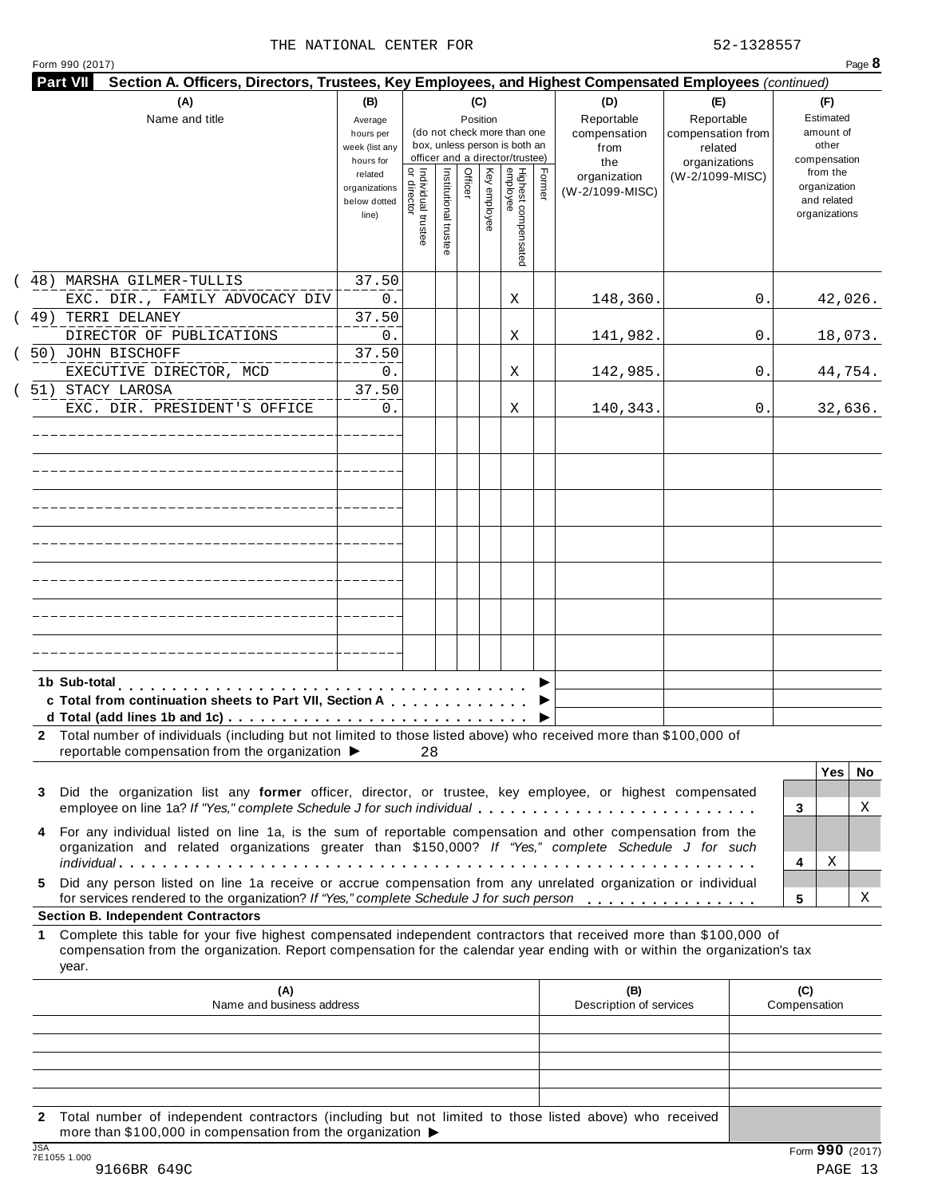THE NATIONAL CENTER FOR 52-1328557

Form 990 (2017) Page **8**

**Part VII Section A. Officers, Directors, Trustees, Key Employees, and Highest Compensated Employees** *(continued)*

| (A) Name and title | (B) Average hours per week (list any hours for related organizations below dotted line) | (C) Position: Individual trustee or director | Institutional trustee | Officer | Key employee | Highest compensated employee | Former | (D) Reportable compensation from the organization (W-2/1099-MISC) | (E) Reportable compensation from related organizations (W-2/1099-MISC) | (F) Estimated amount of other compensation from the organization and related organizations |
|---|---|---|---|---|---|---|---|---|---|---|
| (48) MARSHA GILMER-TULLIS<br>EXC. DIR., FAMILY ADVOCACY DIV | 37.50<br>0. | | | | | X | | 148,360. | 0. | 42,026. |
| (49) TERRI DELANEY<br>DIRECTOR OF PUBLICATIONS | 37.50<br>0. | | | | | X | | 141,982. | 0. | 18,073. |
| (50) JOHN BISCHOFF<br>EXECUTIVE DIRECTOR, MCD | 37.50<br>0. | | | | | X | | 142,985. | 0. | 44,754. |
| (51) STACY LAROSA<br>EXC. DIR. PRESIDENT'S OFFICE | 37.50<br>0. | | | | | X | | 140,343. | 0. | 32,636. |

**1b Sub-total** ▶

**c Total from continuation sheets to Part VII, Section A** ▶

**d Total (add lines 1b and 1c)** ▶

**2** Total number of individuals (including but not limited to those listed above) who received more than $100,000 of reportable compensation from the organization ▶ 28

| | | Yes | No |
|---|---|---|---|
| **3** Did the organization list any **former** officer, director, or trustee, key employee, or highest compensated employee on line 1a? *If "Yes," complete Schedule J for such individual* | 3 | | X |
| **4** For any individual listed on line 1a, is the sum of reportable compensation and other compensation from the organization and related organizations greater than $150,000? *If "Yes," complete Schedule J for such individual* | 4 | X | |
| **5** Did any person listed on line 1a receive or accrue compensation from any unrelated organization or individual for services rendered to the organization? *If "Yes," complete Schedule J for such person* | 5 | | X |

**Section B. Independent Contractors**

**1** Complete this table for your five highest compensated independent contractors that received more than $100,000 of compensation from the organization. Report compensation for the calendar year ending with or within the organization's tax year.

| (A) Name and business address | (B) Description of services | (C) Compensation |
|---|---|---|
| | | |
| | | |
| | | |
| | | |
| | | |

**2** Total number of independent contractors (including but not limited to those listed above) who received more than $100,000 in compensation from the organization ▶

Form **990** (2017)

9166BR 649C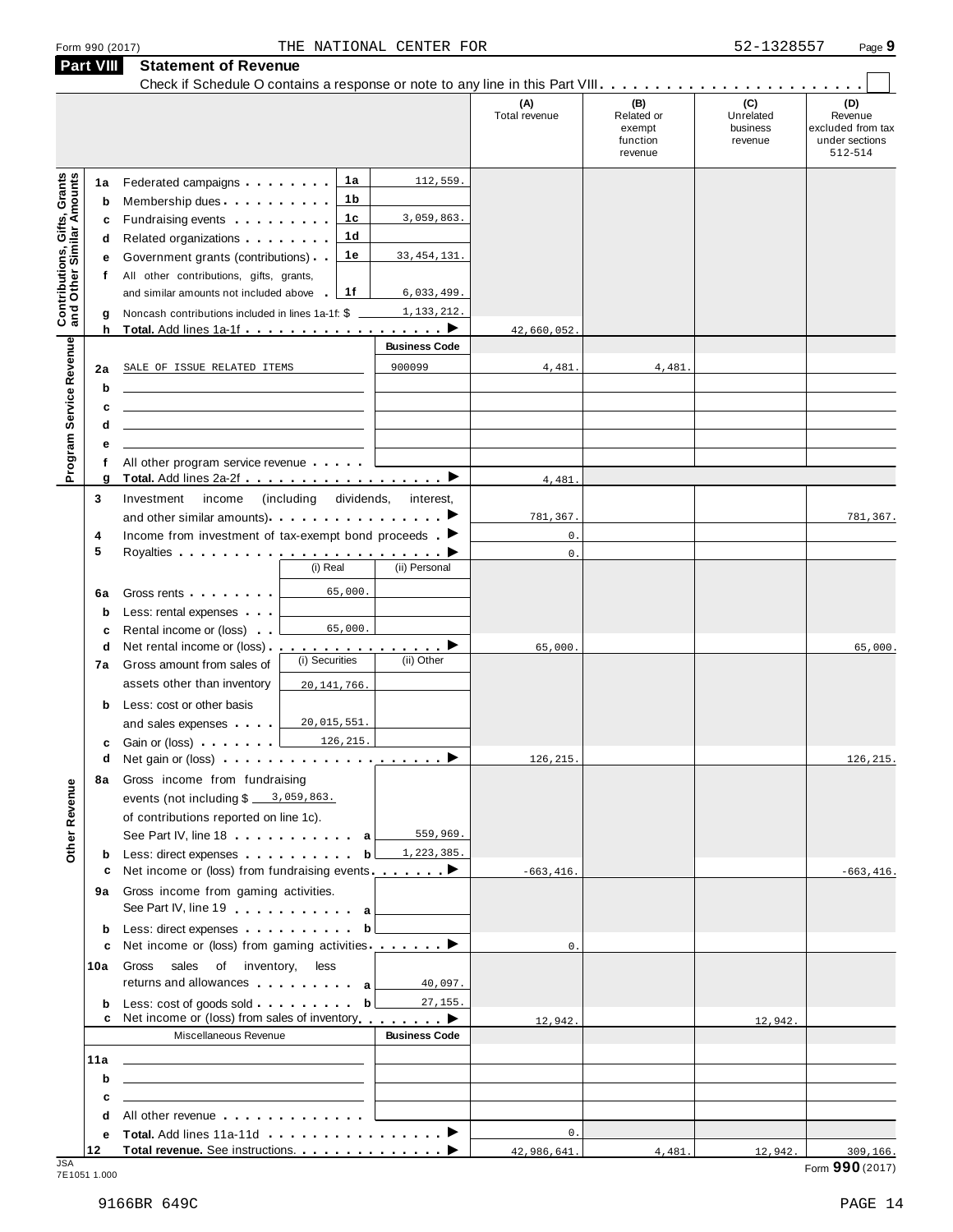Form 990 (2017) THE NATIONAL CENTER FOR 52-1328557 Page 9

## Part VIII Statement of Revenue

Check if Schedule O contains a response or note to any line in this Part VIII . . . . . . . . . . . . . . . . . . . . . . . . ☐

| | | | | (A) Total revenue | (B) Related or exempt function revenue | (C) Unrelated business revenue | (D) Revenue excluded from tax under sections 512-514 |
|---|---|---|---|---|---|---|---|
| **Contributions, Gifts, Grants and Other Similar Amounts** | 1a | Federated campaigns | 1a 112,559. | | | | |
| | b | Membership dues | 1b | | | | |
| | c | Fundraising events | 1c 3,059,863. | | | | |
| | d | Related organizations | 1d | | | | |
| | e | Government grants (contributions) | 1e 33,454,131. | | | | |
| | f | All other contributions, gifts, grants, and similar amounts not included above | 1f 6,033,499. | | | | |
| | g | Noncash contributions included in lines 1a-1f: $ 1,133,212. | | | | | |
| | h | **Total.** Add lines 1a-1f ▶ | | 42,660,052. | | | |
| **Program Service Revenue** | | | **Business Code** | | | | |
| | 2a | SALE OF ISSUE RELATED ITEMS | 900099 | 4,481. | 4,481. | | |
| | b | | | | | | |
| | c | | | | | | |
| | d | | | | | | |
| | e | | | | | | |
| | f | All other program service revenue | | | | | |
| | g | **Total.** Add lines 2a-2f ▶ | | 4,481. | | | |
| **Other Revenue** | 3 | Investment income (including dividends, interest, and other similar amounts) ▶ | | 781,367. | | | 781,367. |
| | 4 | Income from investment of tax-exempt bond proceeds ▶ | | 0. | | | |
| | 5 | Royalties ▶ | | 0. | | | |
| | | | (i) Real / (ii) Personal | | | | |
| | 6a | Gross rents | (i) 65,000. | | | | |
| | b | Less: rental expenses | | | | | |
| | c | Rental income or (loss) | (i) 65,000. | | | | |
| | d | Net rental income or (loss) ▶ | | 65,000. | | | 65,000. |
| | | | (i) Securities / (ii) Other | | | | |
| | 7a | Gross amount from sales of assets other than inventory | (i) 20,141,766. | | | | |
| | b | Less: cost or other basis and sales expenses | (i) 20,015,551. | | | | |
| | c | Gain or (loss) | (i) 126,215. | | | | |
| | d | Net gain or (loss) ▶ | | 126,215. | | | 126,215. |
| | 8a | Gross income from fundraising events (not including $ 3,059,863. of contributions reported on line 1c). See Part IV, line 18 | a 559,969. | | | | |
| | b | Less: direct expenses | b 1,223,385. | | | | |
| | c | Net income or (loss) from fundraising events ▶ | | -663,416. | | | -663,416. |
| | 9a | Gross income from gaming activities. See Part IV, line 19 | a | | | | |
| | b | Less: direct expenses | b | | | | |
| | c | Net income or (loss) from gaming activities ▶ | | 0. | | | |
| | 10a | Gross sales of inventory, less returns and allowances | a 40,097. | | | | |
| | b | Less: cost of goods sold | b 27,155. | | | | |
| | c | Net income or (loss) from sales of inventory ▶ | | 12,942. | | 12,942. | |
| | | Miscellaneous Revenue | **Business Code** | | | | |
| | 11a | | | | | | |
| | b | | | | | | |
| | c | | | | | | |
| | d | All other revenue | | | | | |
| | e | **Total.** Add lines 11a-11d ▶ | | 0. | | | |
| | 12 | **Total revenue.** See instructions. ▶ | | 42,986,641. | 4,481. | 12,942. | 309,166. |

JSA 7E1051 1.000 Form **990** (2017)

9166BR 649C PAGE 14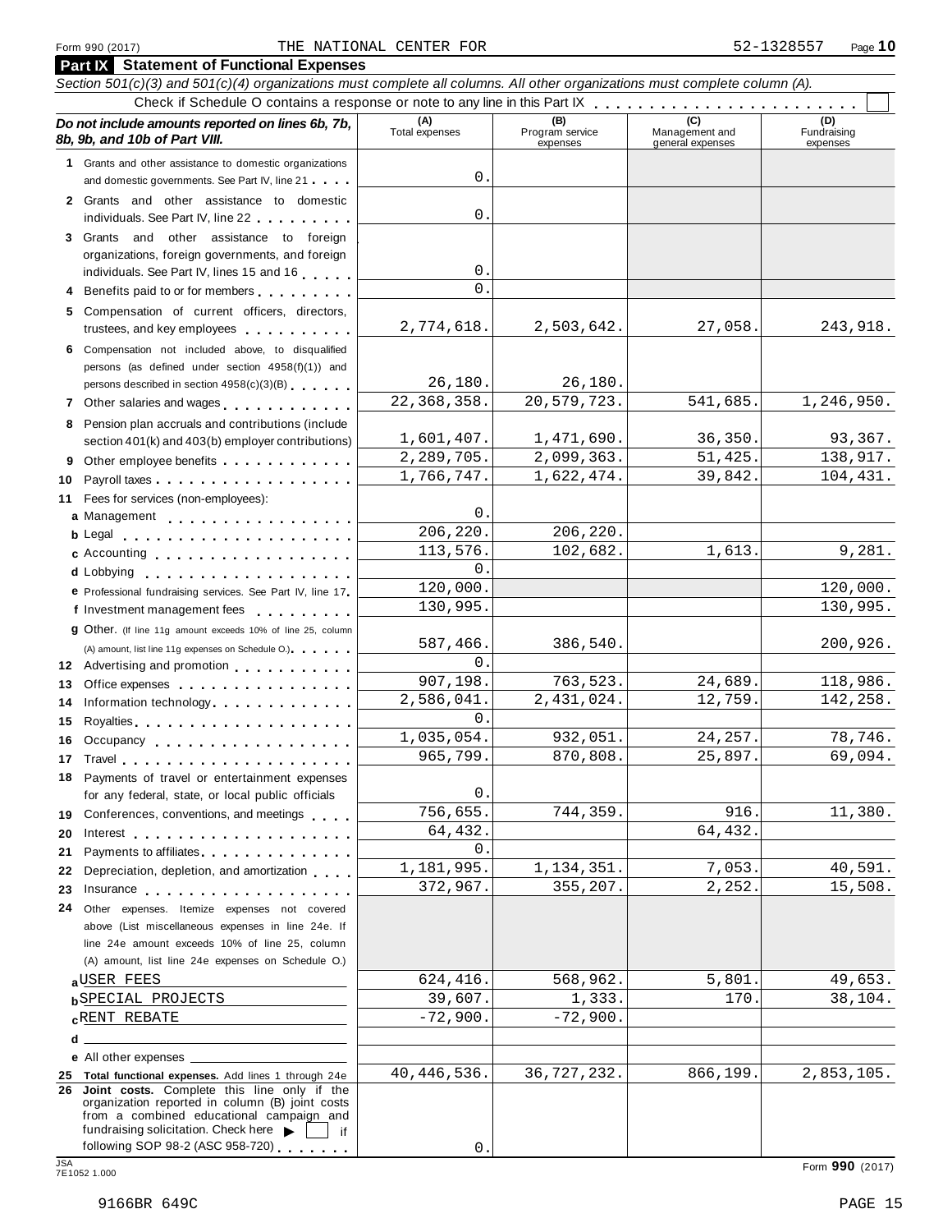Form 990 (2017) THE NATIONAL CENTER FOR 52-1328557

## Part IX Statement of Functional Expenses

*Section 501(c)(3) and 501(c)(4) organizations must complete all columns. All other organizations must complete column (A).*

Check if Schedule O contains a response or note to any line in this Part IX . . . . . . . . . . . . . . . . . . . . . . . ☐

| *Do not include amounts reported on lines 6b, 7b, 8b, 9b, and 10b of Part VIII.* | (A) Total expenses | (B) Program service expenses | (C) Management and general expenses | (D) Fundraising expenses |
|---|---|---|---|---|
| **1** Grants and other assistance to domestic organizations and domestic governments. See Part IV, line 21 | 0. | | | |
| **2** Grants and other assistance to domestic individuals. See Part IV, line 22 | 0. | | | |
| **3** Grants and other assistance to foreign organizations, foreign governments, and foreign individuals. See Part IV, lines 15 and 16 | 0. | | | |
| **4** Benefits paid to or for members | 0. | | | |
| **5** Compensation of current officers, directors, trustees, and key employees | 2,774,618. | 2,503,642. | 27,058. | 243,918. |
| **6** Compensation not included above, to disqualified persons (as defined under section 4958(f)(1)) and persons described in section 4958(c)(3)(B) | 26,180. | 26,180. | | |
| **7** Other salaries and wages | 22,368,358. | 20,579,723. | 541,685. | 1,246,950. |
| **8** Pension plan accruals and contributions (include section 401(k) and 403(b) employer contributions) | 1,601,407. | 1,471,690. | 36,350. | 93,367. |
| **9** Other employee benefits | 2,289,705. | 2,099,363. | 51,425. | 138,917. |
| **10** Payroll taxes | 1,766,747. | 1,622,474. | 39,842. | 104,431. |
| **11** Fees for services (non-employees): | | | | |
| **a** Management | 0. | | | |
| **b** Legal | 206,220. | 206,220. | | |
| **c** Accounting | 113,576. | 102,682. | 1,613. | 9,281. |
| **d** Lobbying | 0. | | | |
| **e** Professional fundraising services. See Part IV, line 17 | 120,000. | | | 120,000. |
| **f** Investment management fees | 130,995. | | | 130,995. |
| **g** Other. (If line 11g amount exceeds 10% of line 25, column (A) amount, list line 11g expenses on Schedule O.) | 587,466. | 386,540. | | 200,926. |
| **12** Advertising and promotion | 0. | | | |
| **13** Office expenses | 907,198. | 763,523. | 24,689. | 118,986. |
| **14** Information technology | 2,586,041. | 2,431,024. | 12,759. | 142,258. |
| **15** Royalties | 0. | | | |
| **16** Occupancy | 1,035,054. | 932,051. | 24,257. | 78,746. |
| **17** Travel | 965,799. | 870,808. | 25,897. | 69,094. |
| **18** Payments of travel or entertainment expenses for any federal, state, or local public officials | 0. | | | |
| **19** Conferences, conventions, and meetings | 756,655. | 744,359. | 916. | 11,380. |
| **20** Interest | 64,432. | | 64,432. | |
| **21** Payments to affiliates | 0. | | | |
| **22** Depreciation, depletion, and amortization | 1,181,995. | 1,134,351. | 7,053. | 40,591. |
| **23** Insurance | 372,967. | 355,207. | 2,252. | 15,508. |
| **24** Other expenses. Itemize expenses not covered above (List miscellaneous expenses in line 24e. If line 24e amount exceeds 10% of line 25, column (A) amount, list line 24e expenses on Schedule O.) | | | | |
| **a** USER FEES | 624,416. | 568,962. | 5,801. | 49,653. |
| **b** SPECIAL PROJECTS | 39,607. | 1,333. | 170. | 38,104. |
| **c** RENT REBATE | -72,900. | -72,900. | | |
| **d** | | | | |
| **e** All other expenses | | | | |
| **25 Total functional expenses.** Add lines 1 through 24e | 40,446,536. | 36,727,232. | 866,199. | 2,853,105. |
| **26 Joint costs.** Complete this line only if the organization reported in column (B) joint costs from a combined educational campaign and fundraising solicitation. Check here ▶ ☐ if following SOP 98-2 (ASC 958-720) | 0. | | | |

JSA 7E1052 1.000

Form **990** (2017)

9166BR 649C PAGE 15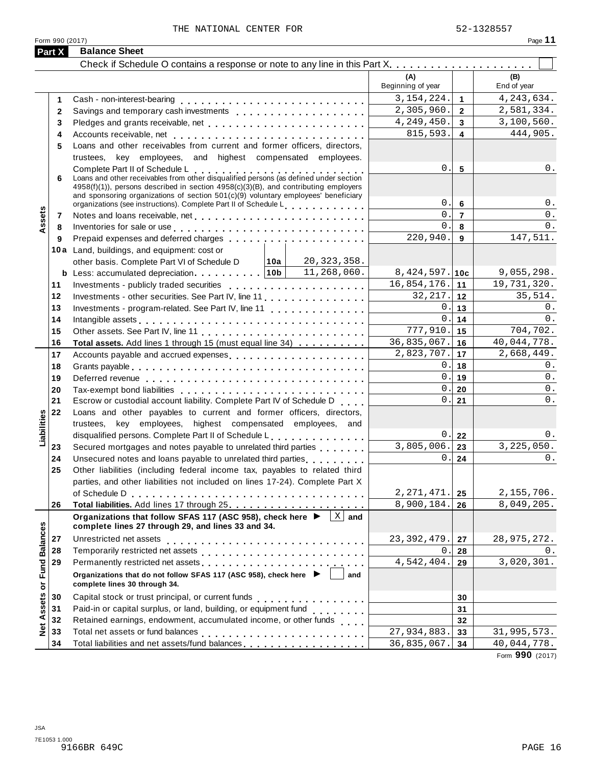THE NATIONAL CENTER FOR 52-1328557

Form 990 (2017)

## Part X Balance Sheet

Check if Schedule O contains a response or note to any line in this Part X . . . . . . . . . . . . . . . . . . . . ☐

| | | | | (A) Beginning of year | | (B) End of year |
|---|---|---|---|---|---|---|
| **Assets** | 1 | Cash - non-interest-bearing | | 3,154,224. | 1 | 4,243,634. |
| | 2 | Savings and temporary cash investments | | 2,305,960. | 2 | 2,581,334. |
| | 3 | Pledges and grants receivable, net | | 4,249,450. | 3 | 3,100,560. |
| | 4 | Accounts receivable, net | | 815,593. | 4 | 444,905. |
| | 5 | Loans and other receivables from current and former officers, directors, trustees, key employees, and highest compensated employees. Complete Part II of Schedule L | | 0. | 5 | 0. |
| | 6 | Loans and other receivables from other disqualified persons (as defined under section 4958(f)(1)), persons described in section 4958(c)(3)(B), and contributing employers and sponsoring organizations of section 501(c)(9) voluntary employees' beneficiary organizations (see instructions). Complete Part II of Schedule L | | 0. | 6 | 0. |
| | 7 | Notes and loans receivable, net | | 0. | 7 | 0. |
| | 8 | Inventories for sale or use | | 0. | 8 | 0. |
| | 9 | Prepaid expenses and deferred charges | | 220,940. | 9 | 147,511. |
| | 10a | Land, buildings, and equipment: cost or other basis. Complete Part VI of Schedule D | 10a 20,323,358. | | | |
| | b | Less: accumulated depreciation | 10b 11,268,060. | 8,424,597. | 10c | 9,055,298. |
| | 11 | Investments - publicly traded securities | | 16,854,176. | 11 | 19,731,320. |
| | 12 | Investments - other securities. See Part IV, line 11 | | 32,217. | 12 | 35,514. |
| | 13 | Investments - program-related. See Part IV, line 11 | | 0. | 13 | 0. |
| | 14 | Intangible assets | | 0. | 14 | 0. |
| | 15 | Other assets. See Part IV, line 11 | | 777,910. | 15 | 704,702. |
| | 16 | **Total assets.** Add lines 1 through 15 (must equal line 34) | | 36,835,067. | 16 | 40,044,778. |
| **Liabilities** | 17 | Accounts payable and accrued expenses | | 2,823,707. | 17 | 2,668,449. |
| | 18 | Grants payable | | 0. | 18 | 0. |
| | 19 | Deferred revenue | | 0. | 19 | 0. |
| | 20 | Tax-exempt bond liabilities | | 0. | 20 | 0. |
| | 21 | Escrow or custodial account liability. Complete Part IV of Schedule D | | 0. | 21 | 0. |
| | 22 | Loans and other payables to current and former officers, directors, trustees, key employees, highest compensated employees, and disqualified persons. Complete Part II of Schedule L | | 0. | 22 | 0. |
| | 23 | Secured mortgages and notes payable to unrelated third parties | | 3,805,006. | 23 | 3,225,050. |
| | 24 | Unsecured notes and loans payable to unrelated third parties | | 0. | 24 | 0. |
| | 25 | Other liabilities (including federal income tax, payables to related third parties, and other liabilities not included on lines 17-24). Complete Part X of Schedule D | | 2,271,471. | 25 | 2,155,706. |
| | 26 | **Total liabilities.** Add lines 17 through 25 | | 8,900,184. | 26 | 8,049,205. |
| **Net Assets or Fund Balances** | | **Organizations that follow SFAS 117 (ASC 958), check here ▶ ☒ and complete lines 27 through 29, and lines 33 and 34.** | | | | |
| | 27 | Unrestricted net assets | | 23,392,479. | 27 | 28,975,272. |
| | 28 | Temporarily restricted net assets | | 0. | 28 | 0. |
| | 29 | Permanently restricted net assets | | 4,542,404. | 29 | 3,020,301. |
| | | **Organizations that do not follow SFAS 117 (ASC 958), check here ▶ ☐ and complete lines 30 through 34.** | | | | |
| | 30 | Capital stock or trust principal, or current funds | | | 30 | |
| | 31 | Paid-in or capital surplus, or land, building, or equipment fund | | | 31 | |
| | 32 | Retained earnings, endowment, accumulated income, or other funds | | | 32 | |
| | 33 | Total net assets or fund balances | | 27,934,883. | 33 | 31,995,573. |
| | 34 | Total liabilities and net assets/fund balances | | 36,835,067. | 34 | 40,044,778. |

Form **990** (2017)

JSA
7E1053 1.000
9166BR 649C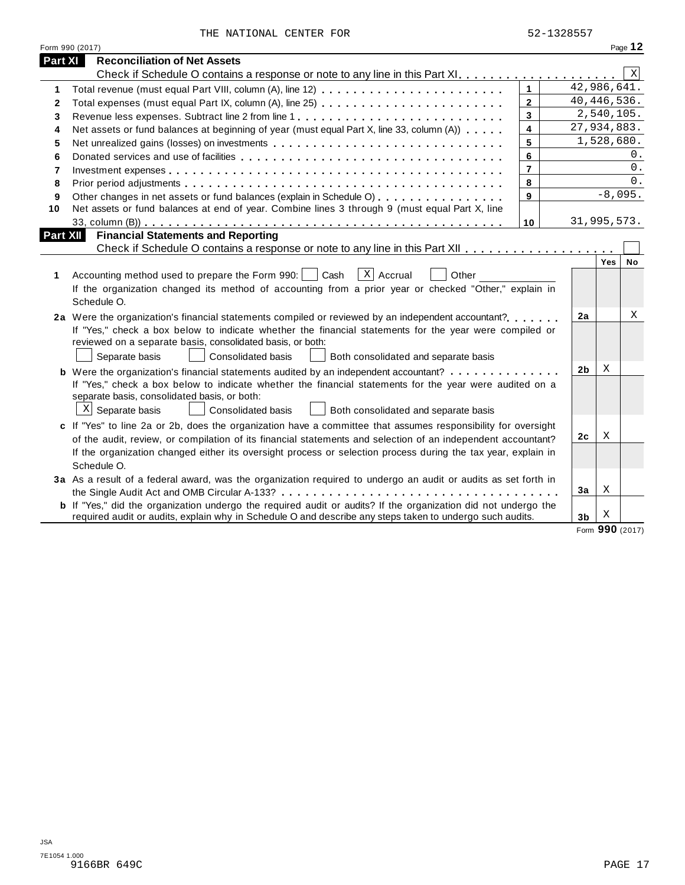THE NATIONAL CENTER FOR 52-1328557

Form 990 (2017)

## Part XI Reconciliation of Net Assets

Check if Schedule O contains a response or note to any line in this Part XI . . . . . . . . . . . . . . . . . . . . [X]

| | | | |
|---|---|---|---|
| 1 | Total revenue (must equal Part VIII, column (A), line 12) | 1 | 42,986,641. |
| 2 | Total expenses (must equal Part IX, column (A), line 25) | 2 | 40,446,536. |
| 3 | Revenue less expenses. Subtract line 2 from line 1 | 3 | 2,540,105. |
| 4 | Net assets or fund balances at beginning of year (must equal Part X, line 33, column (A)) | 4 | 27,934,883. |
| 5 | Net unrealized gains (losses) on investments | 5 | 1,528,680. |
| 6 | Donated services and use of facilities | 6 | 0. |
| 7 | Investment expenses | 7 | 0. |
| 8 | Prior period adjustments | 8 | 0. |
| 9 | Other changes in net assets or fund balances (explain in Schedule O) | 9 | -8,095. |
| 10 | Net assets or fund balances at end of year. Combine lines 3 through 9 (must equal Part X, line 33, column (B)) | 10 | 31,995,573. |

## Part XII Financial Statements and Reporting

Check if Schedule O contains a response or note to any line in this Part XII . . . . . . . . . . . . . . . . . . [ ]

| | | | Yes | No |
|---|---|---|---|---|
| 1 | Accounting method used to prepare the Form 990: [ ] Cash [X] Accrual [ ] Other ______<br>If the organization changed its method of accounting from a prior year or checked "Other," explain in Schedule O. | | | |
| 2a | Were the organization's financial statements compiled or reviewed by an independent accountant?<br>If "Yes," check a box below to indicate whether the financial statements for the year were compiled or reviewed on a separate basis, consolidated basis, or both:<br>[ ] Separate basis [ ] Consolidated basis [ ] Both consolidated and separate basis | 2a | | X |
| b | Were the organization's financial statements audited by an independent accountant?<br>If "Yes," check a box below to indicate whether the financial statements for the year were audited on a separate basis, consolidated basis, or both:<br>[X] Separate basis [ ] Consolidated basis [ ] Both consolidated and separate basis | 2b | X | |
| c | If "Yes" to line 2a or 2b, does the organization have a committee that assumes responsibility for oversight of the audit, review, or compilation of its financial statements and selection of an independent accountant?<br>If the organization changed either its oversight process or selection process during the tax year, explain in Schedule O. | 2c | X | |
| 3a | As a result of a federal award, was the organization required to undergo an audit or audits as set forth in the Single Audit Act and OMB Circular A-133? | 3a | X | |
| b | If "Yes," did the organization undergo the required audit or audits? If the organization did not undergo the required audit or audits, explain why in Schedule O and describe any steps taken to undergo such audits. | 3b | X | |

Form **990** (2017)

JSA
7E1054 1.000
9166BR 649C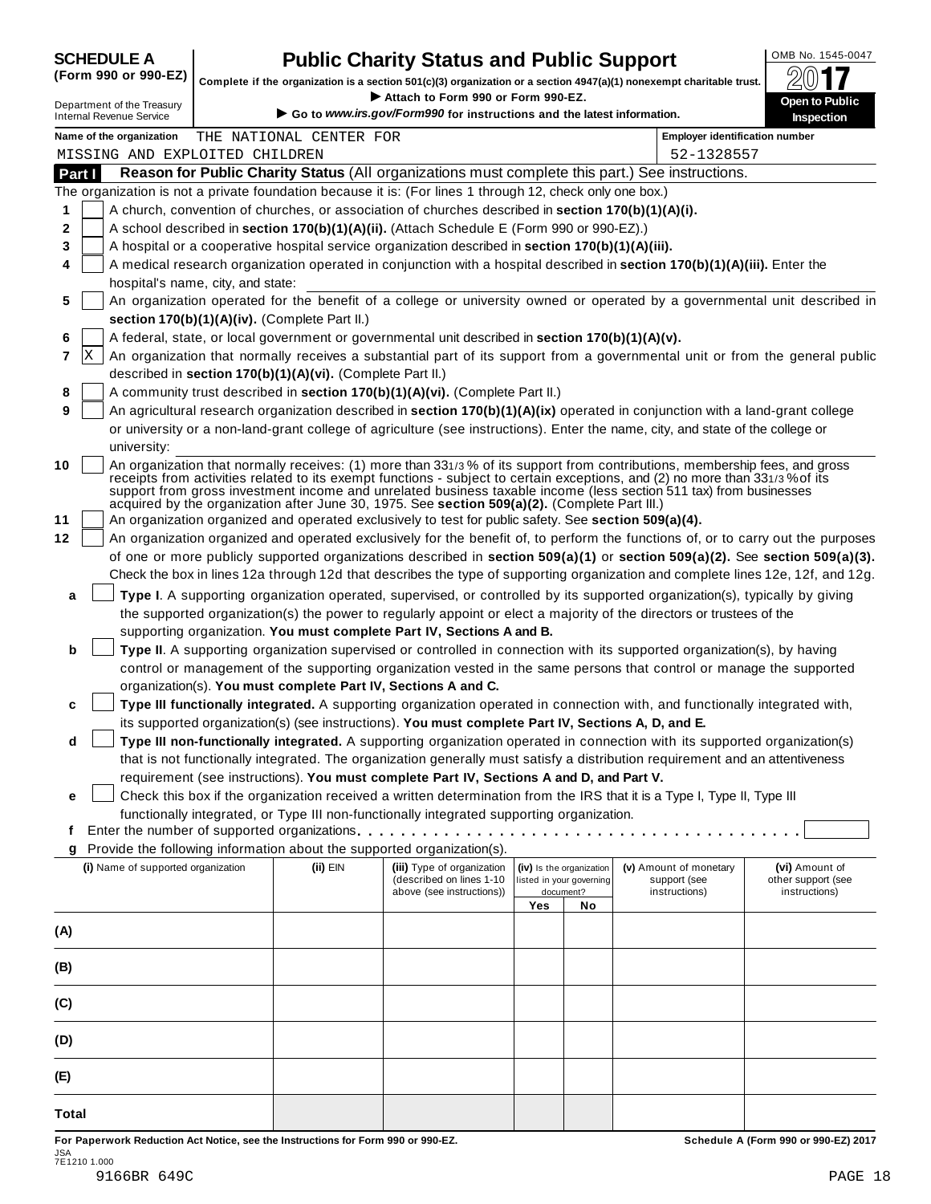**SCHEDULE A (Form 990 or 990-EZ)**

Department of the Treasury
Internal Revenue Service

# Public Charity Status and Public Support

**Complete if the organization is a section 501(c)(3) organization or a section 4947(a)(1) nonexempt charitable trust.**

► Attach to Form 990 or Form 990-EZ.

► Go to *www.irs.gov/Form990* for instructions and the latest information.

OMB No. 1545-0047

2017

**Open to Public Inspection**

Name of the organization: THE NATIONAL CENTER FOR MISSING AND EXPLOITED CHILDREN

Employer identification number: 52-1328557

## Part I Reason for Public Charity Status (All organizations must complete this part.) See instructions.

The organization is not a private foundation because it is: (For lines 1 through 12, check only one box.)

1 [ ] A church, convention of churches, or association of churches described in **section 170(b)(1)(A)(i).**

2 [ ] A school described in **section 170(b)(1)(A)(ii).** (Attach Schedule E (Form 990 or 990-EZ).)

3 [ ] A hospital or a cooperative hospital service organization described in **section 170(b)(1)(A)(iii).**

4 [ ] A medical research organization operated in conjunction with a hospital described in **section 170(b)(1)(A)(iii).** Enter the hospital's name, city, and state:

5 [ ] An organization operated for the benefit of a college or university owned or operated by a governmental unit described in **section 170(b)(1)(A)(iv).** (Complete Part II.)

6 [ ] A federal, state, or local government or governmental unit described in **section 170(b)(1)(A)(v).**

7 [X] An organization that normally receives a substantial part of its support from a governmental unit or from the general public described in **section 170(b)(1)(A)(vi).** (Complete Part II.)

8 [ ] A community trust described in **section 170(b)(1)(A)(vi).** (Complete Part II.)

9 [ ] An agricultural research organization described in **section 170(b)(1)(A)(ix)** operated in conjunction with a land-grant college or university or a non-land-grant college of agriculture (see instructions). Enter the name, city, and state of the college or university:

10 [ ] An organization that normally receives: (1) more than 33 1/3 % of its support from contributions, membership fees, and gross receipts from activities related to its exempt functions - subject to certain exceptions, and (2) no more than 33 1/3 % of its support from gross investment income and unrelated business taxable income (less section 511 tax) from businesses acquired by the organization after June 30, 1975. See **section 509(a)(2).** (Complete Part III.)

11 [ ] An organization organized and operated exclusively to test for public safety. See **section 509(a)(4).**

12 [ ] An organization organized and operated exclusively for the benefit of, to perform the functions of, or to carry out the purposes of one or more publicly supported organizations described in **section 509(a)(1)** or **section 509(a)(2).** See **section 509(a)(3).** Check the box in lines 12a through 12d that describes the type of supporting organization and complete lines 12e, 12f, and 12g.

a [ ] **Type I.** A supporting organization operated, supervised, or controlled by its supported organization(s), typically by giving the supported organization(s) the power to regularly appoint or elect a majority of the directors or trustees of the supporting organization. **You must complete Part IV, Sections A and B.**

b [ ] **Type II.** A supporting organization supervised or controlled in connection with its supported organization(s), by having control or management of the supporting organization vested in the same persons that control or manage the supported organization(s). **You must complete Part IV, Sections A and C.**

c [ ] **Type III functionally integrated.** A supporting organization operated in connection with, and functionally integrated with, its supported organization(s) (see instructions). **You must complete Part IV, Sections A, D, and E.**

d [ ] **Type III non-functionally integrated.** A supporting organization operated in connection with its supported organization(s) that is not functionally integrated. The organization generally must satisfy a distribution requirement and an attentiveness requirement (see instructions). **You must complete Part IV, Sections A and D, and Part V.**

e [ ] Check this box if the organization received a written determination from the IRS that it is a Type I, Type II, Type III functionally integrated, or Type III non-functionally integrated supporting organization.

f Enter the number of supported organizations

g Provide the following information about the supported organization(s).

| (i) Name of supported organization | (ii) EIN | (iii) Type of organization (described on lines 1-10 above (see instructions)) | (iv) Is the organization listed in your governing document? Yes | No | (v) Amount of monetary support (see instructions) | (vi) Amount of other support (see instructions) |
|---|---|---|---|---|---|---|
| (A) | | | | | | |
| (B) | | | | | | |
| (C) | | | | | | |
| (D) | | | | | | |
| (E) | | | | | | |
| Total | | | | | | |

**For Paperwork Reduction Act Notice, see the Instructions for Form 990 or 990-EZ.** **Schedule A (Form 990 or 990-EZ) 2017**

JSA
7E1210 1.000
9166BR 649C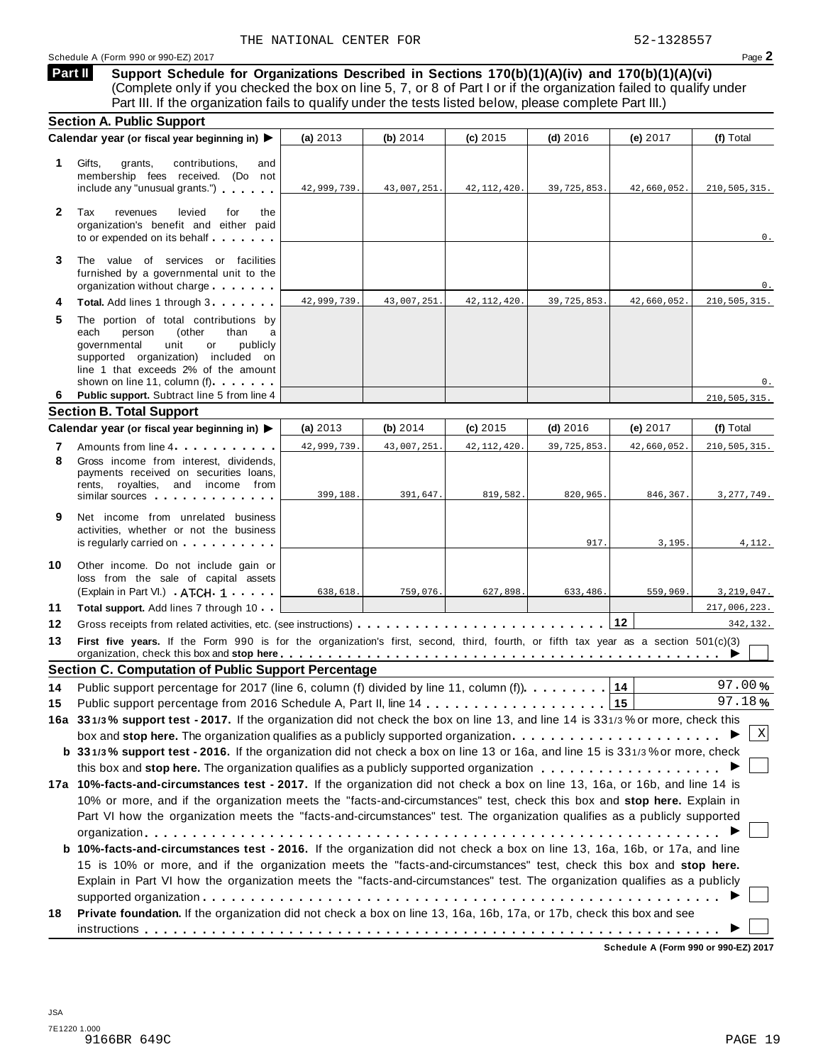THE NATIONAL CENTER FOR 52-1328557

Schedule A (Form 990 or 990-EZ) 2017

**Part II** **Support Schedule for Organizations Described in Sections 170(b)(1)(A)(iv) and 170(b)(1)(A)(vi)** (Complete only if you checked the box on line 5, 7, or 8 of Part I or if the organization failed to qualify under Part III. If the organization fails to qualify under the tests listed below, please complete Part III.)

### Section A. Public Support

| Calendar year (or fiscal year beginning in) ▶ | (a) 2013 | (b) 2014 | (c) 2015 | (d) 2016 | (e) 2017 | (f) Total |
|---|---|---|---|---|---|---|
| **1** Gifts, grants, contributions, and membership fees received. (Do not include any "unusual grants.") | 42,999,739. | 43,007,251. | 42,112,420. | 39,725,853. | 42,660,052. | 210,505,315. |
| **2** Tax revenues levied for the organization's benefit and either paid to or expended on its behalf | | | | | | 0. |
| **3** The value of services or facilities furnished by a governmental unit to the organization without charge | | | | | | 0. |
| **4** **Total.** Add lines 1 through 3 | 42,999,739. | 43,007,251. | 42,112,420. | 39,725,853. | 42,660,052. | 210,505,315. |
| **5** The portion of total contributions by each person (other than a governmental unit or publicly supported organization) included on line 1 that exceeds 2% of the amount shown on line 11, column (f) | | | | | | 0. |
| **6** **Public support.** Subtract line 5 from line 4 | | | | | | 210,505,315. |

### Section B. Total Support

| Calendar year (or fiscal year beginning in) ▶ | (a) 2013 | (b) 2014 | (c) 2015 | (d) 2016 | (e) 2017 | (f) Total |
|---|---|---|---|---|---|---|
| **7** Amounts from line 4 | 42,999,739. | 43,007,251. | 42,112,420. | 39,725,853. | 42,660,052. | 210,505,315. |
| **8** Gross income from interest, dividends, payments received on securities loans, rents, royalties, and income from similar sources | 399,188. | 391,647. | 819,582. | 820,965. | 846,367. | 3,277,749. |
| **9** Net income from unrelated business activities, whether or not the business is regularly carried on | | | | 917. | 3,195. | 4,112. |
| **10** Other income. Do not include gain or loss from the sale of capital assets (Explain in Part VI.) ATCH 1 | 638,618. | 759,076. | 627,898. | 633,486. | 559,969. | 3,219,047. |
| **11** **Total support.** Add lines 7 through 10 | | | | | | 217,006,223. |
| **12** Gross receipts from related activities, etc. (see instructions) | | | | | **12** | 342,132. |

**13** **First five years.** If the Form 990 is for the organization's first, second, third, fourth, or fifth tax year as a section 501(c)(3) organization, check this box and **stop here** ▶ ☐

### Section C. Computation of Public Support Percentage

**14** Public support percentage for 2017 (line 6, column (f) divided by line 11, column (f)) **14** 97.00 %

**15** Public support percentage from 2016 Schedule A, Part II, line 14 **15** 97.18 %

**16a** **33 1/3 % support test - 2017.** If the organization did not check the box on line 13, and line 14 is 33 1/3 % or more, check this box and **stop here.** The organization qualifies as a publicly supported organization ▶ ☒

**b** **33 1/3 % support test - 2016.** If the organization did not check a box on line 13 or 16a, and line 15 is 33 1/3 % or more, check this box and **stop here.** The organization qualifies as a publicly supported organization ▶ ☐

**17a** **10%-facts-and-circumstances test - 2017.** If the organization did not check a box on line 13, 16a, or 16b, and line 14 is 10% or more, and if the organization meets the "facts-and-circumstances" test, check this box and **stop here.** Explain in Part VI how the organization meets the "facts-and-circumstances" test. The organization qualifies as a publicly supported organization ▶ ☐

**b** **10%-facts-and-circumstances test - 2016.** If the organization did not check a box on line 13, 16a, 16b, or 17a, and line 15 is 10% or more, and if the organization meets the "facts-and-circumstances" test, check this box and **stop here.** Explain in Part VI how the organization meets the "facts-and-circumstances" test. The organization qualifies as a publicly supported organization ▶ ☐

**18** **Private foundation.** If the organization did not check a box on line 13, 16a, 16b, 17a, or 17b, check this box and see instructions ▶ ☐

**Schedule A (Form 990 or 990-EZ) 2017**

JSA
7E1220 1.000
9166BR 649C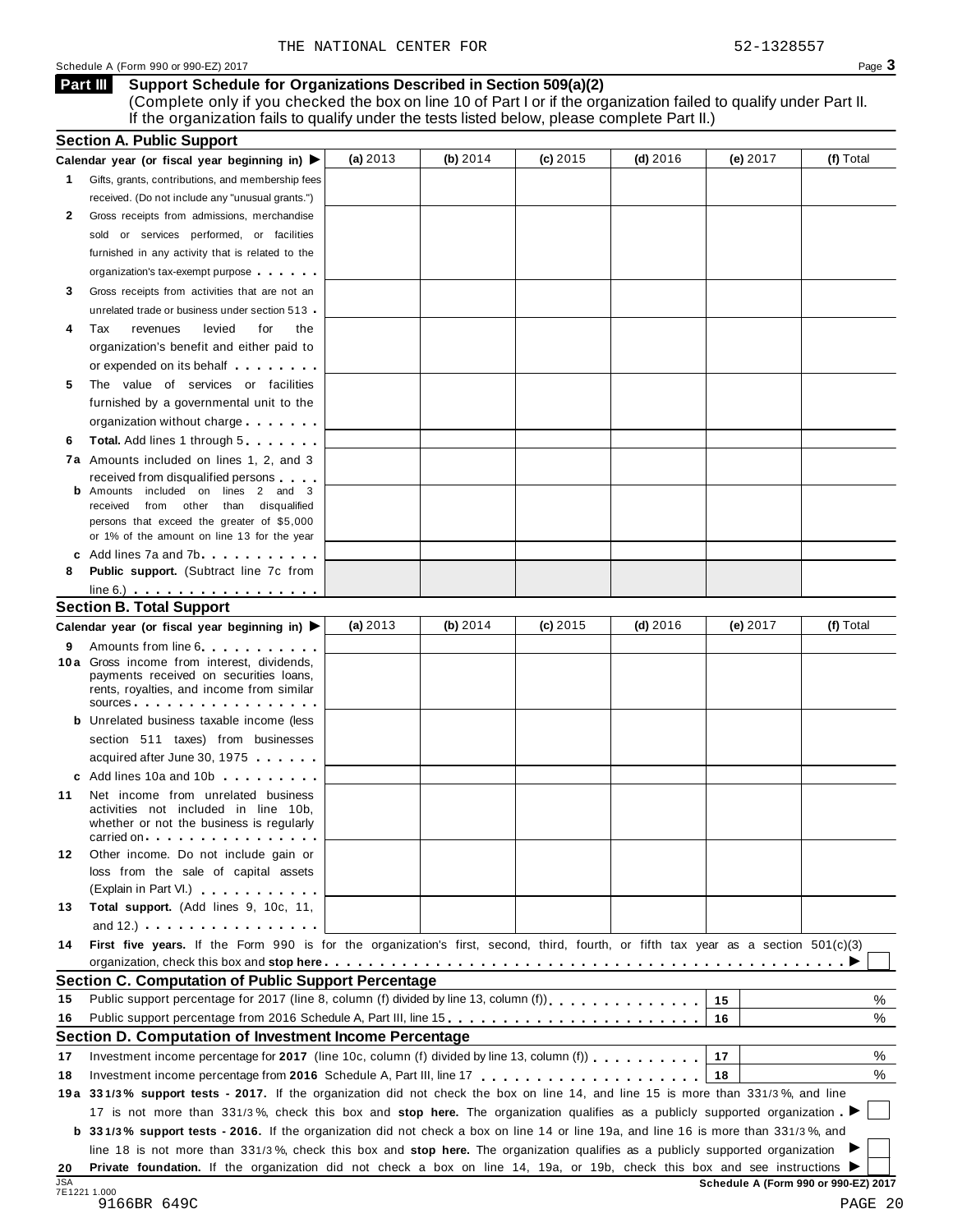THE NATIONAL CENTER FOR 52-1328557

Schedule A (Form 990 or 990-EZ) 2017 Page **3**

## Part III Support Schedule for Organizations Described in Section 509(a)(2)

(Complete only if you checked the box on line 10 of Part I or if the organization failed to qualify under Part II. If the organization fails to qualify under the tests listed below, please complete Part II.)

### Section A. Public Support

| Calendar year (or fiscal year beginning in) ▶ | (a) 2013 | (b) 2014 | (c) 2015 | (d) 2016 | (e) 2017 | (f) Total |
|---|---|---|---|---|---|---|
| **1** Gifts, grants, contributions, and membership fees received. (Do not include any "unusual grants.") | | | | | | |
| **2** Gross receipts from admissions, merchandise sold or services performed, or facilities furnished in any activity that is related to the organization's tax-exempt purpose | | | | | | |
| **3** Gross receipts from activities that are not an unrelated trade or business under section 513 | | | | | | |
| **4** Tax revenues levied for the organization's benefit and either paid to or expended on its behalf | | | | | | |
| **5** The value of services or facilities furnished by a governmental unit to the organization without charge | | | | | | |
| **6** **Total.** Add lines 1 through 5 | | | | | | |
| **7a** Amounts included on lines 1, 2, and 3 received from disqualified persons | | | | | | |
| **b** Amounts included on lines 2 and 3 received from other than disqualified persons that exceed the greater of $5,000 or 1% of the amount on line 13 for the year | | | | | | |
| **c** Add lines 7a and 7b | | | | | | |
| **8** **Public support.** (Subtract line 7c from line 6.) | | | | | | |

### Section B. Total Support

| Calendar year (or fiscal year beginning in) ▶ | (a) 2013 | (b) 2014 | (c) 2015 | (d) 2016 | (e) 2017 | (f) Total |
|---|---|---|---|---|---|---|
| **9** Amounts from line 6 | | | | | | |
| **10a** Gross income from interest, dividends, payments received on securities loans, rents, royalties, and income from similar sources | | | | | | |
| **b** Unrelated business taxable income (less section 511 taxes) from businesses acquired after June 30, 1975 | | | | | | |
| **c** Add lines 10a and 10b | | | | | | |
| **11** Net income from unrelated business activities not included in line 10b, whether or not the business is regularly carried on | | | | | | |
| **12** Other income. Do not include gain or loss from the sale of capital assets (Explain in Part VI.) | | | | | | |
| **13** **Total support.** (Add lines 9, 10c, 11, and 12.) | | | | | | |

**14** **First five years.** If the Form 990 is for the organization's first, second, third, fourth, or fifth tax year as a section 501(c)(3) organization, check this box and **stop here** ▶ ☐

### Section C. Computation of Public Support Percentage

| | | | |
|---|---|---|---|
| **15** | Public support percentage for 2017 (line 8, column (f) divided by line 13, column (f)) | 15 | % |
| **16** | Public support percentage from 2016 Schedule A, Part III, line 15 | 16 | % |

### Section D. Computation of Investment Income Percentage

| | | | |
|---|---|---|---|
| **17** | Investment income percentage for **2017** (line 10c, column (f) divided by line 13, column (f)) | 17 | % |
| **18** | Investment income percentage from **2016** Schedule A, Part III, line 17 | 18 | % |

**19a** **33 1/3% support tests - 2017.** If the organization did not check the box on line 14, and line 15 is more than 33 1/3%, and line 17 is not more than 33 1/3%, check this box and **stop here.** The organization qualifies as a publicly supported organization ▶ ☐

**b** **33 1/3% support tests - 2016.** If the organization did not check a box on line 14 or line 19a, and line 16 is more than 33 1/3%, and line 18 is not more than 33 1/3%, check this box and **stop here.** The organization qualifies as a publicly supported organization ▶ ☐

**20** **Private foundation.** If the organization did not check a box on line 14, 19a, or 19b, check this box and see instructions ▶ ☐

JSA 7E1221 1.000 9166BR 649C

**Schedule A (Form 990 or 990-EZ) 2017**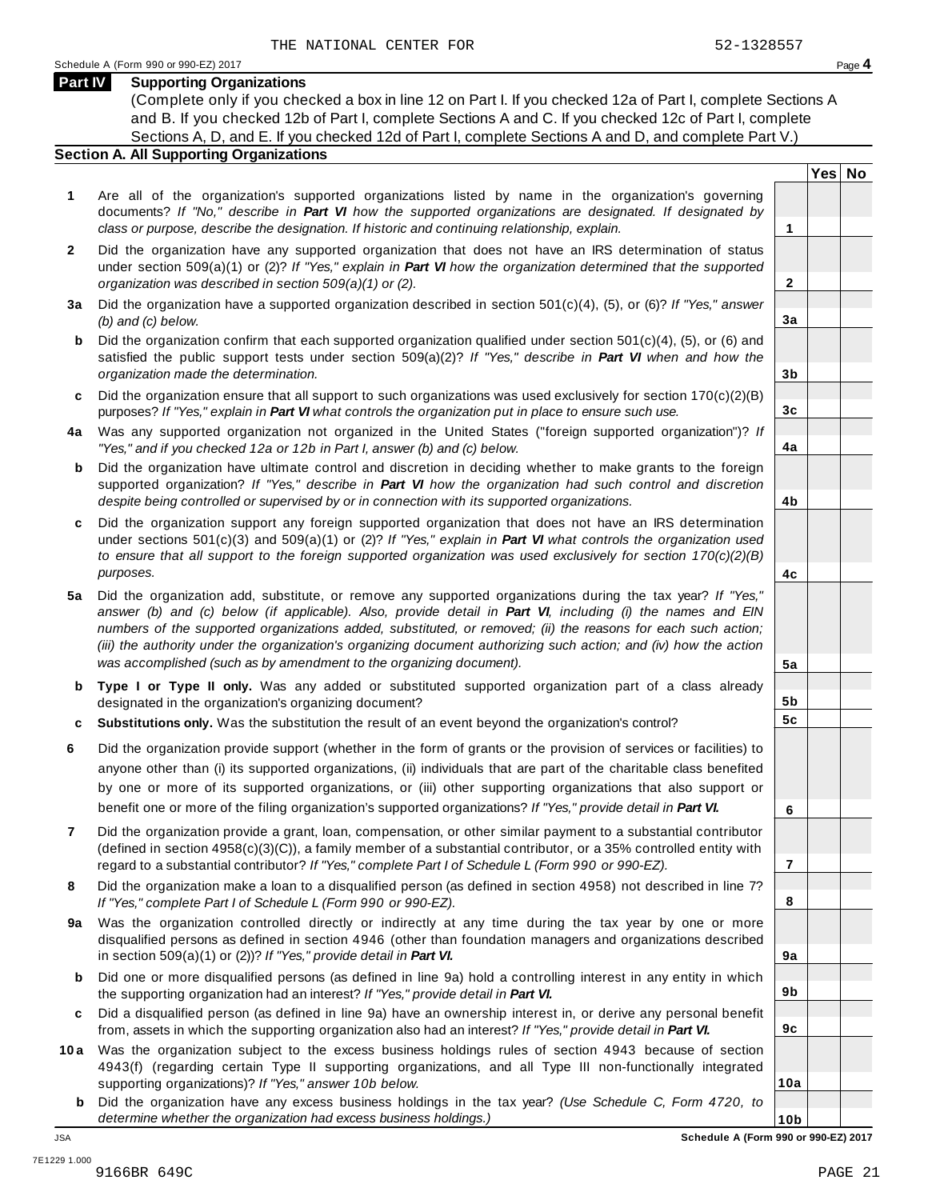THE NATIONAL CENTER FOR 52-1328557

Schedule A (Form 990 or 990-EZ) 2017

## Part IV Supporting Organizations

(Complete only if you checked a box in line 12 on Part I. If you checked 12a of Part I, complete Sections A and B. If you checked 12b of Part I, complete Sections A and C. If you checked 12c of Part I, complete Sections A, D, and E. If you checked 12d of Part I, complete Sections A and D, and complete Part V.)

### Section A. All Supporting Organizations

| | | Line | Yes | No |
|---|---|---|---|---|
| **1** | Are all of the organization's supported organizations listed by name in the organization's governing documents? *If "No," describe in **Part VI** how the supported organizations are designated. If designated by class or purpose, describe the designation. If historic and continuing relationship, explain.* | **1** | | |
| **2** | Did the organization have any supported organization that does not have an IRS determination of status under section 509(a)(1) or (2)? *If "Yes," explain in **Part VI** how the organization determined that the supported organization was described in section 509(a)(1) or (2).* | **2** | | |
| **3a** | Did the organization have a supported organization described in section 501(c)(4), (5), or (6)? *If "Yes," answer (b) and (c) below.* | **3a** | | |
| **b** | Did the organization confirm that each supported organization qualified under section 501(c)(4), (5), or (6) and satisfied the public support tests under section 509(a)(2)? *If "Yes," describe in **Part VI** when and how the organization made the determination.* | **3b** | | |
| **c** | Did the organization ensure that all support to such organizations was used exclusively for section 170(c)(2)(B) purposes? *If "Yes," explain in **Part VI** what controls the organization put in place to ensure such use.* | **3c** | | |
| **4a** | Was any supported organization not organized in the United States ("foreign supported organization")? *If "Yes," and if you checked 12a or 12b in Part I, answer (b) and (c) below.* | **4a** | | |
| **b** | Did the organization have ultimate control and discretion in deciding whether to make grants to the foreign supported organization? *If "Yes," describe in **Part VI** how the organization had such control and discretion despite being controlled or supervised by or in connection with its supported organizations.* | **4b** | | |
| **c** | Did the organization support any foreign supported organization that does not have an IRS determination under sections 501(c)(3) and 509(a)(1) or (2)? *If "Yes," explain in **Part VI** what controls the organization used to ensure that all support to the foreign supported organization was used exclusively for section 170(c)(2)(B) purposes.* | **4c** | | |
| **5a** | Did the organization add, substitute, or remove any supported organizations during the tax year? *If "Yes," answer (b) and (c) below (if applicable). Also, provide detail in **Part VI**, including (i) the names and EIN numbers of the supported organizations added, substituted, or removed; (ii) the reasons for each such action; (iii) the authority under the organization's organizing document authorizing such action; and (iv) how the action was accomplished (such as by amendment to the organizing document).* | **5a** | | |
| **b** | **Type I or Type II only.** Was any added or substituted supported organization part of a class already designated in the organization's organizing document? | **5b** | | |
| **c** | **Substitutions only.** Was the substitution the result of an event beyond the organization's control? | **5c** | | |
| **6** | Did the organization provide support (whether in the form of grants or the provision of services or facilities) to anyone other than (i) its supported organizations, (ii) individuals that are part of the charitable class benefited by one or more of its supported organizations, or (iii) other supporting organizations that also support or benefit one or more of the filing organization's supported organizations? *If "Yes," provide detail in **Part VI.*** | **6** | | |
| **7** | Did the organization provide a grant, loan, compensation, or other similar payment to a substantial contributor (defined in section 4958(c)(3)(C)), a family member of a substantial contributor, or a 35% controlled entity with regard to a substantial contributor? *If "Yes," complete Part I of Schedule L (Form 990 or 990-EZ).* | **7** | | |
| **8** | Did the organization make a loan to a disqualified person (as defined in section 4958) not described in line 7? *If "Yes," complete Part I of Schedule L (Form 990 or 990-EZ).* | **8** | | |
| **9a** | Was the organization controlled directly or indirectly at any time during the tax year by one or more disqualified persons as defined in section 4946 (other than foundation managers and organizations described in section 509(a)(1) or (2))? *If "Yes," provide detail in **Part VI.*** | **9a** | | |
| **b** | Did one or more disqualified persons (as defined in line 9a) hold a controlling interest in any entity in which the supporting organization had an interest? *If "Yes," provide detail in **Part VI.*** | **9b** | | |
| **c** | Did a disqualified person (as defined in line 9a) have an ownership interest in, or derive any personal benefit from, assets in which the supporting organization also had an interest? *If "Yes," provide detail in **Part VI.*** | **9c** | | |
| **10a** | Was the organization subject to the excess business holdings rules of section 4943 because of section 4943(f) (regarding certain Type II supporting organizations, and all Type III non-functionally integrated supporting organizations)? *If "Yes," answer 10b below.* | **10a** | | |
| **b** | Did the organization have any excess business holdings in the tax year? *(Use Schedule C, Form 4720, to determine whether the organization had excess business holdings.)* | **10b** | | |

JSA

**Schedule A (Form 990 or 990-EZ) 2017**

7E1229 1.000

9166BR 649C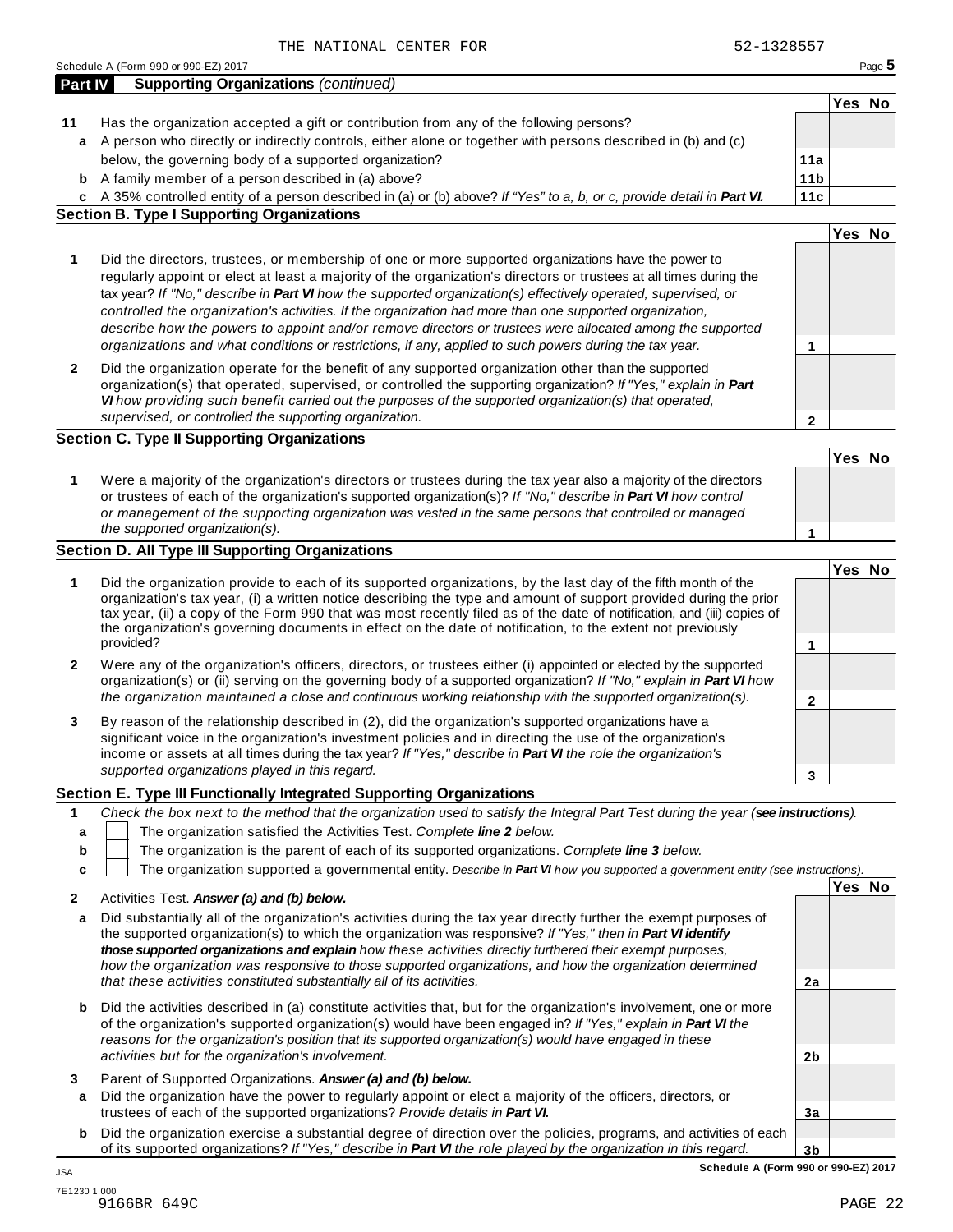THE NATIONAL CENTER FOR 52-1328557

Schedule A (Form 990 or 990-EZ) 2017

## Part IV Supporting Organizations *(continued)*

| | | | Yes | No |
|---|---|---|---|---|
| **11** | Has the organization accepted a gift or contribution from any of the following persons? | | | |
| **a** | A person who directly or indirectly controls, either alone or together with persons described in (b) and (c) below, the governing body of a supported organization? | **11a** | | |
| **b** | A family member of a person described in (a) above? | **11b** | | |
| **c** | A 35% controlled entity of a person described in (a) or (b) above? *If "Yes" to a, b, or c, provide detail in* ***Part VI.*** | **11c** | | |

### Section B. Type I Supporting Organizations

| | | | Yes | No |
|---|---|---|---|---|
| **1** | Did the directors, trustees, or membership of one or more supported organizations have the power to regularly appoint or elect at least a majority of the organization's directors or trustees at all times during the tax year? *If "No," describe in* ***Part VI*** *how the supported organization(s) effectively operated, supervised, or controlled the organization's activities. If the organization had more than one supported organization, describe how the powers to appoint and/or remove directors or trustees were allocated among the supported organizations and what conditions or restrictions, if any, applied to such powers during the tax year.* | **1** | | |
| **2** | Did the organization operate for the benefit of any supported organization other than the supported organization(s) that operated, supervised, or controlled the supporting organization? *If "Yes," explain in* ***Part VI*** *how providing such benefit carried out the purposes of the supported organization(s) that operated, supervised, or controlled the supporting organization.* | **2** | | |

### Section C. Type II Supporting Organizations

| | | | Yes | No |
|---|---|---|---|---|
| **1** | Were a majority of the organization's directors or trustees during the tax year also a majority of the directors or trustees of each of the organization's supported organization(s)? *If "No," describe in* ***Part VI*** *how control or management of the supporting organization was vested in the same persons that controlled or managed the supported organization(s).* | **1** | | |

### Section D. All Type III Supporting Organizations

| | | | Yes | No |
|---|---|---|---|---|
| **1** | Did the organization provide to each of its supported organizations, by the last day of the fifth month of the organization's tax year, (i) a written notice describing the type and amount of support provided during the prior tax year, (ii) a copy of the Form 990 that was most recently filed as of the date of notification, and (iii) copies of the organization's governing documents in effect on the date of notification, to the extent not previously provided? | **1** | | |
| **2** | Were any of the organization's officers, directors, or trustees either (i) appointed or elected by the supported organization(s) or (ii) serving on the governing body of a supported organization? *If "No," explain in* ***Part VI*** *how the organization maintained a close and continuous working relationship with the supported organization(s).* | **2** | | |
| **3** | By reason of the relationship described in (2), did the organization's supported organizations have a significant voice in the organization's investment policies and in directing the use of the organization's income or assets at all times during the tax year? *If "Yes," describe in* ***Part VI*** *the role the organization's supported organizations played in this regard.* | **3** | | |

### Section E. Type III Functionally Integrated Supporting Organizations

**1** *Check the box next to the method that the organization used to satisfy the Integral Part Test during the year (**see instructions**).*

- **a** ☐ The organization satisfied the Activities Test. *Complete **line 2** below.*
- **b** ☐ The organization is the parent of each of its supported organizations. *Complete **line 3** below.*
- **c** ☐ The organization supported a governmental entity. *Describe in **Part VI** how you supported a government entity (see instructions).*

| | | | Yes | No |
|---|---|---|---|---|
| **2** | Activities Test. ***Answer (a) and (b) below.*** | | | |
| **a** | Did substantially all of the organization's activities during the tax year directly further the exempt purposes of the supported organization(s) to which the organization was responsive? *If "Yes," then in* ***Part VI identify those supported organizations and explain*** *how these activities directly furthered their exempt purposes, how the organization was responsive to those supported organizations, and how the organization determined that these activities constituted substantially all of its activities.* | **2a** | | |
| **b** | Did the activities described in (a) constitute activities that, but for the organization's involvement, one or more of the organization's supported organization(s) would have been engaged in? *If "Yes," explain in* ***Part VI*** *the reasons for the organization's position that its supported organization(s) would have engaged in these activities but for the organization's involvement.* | **2b** | | |
| **3** | Parent of Supported Organizations. ***Answer (a) and (b) below.*** | | | |
| **a** | Did the organization have the power to regularly appoint or elect a majority of the officers, directors, or trustees of each of the supported organizations? *Provide details in* ***Part VI.*** | **3a** | | |
| **b** | Did the organization exercise a substantial degree of direction over the policies, programs, and activities of each of its supported organizations? *If "Yes," describe in* ***Part VI*** *the role played by the organization in this regard.* | **3b** | | |

**Schedule A (Form 990 or 990-EZ) 2017**

JSA
7E1230 1.000
9166BR 649C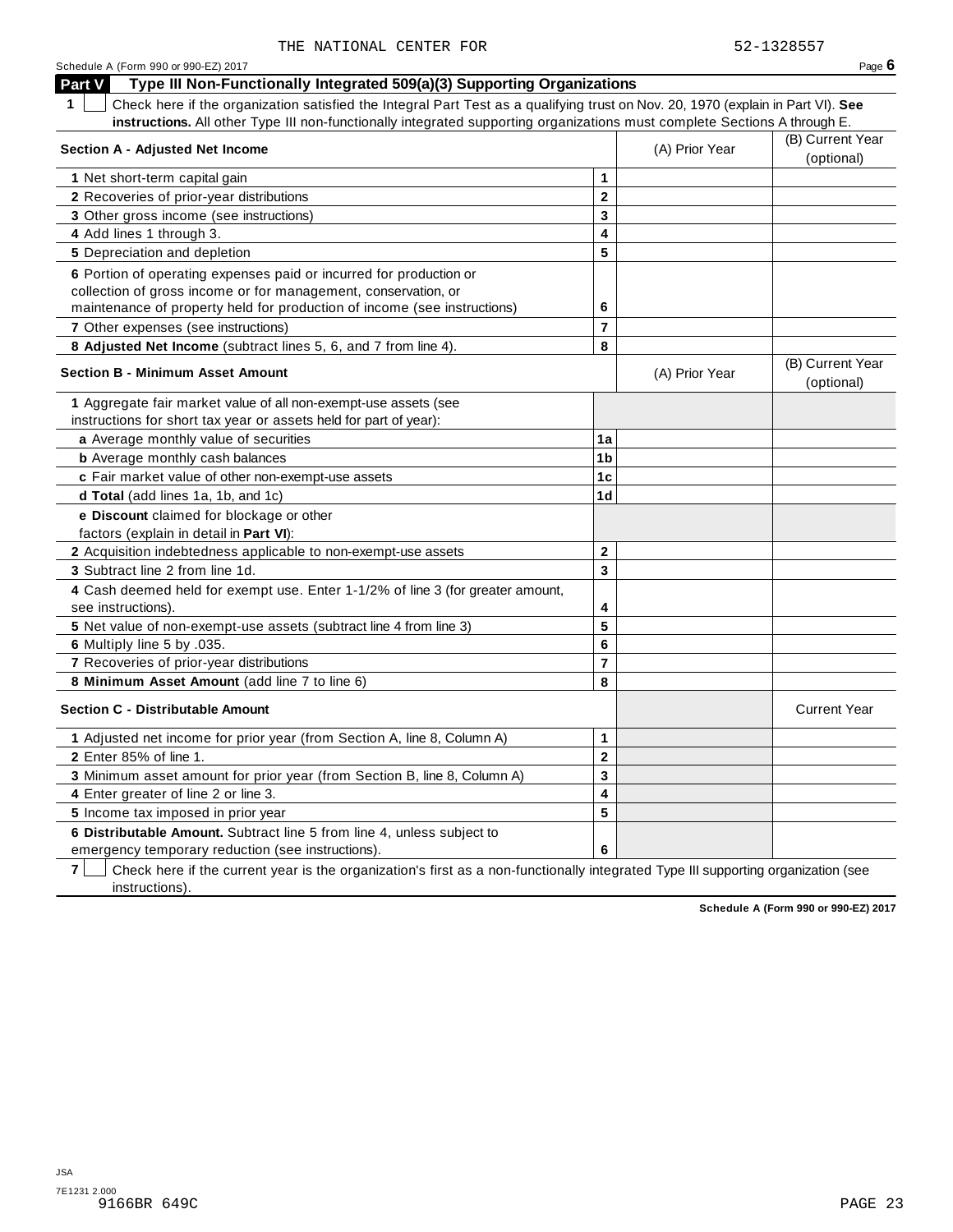THE NATIONAL CENTER FOR 52-1328557

Schedule A (Form 990 or 990-EZ) 2017 Page **6**

## Part V Type III Non-Functionally Integrated 509(a)(3) Supporting Organizations

**1** ☐ Check here if the organization satisfied the Integral Part Test as a qualifying trust on Nov. 20, 1970 (explain in Part VI). **See instructions.** All other Type III non-functionally integrated supporting organizations must complete Sections A through E.

| **Section A - Adjusted Net Income** | | (A) Prior Year | (B) Current Year (optional) |
|---|---|---|---|
| **1** Net short-term capital gain | **1** | | |
| **2** Recoveries of prior-year distributions | **2** | | |
| **3** Other gross income (see instructions) | **3** | | |
| **4** Add lines 1 through 3. | **4** | | |
| **5** Depreciation and depletion | **5** | | |
| **6** Portion of operating expenses paid or incurred for production or collection of gross income or for management, conservation, or maintenance of property held for production of income (see instructions) | **6** | | |
| **7** Other expenses (see instructions) | **7** | | |
| **8 Adjusted Net Income** (subtract lines 5, 6, and 7 from line 4). | **8** | | |

| **Section B - Minimum Asset Amount** | | (A) Prior Year | (B) Current Year (optional) |
|---|---|---|---|
| **1** Aggregate fair market value of all non-exempt-use assets (see instructions for short tax year or assets held for part of year): | | | |
| **a** Average monthly value of securities | **1a** | | |
| **b** Average monthly cash balances | **1b** | | |
| **c** Fair market value of other non-exempt-use assets | **1c** | | |
| **d Total** (add lines 1a, 1b, and 1c) | **1d** | | |
| **e Discount** claimed for blockage or other factors (explain in detail in **Part VI**): | | | |
| **2** Acquisition indebtedness applicable to non-exempt-use assets | **2** | | |
| **3** Subtract line 2 from line 1d. | **3** | | |
| **4** Cash deemed held for exempt use. Enter 1-1/2% of line 3 (for greater amount, see instructions). | **4** | | |
| **5** Net value of non-exempt-use assets (subtract line 4 from line 3) | **5** | | |
| **6** Multiply line 5 by .035. | **6** | | |
| **7** Recoveries of prior-year distributions | **7** | | |
| **8 Minimum Asset Amount** (add line 7 to line 6) | **8** | | |

| **Section C - Distributable Amount** | | | Current Year |
|---|---|---|---|
| **1** Adjusted net income for prior year (from Section A, line 8, Column A) | **1** | | |
| **2** Enter 85% of line 1. | **2** | | |
| **3** Minimum asset amount for prior year (from Section B, line 8, Column A) | **3** | | |
| **4** Enter greater of line 2 or line 3. | **4** | | |
| **5** Income tax imposed in prior year | **5** | | |
| **6 Distributable Amount.** Subtract line 5 from line 4, unless subject to emergency temporary reduction (see instructions). | **6** | | |

**7** ☐ Check here if the current year is the organization's first as a non-functionally integrated Type III supporting organization (see instructions).

**Schedule A (Form 990 or 990-EZ) 2017**

JSA
7E1231 2.000
9166BR 649C PAGE 23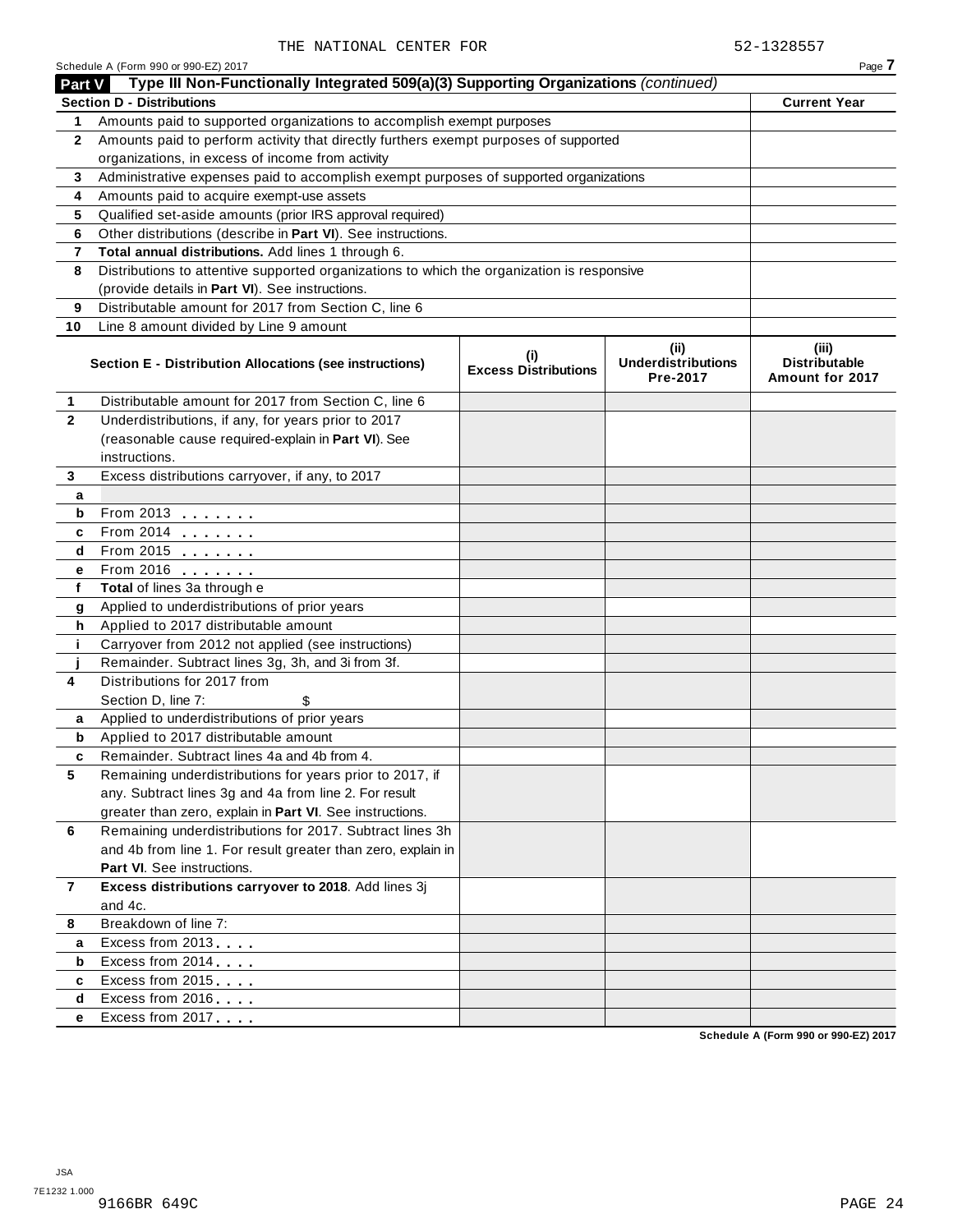THE NATIONAL CENTER FOR 52-1328557

Schedule A (Form 990 or 990-EZ) 2017

## Part V Type III Non-Functionally Integrated 509(a)(3) Supporting Organizations *(continued)*

| Section D - Distributions | | Current Year |
|---|---|---|
| **1** | Amounts paid to supported organizations to accomplish exempt purposes | |
| **2** | Amounts paid to perform activity that directly furthers exempt purposes of supported organizations, in excess of income from activity | |
| **3** | Administrative expenses paid to accomplish exempt purposes of supported organizations | |
| **4** | Amounts paid to acquire exempt-use assets | |
| **5** | Qualified set-aside amounts (prior IRS approval required) | |
| **6** | Other distributions (describe in **Part VI**). See instructions. | |
| **7** | **Total annual distributions.** Add lines 1 through 6. | |
| **8** | Distributions to attentive supported organizations to which the organization is responsive (provide details in **Part VI**). See instructions. | |
| **9** | Distributable amount for 2017 from Section C, line 6 | |
| **10** | Line 8 amount divided by Line 9 amount | |

| | Section E - Distribution Allocations (see instructions) | (i) Excess Distributions | (ii) Underdistributions Pre-2017 | (iii) Distributable Amount for 2017 |
|---|---|---|---|---|
| **1** | Distributable amount for 2017 from Section C, line 6 | | | |
| **2** | Underdistributions, if any, for years prior to 2017 (reasonable cause required-explain in **Part VI**). See instructions. | | | |
| **3** | Excess distributions carryover, if any, to 2017 | | | |
| **a** | | | | |
| **b** | From 2013 | | | |
| **c** | From 2014 | | | |
| **d** | From 2015 | | | |
| **e** | From 2016 | | | |
| **f** | **Total** of lines 3a through e | | | |
| **g** | Applied to underdistributions of prior years | | | |
| **h** | Applied to 2017 distributable amount | | | |
| **i** | Carryover from 2012 not applied (see instructions) | | | |
| **j** | Remainder. Subtract lines 3g, 3h, and 3i from 3f. | | | |
| **4** | Distributions for 2017 from Section D, line 7: $ | | | |
| **a** | Applied to underdistributions of prior years | | | |
| **b** | Applied to 2017 distributable amount | | | |
| **c** | Remainder. Subtract lines 4a and 4b from 4. | | | |
| **5** | Remaining underdistributions for years prior to 2017, if any. Subtract lines 3g and 4a from line 2. For result greater than zero, explain in **Part VI**. See instructions. | | | |
| **6** | Remaining underdistributions for 2017. Subtract lines 3h and 4b from line 1. For result greater than zero, explain in **Part VI**. See instructions. | | | |
| **7** | **Excess distributions carryover to 2018**. Add lines 3j and 4c. | | | |
| **8** | Breakdown of line 7: | | | |
| **a** | Excess from 2013 | | | |
| **b** | Excess from 2014 | | | |
| **c** | Excess from 2015 | | | |
| **d** | Excess from 2016 | | | |
| **e** | Excess from 2017 | | | |

Schedule A (Form 990 or 990-EZ) 2017

JSA
7E1232 1.000
9166BR 649C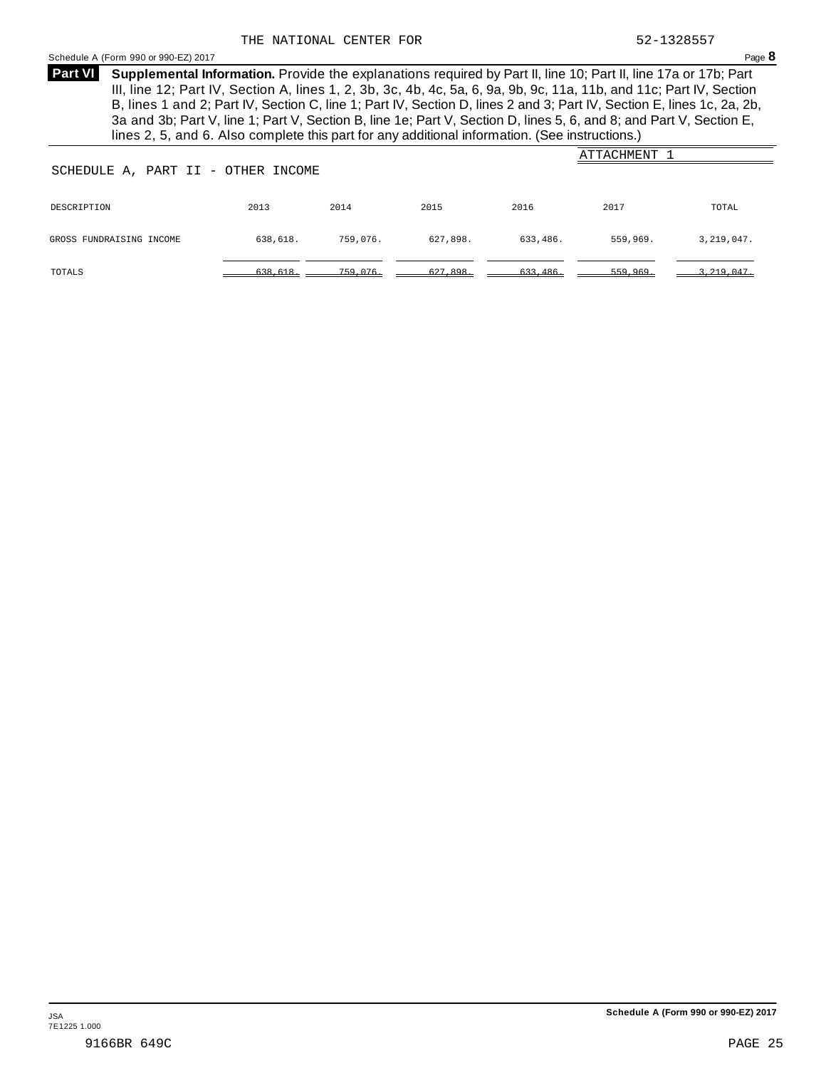THE NATIONAL CENTER FOR 52-1328557

Schedule A (Form 990 or 990-EZ) 2017 Page **8**

**Part VI** **Supplemental Information.** Provide the explanations required by Part II, line 10; Part II, line 17a or 17b; Part III, line 12; Part IV, Section A, lines 1, 2, 3b, 3c, 4b, 4c, 5a, 6, 9a, 9b, 9c, 11a, 11b, and 11c; Part IV, Section B, lines 1 and 2; Part IV, Section C, line 1; Part IV, Section D, lines 2 and 3; Part IV, Section E, lines 1c, 2a, 2b, 3a and 3b; Part V, line 1; Part V, Section B, line 1e; Part V, Section D, lines 5, 6, and 8; and Part V, Section E, lines 2, 5, and 6. Also complete this part for any additional information. (See instructions.)

ATTACHMENT 1

SCHEDULE A, PART II - OTHER INCOME

| DESCRIPTION | 2013 | 2014 | 2015 | 2016 | 2017 | TOTAL |
|---|---|---|---|---|---|---|
| GROSS FUNDRAISING INCOME | 638,618. | 759,076. | 627,898. | 633,486. | 559,969. | 3,219,047. |
| TOTALS | 638,618. | 759,076. | 627,898. | 633,486. | 559,969. | 3,219,047. |

JSA
7E1225 1.000

Schedule A (Form 990 or 990-EZ) 2017

9166BR 649C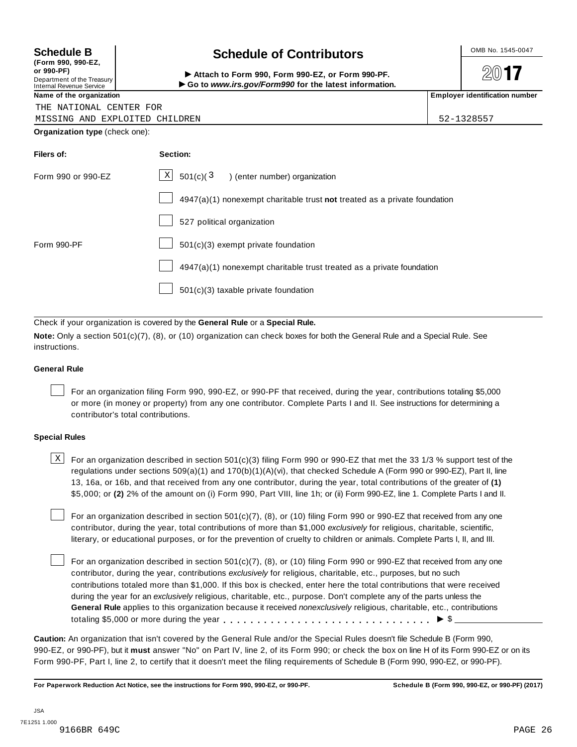**Schedule B**
**(Form 990, 990-EZ, or 990-PF)**
Department of the Treasury
Internal Revenue Service

# Schedule of Contributors

▶ **Attach to Form 990, Form 990-EZ, or Form 990-PF.**
▶ **Go to *www.irs.gov/Form990* for the latest information.**

OMB No. 1545-0047

**2017**

| Name of the organization | Employer identification number |
|---|---|
| THE NATIONAL CENTER FOR MISSING AND EXPLOITED CHILDREN | 52-1328557 |

**Organization type** (check one):

| Filers of: | Section: |
|---|---|
| Form 990 or 990-EZ | [X] 501(c)( 3 ) (enter number) organization |
| | [ ] 4947(a)(1) nonexempt charitable trust **not** treated as a private foundation |
| | [ ] 527 political organization |
| Form 990-PF | [ ] 501(c)(3) exempt private foundation |
| | [ ] 4947(a)(1) nonexempt charitable trust treated as a private foundation |
| | [ ] 501(c)(3) taxable private foundation |

Check if your organization is covered by the **General Rule** or a **Special Rule.**

**Note:** Only a section 501(c)(7), (8), or (10) organization can check boxes for both the General Rule and a Special Rule. See instructions.

### General Rule

[ ] For an organization filing Form 990, 990-EZ, or 990-PF that received, during the year, contributions totaling $5,000 or more (in money or property) from any one contributor. Complete Parts I and II. See instructions for determining a contributor's total contributions.

### Special Rules

[X] For an organization described in section 501(c)(3) filing Form 990 or 990-EZ that met the 33 1/3 % support test of the regulations under sections 509(a)(1) and 170(b)(1)(A)(vi), that checked Schedule A (Form 990 or 990-EZ), Part II, line 13, 16a, or 16b, and that received from any one contributor, during the year, total contributions of the greater of **(1)** $5,000; or **(2)** 2% of the amount on (i) Form 990, Part VIII, line 1h; or (ii) Form 990-EZ, line 1. Complete Parts I and II.

[ ] For an organization described in section 501(c)(7), (8), or (10) filing Form 990 or 990-EZ that received from any one contributor, during the year, total contributions of more than $1,000 *exclusively* for religious, charitable, scientific, literary, or educational purposes, or for the prevention of cruelty to children or animals. Complete Parts I, II, and III.

[ ] For an organization described in section 501(c)(7), (8), or (10) filing Form 990 or 990-EZ that received from any one contributor, during the year, contributions *exclusively* for religious, charitable, etc., purposes, but no such contributions totaled more than $1,000. If this box is checked, enter here the total contributions that were received during the year for an *exclusively* religious, charitable, etc., purpose. Don't complete any of the parts unless the **General Rule** applies to this organization because it received *nonexclusively* religious, charitable, etc., contributions totaling $5,000 or more during the year . . . . . . . . . . . . . . . . . . . . . . . . . . . . . ▶ $ ________

**Caution:** An organization that isn't covered by the General Rule and/or the Special Rules doesn't file Schedule B (Form 990, 990-EZ, or 990-PF), but it **must** answer "No" on Part IV, line 2, of its Form 990; or check the box on line H of its Form 990-EZ or on its Form 990-PF, Part I, line 2, to certify that it doesn't meet the filing requirements of Schedule B (Form 990, 990-EZ, or 990-PF).

**For Paperwork Reduction Act Notice, see the instructions for Form 990, 990-EZ, or 990-PF.** **Schedule B (Form 990, 990-EZ, or 990-PF) (2017)**

JSA
7E1251 1.000
9166BR 649C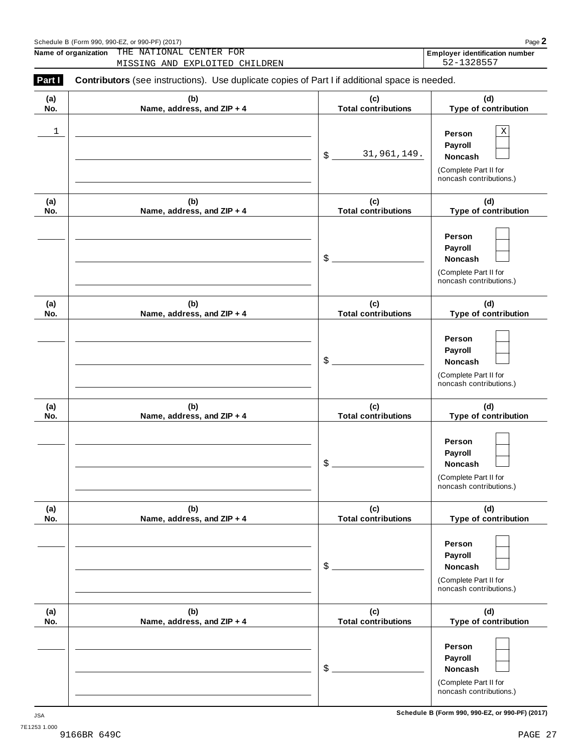Schedule B (Form 990, 990-EZ, or 990-PF) (2017)

**Name of organization** THE NATIONAL CENTER FOR MISSING AND EXPLOITED CHILDREN

**Employer identification number** 52-1328557

**Part I** **Contributors** (see instructions). Use duplicate copies of Part I if additional space is needed.

| (a) No. | (b) Name, address, and ZIP + 4 | (c) Total contributions | (d) Type of contribution |
|---|---|---|---|
| 1 | | $ 31,961,149. | Person [X] Payroll [ ] Noncash [ ] (Complete Part II for noncash contributions.) |
| | | $ | Person [ ] Payroll [ ] Noncash [ ] (Complete Part II for noncash contributions.) |
| | | $ | Person [ ] Payroll [ ] Noncash [ ] (Complete Part II for noncash contributions.) |
| | | $ | Person [ ] Payroll [ ] Noncash [ ] (Complete Part II for noncash contributions.) |
| | | $ | Person [ ] Payroll [ ] Noncash [ ] (Complete Part II for noncash contributions.) |
| | | $ | Person [ ] Payroll [ ] Noncash [ ] (Complete Part II for noncash contributions.) |

Schedule B (Form 990, 990-EZ, or 990-PF) (2017)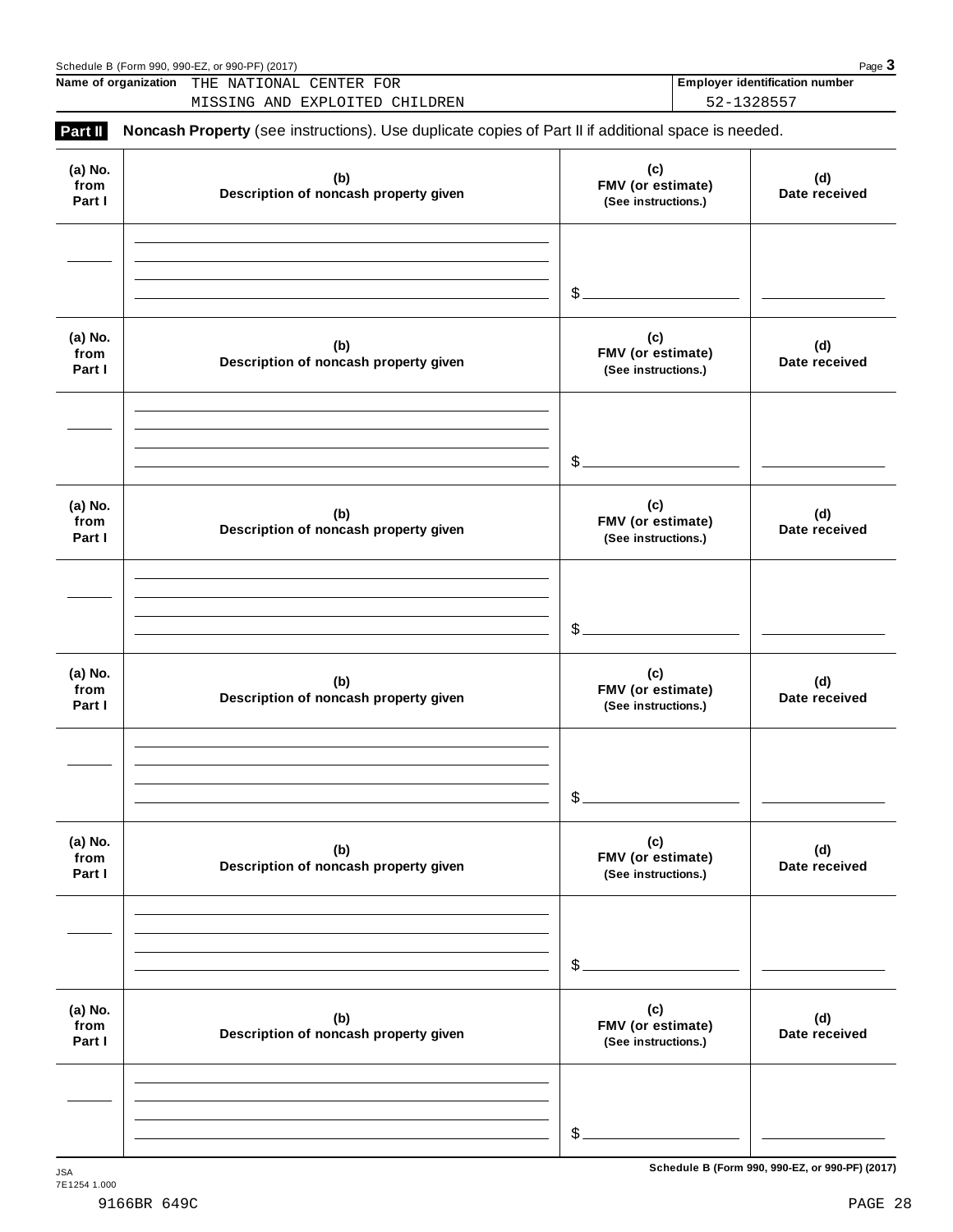Name of organization THE NATIONAL CENTER FOR MISSING AND EXPLOITED CHILDREN

Employer identification number 52-1328557

**Part II** **Noncash Property** (see instructions). Use duplicate copies of Part II if additional space is needed.

| (a) No. from Part I | (b) Description of noncash property given | (c) FMV (or estimate) (See instructions.) | (d) Date received |
|---|---|---|---|
| | | $ | |

| (a) No. from Part I | (b) Description of noncash property given | (c) FMV (or estimate) (See instructions.) | (d) Date received |
|---|---|---|---|
| | | $ | |

| (a) No. from Part I | (b) Description of noncash property given | (c) FMV (or estimate) (See instructions.) | (d) Date received |
|---|---|---|---|
| | | $ | |

| (a) No. from Part I | (b) Description of noncash property given | (c) FMV (or estimate) (See instructions.) | (d) Date received |
|---|---|---|---|
| | | $ | |

| (a) No. from Part I | (b) Description of noncash property given | (c) FMV (or estimate) (See instructions.) | (d) Date received |
|---|---|---|---|
| | | $ | |

| (a) No. from Part I | (b) Description of noncash property given | (c) FMV (or estimate) (See instructions.) | (d) Date received |
|---|---|---|---|
| | | $ | |

JSA 7E1254 1.000

9166BR 649C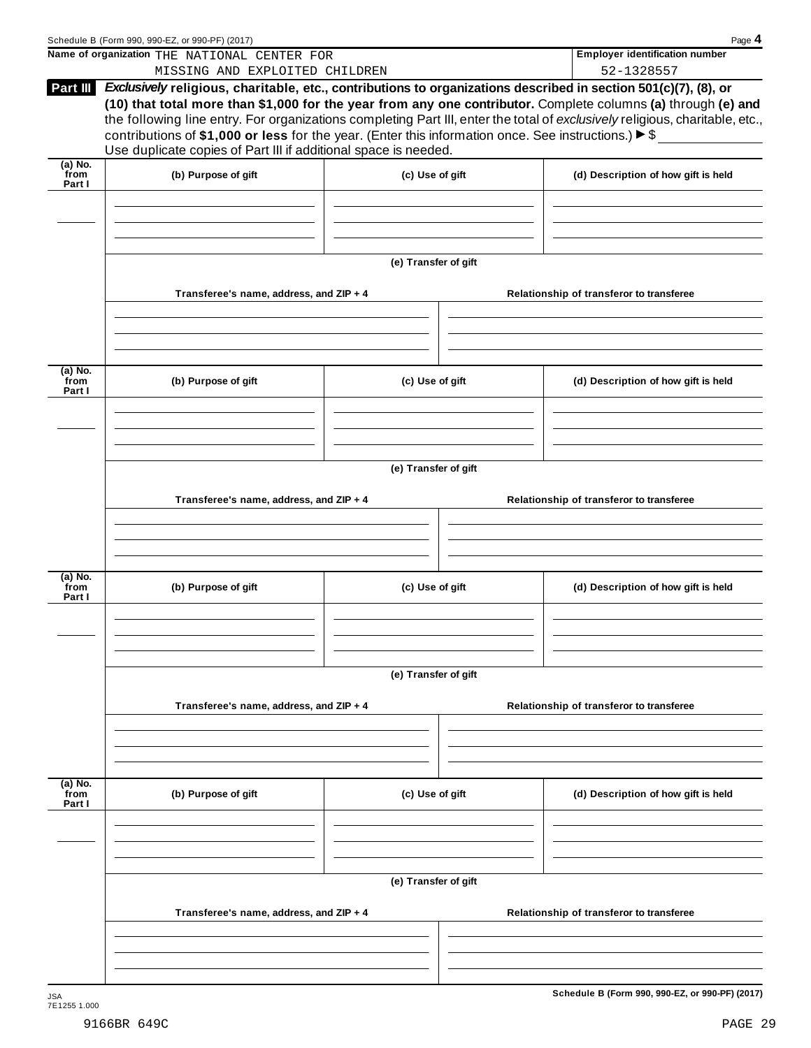Name of organization THE NATIONAL CENTER FOR MISSING AND EXPLOITED CHILDREN

Employer identification number 52-1328557

**Part III** ***Exclusively*** **religious, charitable, etc., contributions to organizations described in section 501(c)(7), (8), or (10) that total more than $1,000 for the year from any one contributor.** Complete columns **(a)** through **(e)** and the following line entry. For organizations completing Part III, enter the total of *exclusively* religious, charitable, etc., contributions of **$1,000 or less** for the year. (Enter this information once. See instructions.) ▶ $

Use duplicate copies of Part III if additional space is needed.

| (a) No. from Part I | (b) Purpose of gift | (c) Use of gift | (d) Description of how gift is held |
|---|---|---|---|
| | | | |

**(e) Transfer of gift**

| Transferee's name, address, and ZIP + 4 | Relationship of transferor to transferee |
|---|---|
| | |

| (a) No. from Part I | (b) Purpose of gift | (c) Use of gift | (d) Description of how gift is held |
|---|---|---|---|
| | | | |

**(e) Transfer of gift**

| Transferee's name, address, and ZIP + 4 | Relationship of transferor to transferee |
|---|---|
| | |

| (a) No. from Part I | (b) Purpose of gift | (c) Use of gift | (d) Description of how gift is held |
|---|---|---|---|
| | | | |

**(e) Transfer of gift**

| Transferee's name, address, and ZIP + 4 | Relationship of transferor to transferee |
|---|---|
| | |

| (a) No. from Part I | (b) Purpose of gift | (c) Use of gift | (d) Description of how gift is held |
|---|---|---|---|
| | | | |

**(e) Transfer of gift**

| Transferee's name, address, and ZIP + 4 | Relationship of transferor to transferee |
|---|---|
| | |

**Schedule B (Form 990, 990-EZ, or 990-PF) (2017)**

JSA
7E1255 1.000

9166BR 649C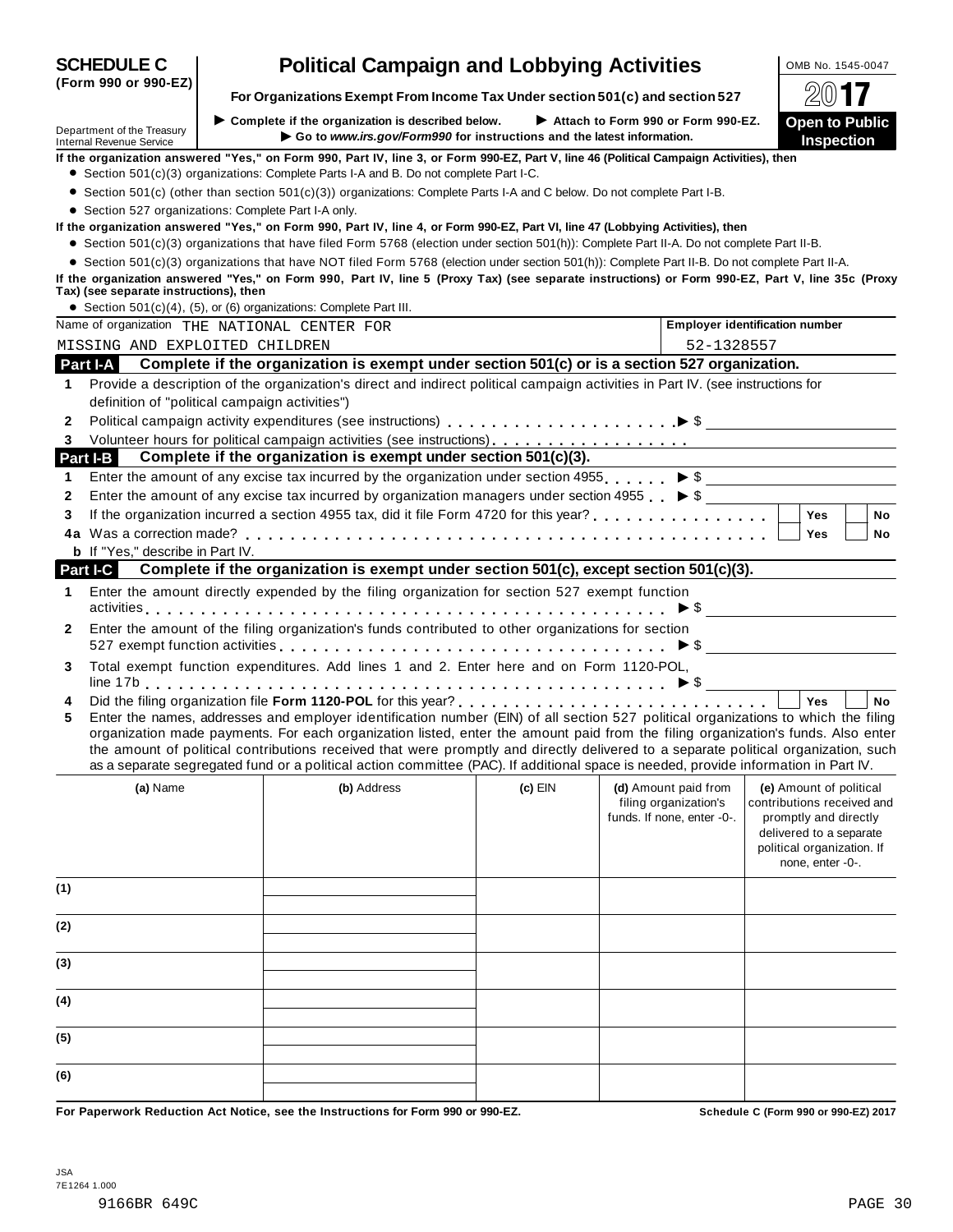# SCHEDULE C (Form 990 or 990-EZ)

## Political Campaign and Lobbying Activities

**For Organizations Exempt From Income Tax Under section 501(c) and section 527**

▶ Complete if the organization is described below. ▶ Attach to Form 990 or Form 990-EZ.
▶ Go to *www.irs.gov/Form990* for instructions and the latest information.

Department of the Treasury
Internal Revenue Service

OMB No. 1545-0047

2017

**Open to Public Inspection**

**If the organization answered "Yes," on Form 990, Part IV, line 3, or Form 990-EZ, Part V, line 46 (Political Campaign Activities), then**

- Section 501(c)(3) organizations: Complete Parts I-A and B. Do not complete Part I-C.
- Section 501(c) (other than section 501(c)(3)) organizations: Complete Parts I-A and C below. Do not complete Part I-B.
- Section 527 organizations: Complete Part I-A only.

**If the organization answered "Yes," on Form 990, Part IV, line 4, or Form 990-EZ, Part VI, line 47 (Lobbying Activities), then**

- Section 501(c)(3) organizations that have filed Form 5768 (election under section 501(h)): Complete Part II-A. Do not complete Part II-B.
- Section 501(c)(3) organizations that have NOT filed Form 5768 (election under section 501(h)): Complete Part II-B. Do not complete Part II-A.

**If the organization answered "Yes," on Form 990, Part IV, line 5 (Proxy Tax) (see separate instructions) or Form 990-EZ, Part V, line 35c (Proxy Tax) (see separate instructions), then**

- Section 501(c)(4), (5), or (6) organizations: Complete Part III.

| Name of organization | Employer identification number |
|---|---|
| THE NATIONAL CENTER FOR MISSING AND EXPLOITED CHILDREN | 52-1328557 |

### Part I-A Complete if the organization is exempt under section 501(c) or is a section 527 organization.

1. Provide a description of the organization's direct and indirect political campaign activities in Part IV. (see instructions for definition of "political campaign activities")
2. Political campaign activity expenditures (see instructions) ▶ $
3. Volunteer hours for political campaign activities (see instructions)

### Part I-B Complete if the organization is exempt under section 501(c)(3).

1. Enter the amount of any excise tax incurred by the organization under section 4955 ▶ $
2. Enter the amount of any excise tax incurred by organization managers under section 4955 ▶ $
3. If the organization incurred a section 4955 tax, did it file Form 4720 for this year? ☐ Yes ☐ No

4a. Was a correction made? ☐ Yes ☐ No

b. If "Yes," describe in Part IV.

### Part I-C Complete if the organization is exempt under section 501(c), except section 501(c)(3).

1. Enter the amount directly expended by the filing organization for section 527 exempt function activities ▶ $
2. Enter the amount of the filing organization's funds contributed to other organizations for section 527 exempt function activities ▶ $
3. Total exempt function expenditures. Add lines 1 and 2. Enter here and on Form 1120-POL, line 17b ▶ $
4. Did the filing organization file **Form 1120-POL** for this year? ☐ Yes ☐ No
5. Enter the names, addresses and employer identification number (EIN) of all section 527 political organizations to which the filing organization made payments. For each organization listed, enter the amount paid from the filing organization's funds. Also enter the amount of political contributions received that were promptly and directly delivered to a separate political organization, such as a separate segregated fund or a political action committee (PAC). If additional space is needed, provide information in Part IV.

| | (a) Name | (b) Address | (c) EIN | (d) Amount paid from filing organization's funds. If none, enter -0-. | (e) Amount of political contributions received and promptly and directly delivered to a separate political organization. If none, enter -0-. |
|---|---|---|---|---|---|
| (1) | | | | | |
| (2) | | | | | |
| (3) | | | | | |
| (4) | | | | | |
| (5) | | | | | |
| (6) | | | | | |

**For Paperwork Reduction Act Notice, see the Instructions for Form 990 or 990-EZ.** **Schedule C (Form 990 or 990-EZ) 2017**

JSA
7E1264 1.000
9166BR 649C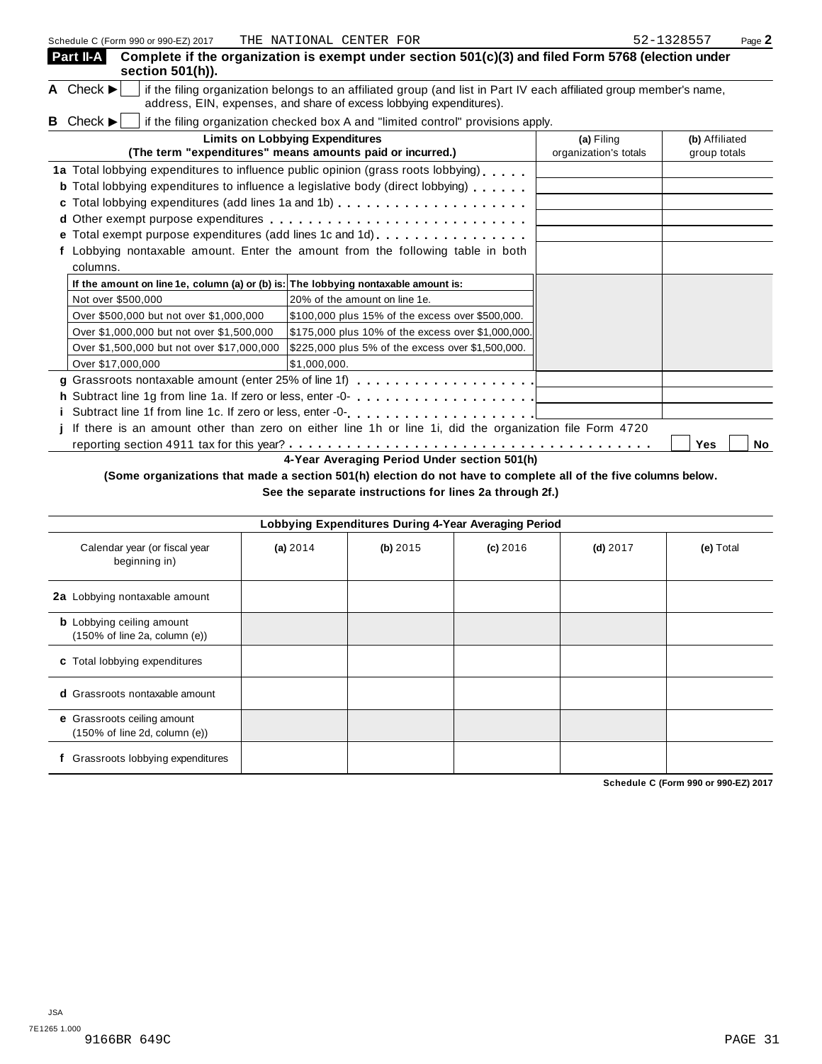Schedule C (Form 990 or 990-EZ) 2017 THE NATIONAL CENTER FOR 52-1328557 Page **2**

## Part II-A Complete if the organization is exempt under section 501(c)(3) and filed Form 5768 (election under section 501(h)).

**A** Check ▶ ☐ if the filing organization belongs to an affiliated group (and list in Part IV each affiliated group member's name, address, EIN, expenses, and share of excess lobbying expenditures).

**B** Check ▶ ☐ if the filing organization checked box A and "limited control" provisions apply.

| Limits on Lobbying Expenditures (The term "expenditures" means amounts paid or incurred.) | (a) Filing organization's totals | (b) Affiliated group totals |
|---|---|---|
| **1a** Total lobbying expenditures to influence public opinion (grass roots lobbying) | | |
| **b** Total lobbying expenditures to influence a legislative body (direct lobbying) | | |
| **c** Total lobbying expenditures (add lines 1a and 1b) | | |
| **d** Other exempt purpose expenditures | | |
| **e** Total exempt purpose expenditures (add lines 1c and 1d) | | |
| **f** Lobbying nontaxable amount. Enter the amount from the following table in both columns. | | |

| If the amount on line 1e, column (a) or (b) is: | The lobbying nontaxable amount is: |
|---|---|
| Not over $500,000 | 20% of the amount on line 1e. |
| Over $500,000 but not over $1,000,000 | $100,000 plus 15% of the excess over $500,000. |
| Over $1,000,000 but not over $1,500,000 | $175,000 plus 10% of the excess over $1,000,000. |
| Over $1,500,000 but not over $17,000,000 | $225,000 plus 5% of the excess over $1,500,000. |
| Over $17,000,000 | $1,000,000. |

| | (a) | (b) |
|---|---|---|
| **g** Grassroots nontaxable amount (enter 25% of line 1f) | | |
| **h** Subtract line 1g from line 1a. If zero or less, enter -0- | | |
| **i** Subtract line 1f from line 1c. If zero or less, enter -0- | | |

**j** If there is an amount other than zero on either line 1h or line 1i, did the organization file Form 4720 reporting section 4911 tax for this year? ☐ Yes ☐ No

### 4-Year Averaging Period Under section 501(h)

**(Some organizations that made a section 501(h) election do not have to complete all of the five columns below. See the separate instructions for lines 2a through 2f.)**

| Lobbying Expenditures During 4-Year Averaging Period | | | | | |
|---|---|---|---|---|---|
| Calendar year (or fiscal year beginning in) | (a) 2014 | (b) 2015 | (c) 2016 | (d) 2017 | (e) Total |
| **2a** Lobbying nontaxable amount | | | | | |
| **b** Lobbying ceiling amount (150% of line 2a, column (e)) | | | | | |
| **c** Total lobbying expenditures | | | | | |
| **d** Grassroots nontaxable amount | | | | | |
| **e** Grassroots ceiling amount (150% of line 2d, column (e)) | | | | | |
| **f** Grassroots lobbying expenditures | | | | | |

**Schedule C (Form 990 or 990-EZ) 2017**

JSA
7E1265 1.000
9166BR 649C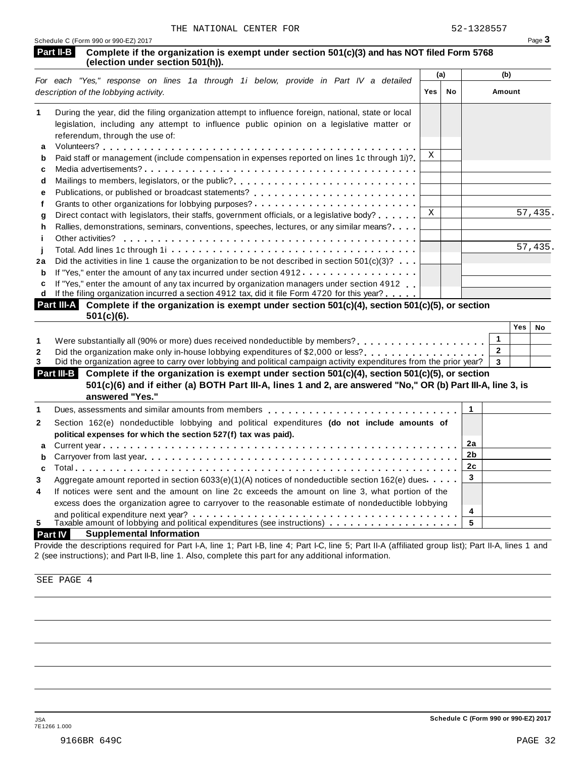THE NATIONAL CENTER FOR 52-1328557

Schedule C (Form 990 or 990-EZ) 2017

## Part II-B Complete if the organization is exempt under section 501(c)(3) and has NOT filed Form 5768 (election under section 501(h)).

| *For each "Yes," response on lines 1a through 1i below, provide in Part IV a detailed description of the lobbying activity.* | (a) Yes | (a) No | (b) Amount |
|---|---|---|---|
| **1** During the year, did the filing organization attempt to influence foreign, national, state or local legislation, including any attempt to influence public opinion on a legislative matter or referendum, through the use of: | | | |
| **a** Volunteers? | | | |
| **b** Paid staff or management (include compensation in expenses reported on lines 1c through 1i)? | X | | |
| **c** Media advertisements? | | | |
| **d** Mailings to members, legislators, or the public? | | | |
| **e** Publications, or published or broadcast statements? | | | |
| **f** Grants to other organizations for lobbying purposes? | | | |
| **g** Direct contact with legislators, their staffs, government officials, or a legislative body? | X | | 57,435. |
| **h** Rallies, demonstrations, seminars, conventions, speeches, lectures, or any similar means? | | | |
| **i** Other activities? | | | |
| **j** Total. Add lines 1c through 1i | | | 57,435. |
| **2a** Did the activities in line 1 cause the organization to be not described in section 501(c)(3)? | | | |
| **b** If "Yes," enter the amount of any tax incurred under section 4912 | | | |
| **c** If "Yes," enter the amount of any tax incurred by organization managers under section 4912 | | | |
| **d** If the filing organization incurred a section 4912 tax, did it file Form 4720 for this year? | | | |

## Part III-A Complete if the organization is exempt under section 501(c)(4), section 501(c)(5), or section 501(c)(6).

| | | Yes | No |
|---|---|---|---|
| **1** Were substantially all (90% or more) dues received nondeductible by members? | 1 | | |
| **2** Did the organization make only in-house lobbying expenditures of $2,000 or less? | 2 | | |
| **3** Did the organization agree to carry over lobbying and political campaign activity expenditures from the prior year? | 3 | | |

## Part III-B Complete if the organization is exempt under section 501(c)(4), section 501(c)(5), or section 501(c)(6) and if either (a) BOTH Part III-A, lines 1 and 2, are answered "No," OR (b) Part III-A, line 3, is answered "Yes."

| | | |
|---|---|---|
| **1** Dues, assessments and similar amounts from members | 1 | |
| **2** Section 162(e) nondeductible lobbying and political expenditures **(do not include amounts of political expenses for which the section 527(f) tax was paid).** | | |
| **a** Current year | 2a | |
| **b** Carryover from last year | 2b | |
| **c** Total | 2c | |
| **3** Aggregate amount reported in section 6033(e)(1)(A) notices of nondeductible section 162(e) dues | 3 | |
| **4** If notices were sent and the amount on line 2c exceeds the amount on line 3, what portion of the excess does the organization agree to carryover to the reasonable estimate of nondeductible lobbying and political expenditure next year? | 4 | |
| **5** Taxable amount of lobbying and political expenditures (see instructions) | 5 | |

## Part IV Supplemental Information

Provide the descriptions required for Part I-A, line 1; Part I-B, line 4; Part I-C, line 5; Part II-A (affiliated group list); Part II-A, lines 1 and 2 (see instructions); and Part II-B, line 1. Also, complete this part for any additional information.

SEE PAGE 4

Schedule C (Form 990 or 990-EZ) 2017

JSA 7E1266 1.000

9166BR 649C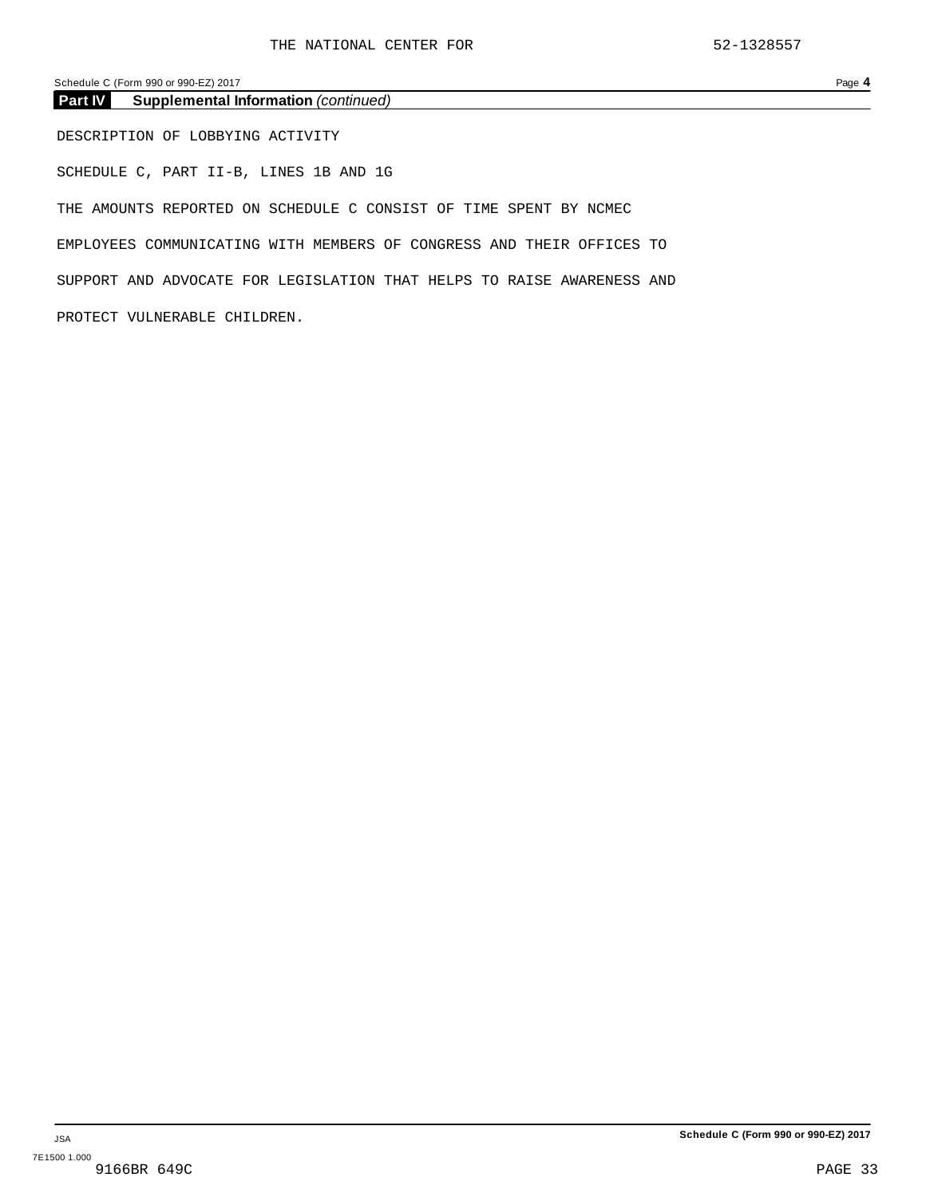## Part IV Supplemental Information *(continued)*

DESCRIPTION OF LOBBYING ACTIVITY

SCHEDULE C, PART II-B, LINES 1B AND 1G

THE AMOUNTS REPORTED ON SCHEDULE C CONSIST OF TIME SPENT BY NCMEC EMPLOYEES COMMUNICATING WITH MEMBERS OF CONGRESS AND THEIR OFFICES TO SUPPORT AND ADVOCATE FOR LEGISLATION THAT HELPS TO RAISE AWARENESS AND PROTECT VULNERABLE CHILDREN.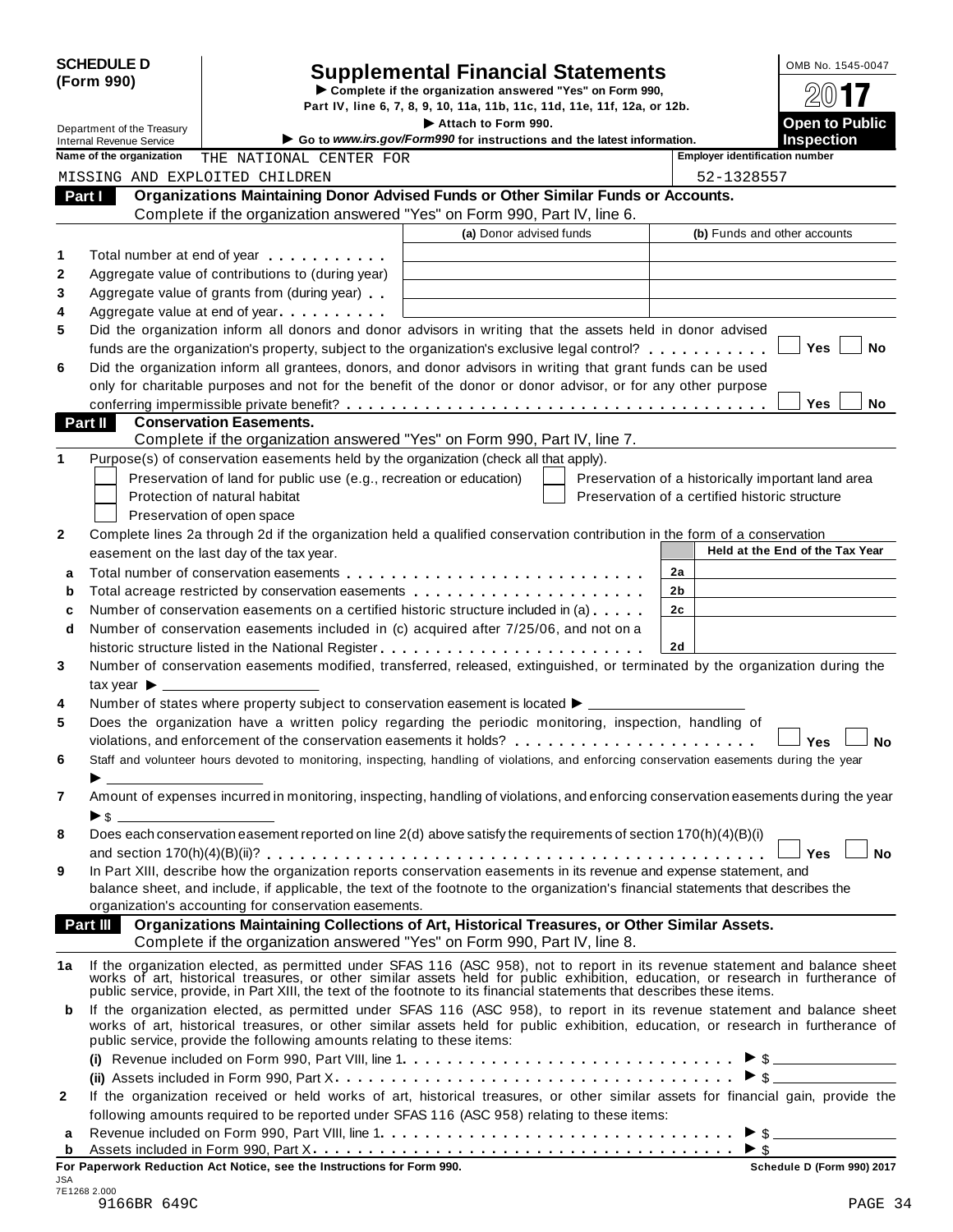**SCHEDULE D (Form 990)**

Department of the Treasury
Internal Revenue Service

# Supplemental Financial Statements

▶ Complete if the organization answered "Yes" on Form 990, Part IV, line 6, 7, 8, 9, 10, 11a, 11b, 11c, 11d, 11e, 11f, 12a, or 12b.
▶ Attach to Form 990.
▶ Go to *www.irs.gov/Form990* for instructions and the latest information.

OMB No. 1545-0047

**2017**

**Open to Public Inspection**

| Name of the organization | Employer identification number |
|---|---|
| THE NATIONAL CENTER FOR MISSING AND EXPLOITED CHILDREN | 52-1328557 |

## Part I Organizations Maintaining Donor Advised Funds or Other Similar Funds or Accounts.

Complete if the organization answered "Yes" on Form 990, Part IV, line 6.

| | | (a) Donor advised funds | (b) Funds and other accounts |
|---|---|---|---|
| 1 | Total number at end of year | | |
| 2 | Aggregate value of contributions to (during year) | | |
| 3 | Aggregate value of grants from (during year) | | |
| 4 | Aggregate value at end of year | | |

**5** Did the organization inform all donors and donor advisors in writing that the assets held in donor advised funds are the organization's property, subject to the organization's exclusive legal control? ☐ Yes ☐ No

**6** Did the organization inform all grantees, donors, and donor advisors in writing that grant funds can be used only for charitable purposes and not for the benefit of the donor or donor advisor, or for any other purpose conferring impermissible private benefit? ☐ Yes ☐ No

## Part II Conservation Easements.

Complete if the organization answered "Yes" on Form 990, Part IV, line 7.

**1** Purpose(s) of conservation easements held by the organization (check all that apply).

- ☐ Preservation of land for public use (e.g., recreation or education)
- ☐ Protection of natural habitat
- ☐ Preservation of open space
- ☐ Preservation of a historically important land area
- ☐ Preservation of a certified historic structure

**2** Complete lines 2a through 2d if the organization held a qualified conservation contribution in the form of a conservation easement on the last day of the tax year.

| | | | Held at the End of the Tax Year |
|---|---|---|---|
| a | Total number of conservation easements | 2a | |
| b | Total acreage restricted by conservation easements | 2b | |
| c | Number of conservation easements on a certified historic structure included in (a) | 2c | |
| d | Number of conservation easements included in (c) acquired after 7/25/06, and not on a historic structure listed in the National Register | 2d | |

**3** Number of conservation easements modified, transferred, released, extinguished, or terminated by the organization during the tax year ▶ ____________

**4** Number of states where property subject to conservation easement is located ▶ ____________

**5** Does the organization have a written policy regarding the periodic monitoring, inspection, handling of violations, and enforcement of the conservation easements it holds? ☐ Yes ☐ No

**6** Staff and volunteer hours devoted to monitoring, inspecting, handling of violations, and enforcing conservation easements during the year ▶ ____________

**7** Amount of expenses incurred in monitoring, inspecting, handling of violations, and enforcing conservation easements during the year ▶ $ ____________

**8** Does each conservation easement reported on line 2(d) above satisfy the requirements of section 170(h)(4)(B)(i) and section 170(h)(4)(B)(ii)? ☐ Yes ☐ No

**9** In Part XIII, describe how the organization reports conservation easements in its revenue and expense statement, and balance sheet, and include, if applicable, the text of the footnote to the organization's financial statements that describes the organization's accounting for conservation easements.

## Part III Organizations Maintaining Collections of Art, Historical Treasures, or Other Similar Assets.

Complete if the organization answered "Yes" on Form 990, Part IV, line 8.

**1a** If the organization elected, as permitted under SFAS 116 (ASC 958), not to report in its revenue statement and balance sheet works of art, historical treasures, or other similar assets held for public exhibition, education, or research in furtherance of public service, provide, in Part XIII, the text of the footnote to its financial statements that describes these items.

**b** If the organization elected, as permitted under SFAS 116 (ASC 958), to report in its revenue statement and balance sheet works of art, historical treasures, or other similar assets held for public exhibition, education, or research in furtherance of public service, provide the following amounts relating to these items:

**(i)** Revenue included on Form 990, Part VIII, line 1 ▶ $ ____________

**(ii)** Assets included in Form 990, Part X ▶ $ ____________

**2** If the organization received or held works of art, historical treasures, or other similar assets for financial gain, provide the following amounts required to be reported under SFAS 116 (ASC 958) relating to these items:

**a** Revenue included on Form 990, Part VIII, line 1 ▶ $ ____________

**b** Assets included in Form 990, Part X ▶ $ ____________

**For Paperwork Reduction Act Notice, see the Instructions for Form 990.** Schedule D (Form 990) 2017

JSA
7E1268 2.000
9166BR 649C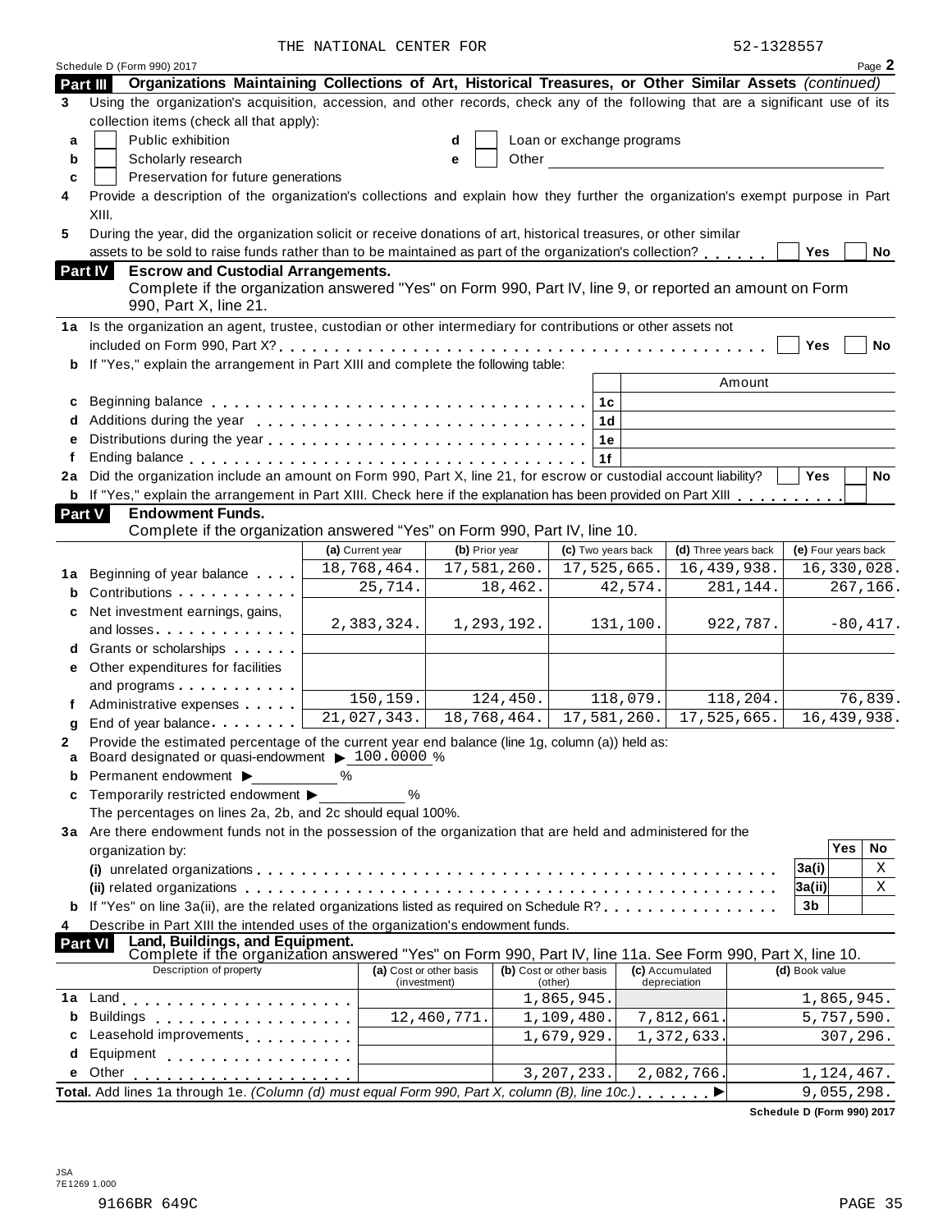THE NATIONAL CENTER FOR 52-1328557

Schedule D (Form 990) 2017

## Part III Organizations Maintaining Collections of Art, Historical Treasures, or Other Similar Assets *(continued)*

**3** Using the organization's acquisition, accession, and other records, check any of the following that are a significant use of its collection items (check all that apply):

- **a** ☐ Public exhibition
- **b** ☐ Scholarly research
- **c** ☐ Preservation for future generations
- **d** ☐ Loan or exchange programs
- **e** ☐ Other

**4** Provide a description of the organization's collections and explain how they further the organization's exempt purpose in Part XIII.

**5** During the year, did the organization solicit or receive donations of art, historical treasures, or other similar assets to be sold to raise funds rather than to be maintained as part of the organization's collection? ☐ Yes ☐ No

## Part IV Escrow and Custodial Arrangements.

Complete if the organization answered "Yes" on Form 990, Part IV, line 9, or reported an amount on Form 990, Part X, line 21.

**1a** Is the organization an agent, trustee, custodian or other intermediary for contributions or other assets not included on Form 990, Part X? ☐ Yes ☐ No

**b** If "Yes," explain the arrangement in Part XIII and complete the following table:

| | | | Amount |
|---|---|---|---|
| **c** | Beginning balance | 1c | |
| **d** | Additions during the year | 1d | |
| **e** | Distributions during the year | 1e | |
| **f** | Ending balance | 1f | |

**2a** Did the organization include an amount on Form 990, Part X, line 21, for escrow or custodial account liability? ☐ Yes ☐ No

**b** If "Yes," explain the arrangement in Part XIII. Check here if the explanation has been provided on Part XIII ☐

## Part V Endowment Funds.

Complete if the organization answered "Yes" on Form 990, Part IV, line 10.

| | | (a) Current year | (b) Prior year | (c) Two years back | (d) Three years back | (e) Four years back |
|---|---|---|---|---|---|---|
| **1a** | Beginning of year balance | 18,768,464. | 17,581,260. | 17,525,665. | 16,439,938. | 16,330,028. |
| **b** | Contributions | 25,714. | 18,462. | 42,574. | 281,144. | 267,166. |
| **c** | Net investment earnings, gains, and losses | 2,383,324. | 1,293,192. | 131,100. | 922,787. | -80,417. |
| **d** | Grants or scholarships | | | | | |
| **e** | Other expenditures for facilities and programs | | | | | |
| **f** | Administrative expenses | 150,159. | 124,450. | 118,079. | 118,204. | 76,839. |
| **g** | End of year balance | 21,027,343. | 18,768,464. | 17,581,260. | 17,525,665. | 16,439,938. |

**2** Provide the estimated percentage of the current year end balance (line 1g, column (a)) held as:

- **a** Board designated or quasi-endowment ▶ 100.0000 %
- **b** Permanent endowment ▶ ______ %
- **c** Temporarily restricted endowment ▶ ______ %

The percentages on lines 2a, 2b, and 2c should equal 100%.

**3a** Are there endowment funds not in the possession of the organization that are held and administered for the organization by:

| | | | Yes | No |
|---|---|---|---|---|
| | (i) unrelated organizations | 3a(i) | | X |
| | (ii) related organizations | 3a(ii) | | X |
| **b** | If "Yes" on line 3a(ii), are the related organizations listed as required on Schedule R? | 3b | | |

**4** Describe in Part XIII the intended uses of the organization's endowment funds.

## Part VI Land, Buildings, and Equipment.

Complete if the organization answered "Yes" on Form 990, Part IV, line 11a. See Form 990, Part X, line 10.

| | Description of property | (a) Cost or other basis (investment) | (b) Cost or other basis (other) | (c) Accumulated depreciation | (d) Book value |
|---|---|---|---|---|---|
| **1a** | Land | | 1,865,945. | | 1,865,945. |
| **b** | Buildings | 12,460,771. | 1,109,480. | 7,812,661. | 5,757,590. |
| **c** | Leasehold improvements | | 1,679,929. | 1,372,633. | 307,296. |
| **d** | Equipment | | | | |
| **e** | Other | | 3,207,233. | 2,082,766. | 1,124,467. |
| **Total.** | Add lines 1a through 1e. *(Column (d) must equal Form 990, Part X, column (B), line 10c.)* ▶ | | | | 9,055,298. |

Schedule D (Form 990) 2017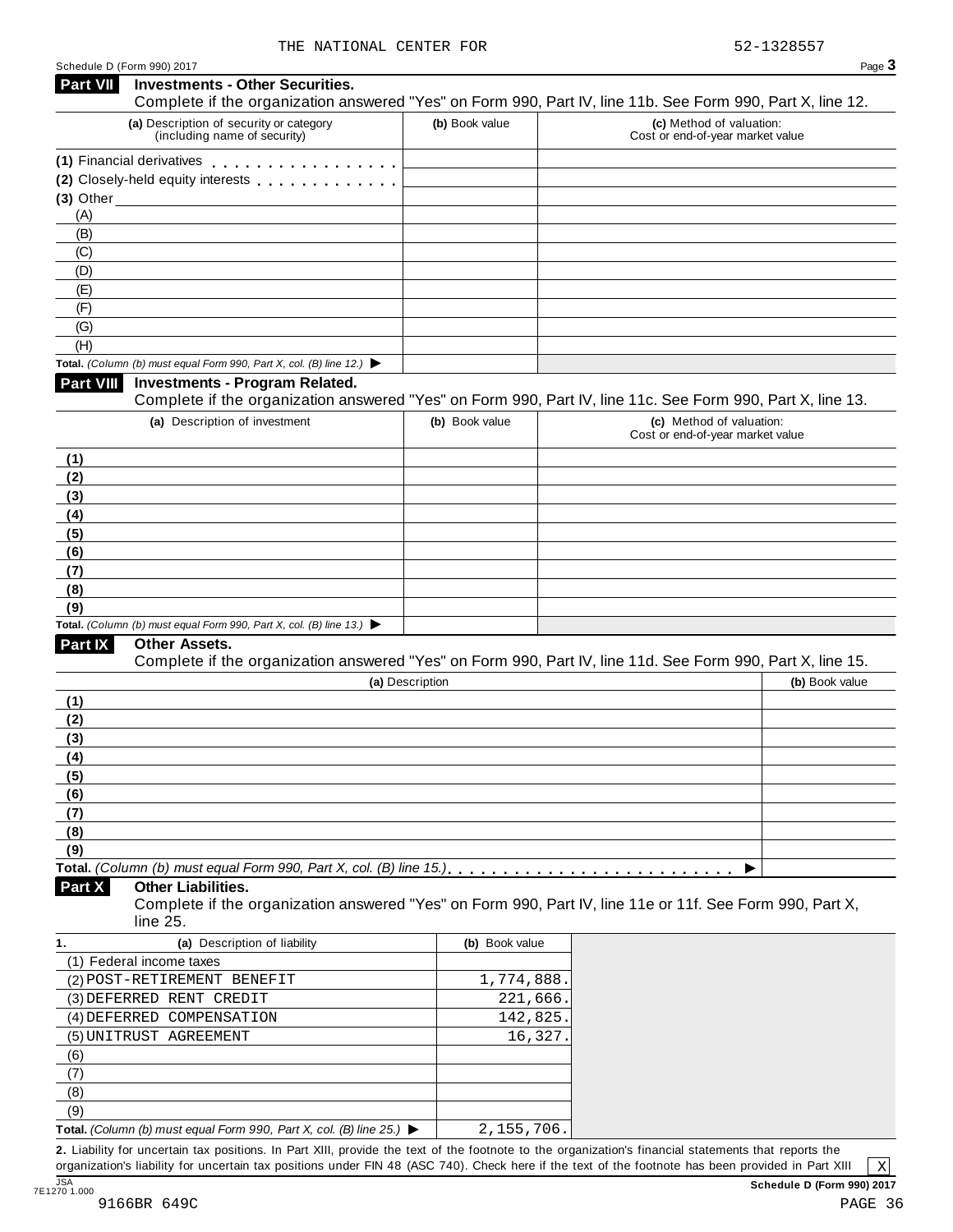Schedule D (Form 990) 2017

## Part VII Investments - Other Securities.

Complete if the organization answered "Yes" on Form 990, Part IV, line 11b. See Form 990, Part X, line 12.

| (a) Description of security or category (including name of security) | (b) Book value | (c) Method of valuation: Cost or end-of-year market value |
|---|---|---|
| (1) Financial derivatives | | |
| (2) Closely-held equity interests | | |
| (3) Other | | |
| (A) | | |
| (B) | | |
| (C) | | |
| (D) | | |
| (E) | | |
| (F) | | |
| (G) | | |
| (H) | | |
| Total. *(Column (b) must equal Form 990, Part X, col. (B) line 12.)* ▶ | | |

## Part VIII Investments - Program Related.

Complete if the organization answered "Yes" on Form 990, Part IV, line 11c. See Form 990, Part X, line 13.

| (a) Description of investment | (b) Book value | (c) Method of valuation: Cost or end-of-year market value |
|---|---|---|
| (1) | | |
| (2) | | |
| (3) | | |
| (4) | | |
| (5) | | |
| (6) | | |
| (7) | | |
| (8) | | |
| (9) | | |
| Total. *(Column (b) must equal Form 990, Part X, col. (B) line 13.)* ▶ | | |

## Part IX Other Assets.

Complete if the organization answered "Yes" on Form 990, Part IV, line 11d. See Form 990, Part X, line 15.

| (a) Description | (b) Book value |
|---|---|
| (1) | |
| (2) | |
| (3) | |
| (4) | |
| (5) | |
| (6) | |
| (7) | |
| (8) | |
| (9) | |
| Total. *(Column (b) must equal Form 990, Part X, col. (B) line 15.)* ▶ | |

## Part X Other Liabilities.

Complete if the organization answered "Yes" on Form 990, Part IV, line 11e or 11f. See Form 990, Part X, line 25.

| 1. (a) Description of liability | (b) Book value |
|---|---|
| (1) Federal income taxes | |
| (2) POST-RETIREMENT BENEFIT | 1,774,888. |
| (3) DEFERRED RENT CREDIT | 221,666. |
| (4) DEFERRED COMPENSATION | 142,825. |
| (5) UNITRUST AGREEMENT | 16,327. |
| (6) | |
| (7) | |
| (8) | |
| (9) | |
| Total. *(Column (b) must equal Form 990, Part X, col. (B) line 25.)* ▶ | 2,155,706. |

**2.** Liability for uncertain tax positions. In Part XIII, provide the text of the footnote to the organization's financial statements that reports the organization's liability for uncertain tax positions under FIN 48 (ASC 740). Check here if the text of the footnote has been provided in Part XIII [X]

Schedule D (Form 990) 2017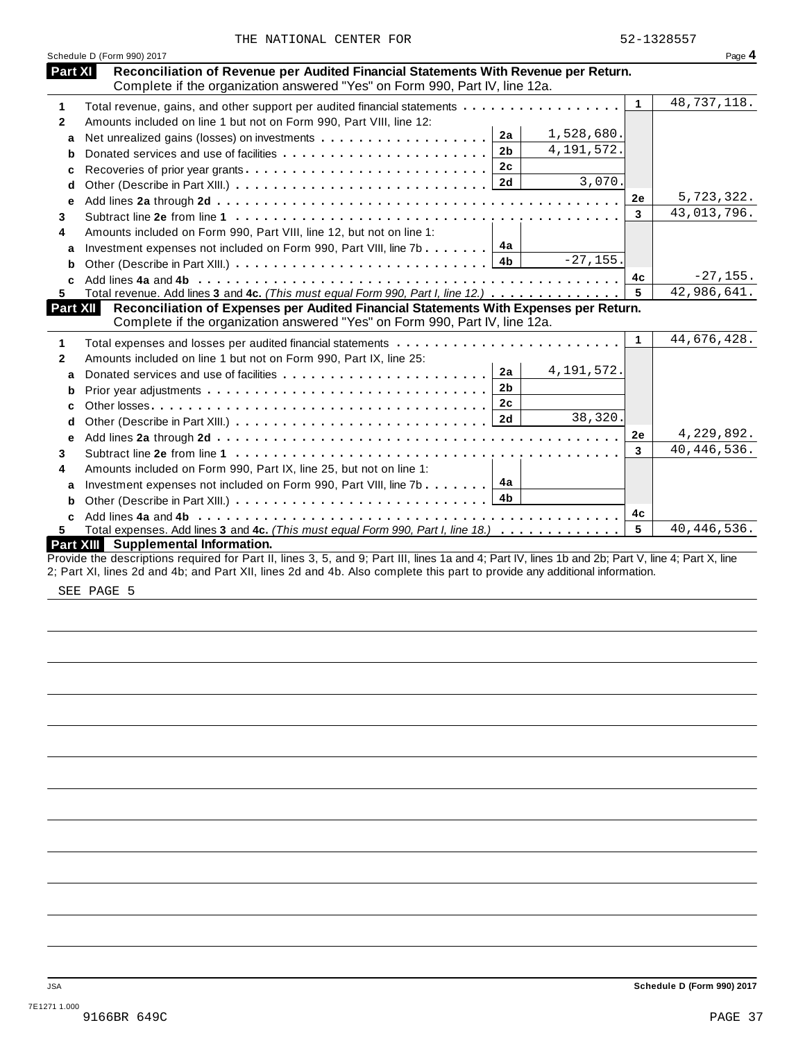THE NATIONAL CENTER FOR 52-1328557

Schedule D (Form 990) 2017

## Part XI Reconciliation of Revenue per Audited Financial Statements With Revenue per Return.

Complete if the organization answered "Yes" on Form 990, Part IV, line 12a.

| | | | | | |
|---|---|---|---|---|---|
| 1 | Total revenue, gains, and other support per audited financial statements | | | 1 | 48,737,118. |
| 2 | Amounts included on line 1 but not on Form 990, Part VIII, line 12: | | | | |
| a | Net unrealized gains (losses) on investments | 2a | 1,528,680. | | |
| b | Donated services and use of facilities | 2b | 4,191,572. | | |
| c | Recoveries of prior year grants | 2c | | | |
| d | Other (Describe in Part XIII.) | 2d | 3,070. | | |
| e | Add lines **2a** through **2d** | | | 2e | 5,723,322. |
| 3 | Subtract line **2e** from line **1** | | | 3 | 43,013,796. |
| 4 | Amounts included on Form 990, Part VIII, line 12, but not on line 1: | | | | |
| a | Investment expenses not included on Form 990, Part VIII, line 7b | 4a | | | |
| b | Other (Describe in Part XIII.) | 4b | -27,155. | | |
| c | Add lines **4a** and **4b** | | | 4c | -27,155. |
| 5 | Total revenue. Add lines **3** and **4c.** *(This must equal Form 990, Part I, line 12.)* | | | 5 | 42,986,641. |

## Part XII Reconciliation of Expenses per Audited Financial Statements With Expenses per Return.

Complete if the organization answered "Yes" on Form 990, Part IV, line 12a.

| | | | | | |
|---|---|---|---|---|---|
| 1 | Total expenses and losses per audited financial statements | | | 1 | 44,676,428. |
| 2 | Amounts included on line 1 but not on Form 990, Part IX, line 25: | | | | |
| a | Donated services and use of facilities | 2a | 4,191,572. | | |
| b | Prior year adjustments | 2b | | | |
| c | Other losses | 2c | | | |
| d | Other (Describe in Part XIII.) | 2d | 38,320. | | |
| e | Add lines **2a** through **2d** | | | 2e | 4,229,892. |
| 3 | Subtract line **2e** from line **1** | | | 3 | 40,446,536. |
| 4 | Amounts included on Form 990, Part IX, line 25, but not on line 1: | | | | |
| a | Investment expenses not included on Form 990, Part VIII, line 7b | 4a | | | |
| b | Other (Describe in Part XIII.) | 4b | | | |
| c | Add lines **4a** and **4b** | | | 4c | |
| 5 | Total expenses. Add lines **3** and **4c.** *(This must equal Form 990, Part I, line 18.)* | | | 5 | 40,446,536. |

## Part XIII Supplemental Information.

Provide the descriptions required for Part II, lines 3, 5, and 9; Part III, lines 1a and 4; Part IV, lines 1b and 2b; Part V, line 4; Part X, line 2; Part XI, lines 2d and 4b; and Part XII, lines 2d and 4b. Also complete this part to provide any additional information.

SEE PAGE 5

Schedule D (Form 990) 2017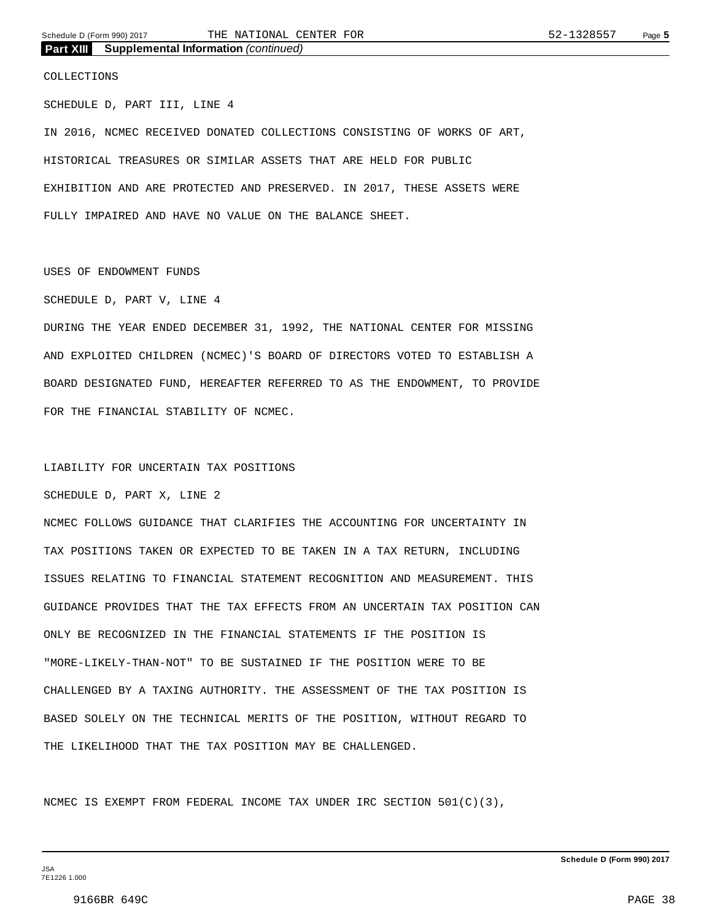**Part XIII Supplemental Information** *(continued)*

COLLECTIONS

SCHEDULE D, PART III, LINE 4

IN 2016, NCMEC RECEIVED DONATED COLLECTIONS CONSISTING OF WORKS OF ART, HISTORICAL TREASURES OR SIMILAR ASSETS THAT ARE HELD FOR PUBLIC EXHIBITION AND ARE PROTECTED AND PRESERVED. IN 2017, THESE ASSETS WERE FULLY IMPAIRED AND HAVE NO VALUE ON THE BALANCE SHEET.

USES OF ENDOWMENT FUNDS

SCHEDULE D, PART V, LINE 4

DURING THE YEAR ENDED DECEMBER 31, 1992, THE NATIONAL CENTER FOR MISSING AND EXPLOITED CHILDREN (NCMEC)'S BOARD OF DIRECTORS VOTED TO ESTABLISH A BOARD DESIGNATED FUND, HEREAFTER REFERRED TO AS THE ENDOWMENT, TO PROVIDE FOR THE FINANCIAL STABILITY OF NCMEC.

LIABILITY FOR UNCERTAIN TAX POSITIONS

SCHEDULE D, PART X, LINE 2

NCMEC FOLLOWS GUIDANCE THAT CLARIFIES THE ACCOUNTING FOR UNCERTAINTY IN TAX POSITIONS TAKEN OR EXPECTED TO BE TAKEN IN A TAX RETURN, INCLUDING ISSUES RELATING TO FINANCIAL STATEMENT RECOGNITION AND MEASUREMENT. THIS GUIDANCE PROVIDES THAT THE TAX EFFECTS FROM AN UNCERTAIN TAX POSITION CAN ONLY BE RECOGNIZED IN THE FINANCIAL STATEMENTS IF THE POSITION IS "MORE-LIKELY-THAN-NOT" TO BE SUSTAINED IF THE POSITION WERE TO BE CHALLENGED BY A TAXING AUTHORITY. THE ASSESSMENT OF THE TAX POSITION IS BASED SOLELY ON THE TECHNICAL MERITS OF THE POSITION, WITHOUT REGARD TO THE LIKELIHOOD THAT THE TAX POSITION MAY BE CHALLENGED.

NCMEC IS EXEMPT FROM FEDERAL INCOME TAX UNDER IRC SECTION 501(C)(3),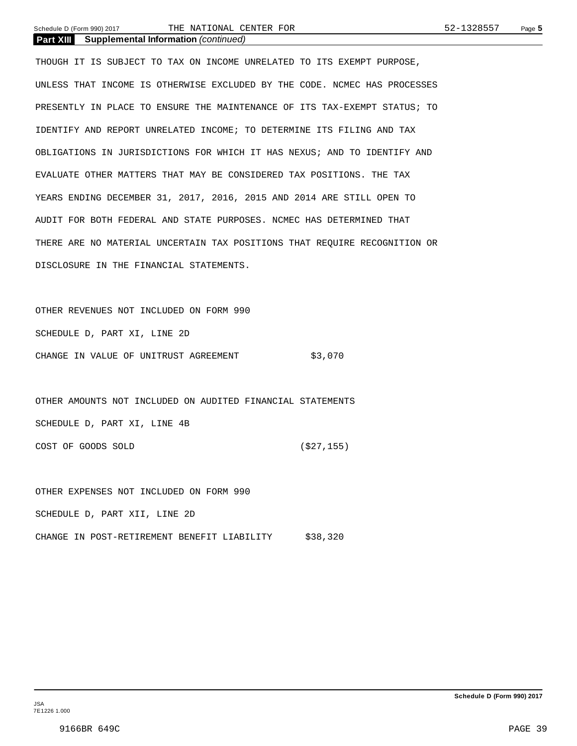## Part XIII Supplemental Information *(continued)*

THOUGH IT IS SUBJECT TO TAX ON INCOME UNRELATED TO ITS EXEMPT PURPOSE, UNLESS THAT INCOME IS OTHERWISE EXCLUDED BY THE CODE. NCMEC HAS PROCESSES PRESENTLY IN PLACE TO ENSURE THE MAINTENANCE OF ITS TAX-EXEMPT STATUS; TO IDENTIFY AND REPORT UNRELATED INCOME; TO DETERMINE ITS FILING AND TAX OBLIGATIONS IN JURISDICTIONS FOR WHICH IT HAS NEXUS; AND TO IDENTIFY AND EVALUATE OTHER MATTERS THAT MAY BE CONSIDERED TAX POSITIONS. THE TAX YEARS ENDING DECEMBER 31, 2017, 2016, 2015 AND 2014 ARE STILL OPEN TO AUDIT FOR BOTH FEDERAL AND STATE PURPOSES. NCMEC HAS DETERMINED THAT THERE ARE NO MATERIAL UNCERTAIN TAX POSITIONS THAT REQUIRE RECOGNITION OR DISCLOSURE IN THE FINANCIAL STATEMENTS.

OTHER REVENUES NOT INCLUDED ON FORM 990

SCHEDULE D, PART XI, LINE 2D

CHANGE IN VALUE OF UNITRUST AGREEMENT $3,070

OTHER AMOUNTS NOT INCLUDED ON AUDITED FINANCIAL STATEMENTS

SCHEDULE D, PART XI, LINE 4B

COST OF GOODS SOLD ($27,155)

OTHER EXPENSES NOT INCLUDED ON FORM 990

SCHEDULE D, PART XII, LINE 2D

CHANGE IN POST-RETIREMENT BENEFIT LIABILITY $38,320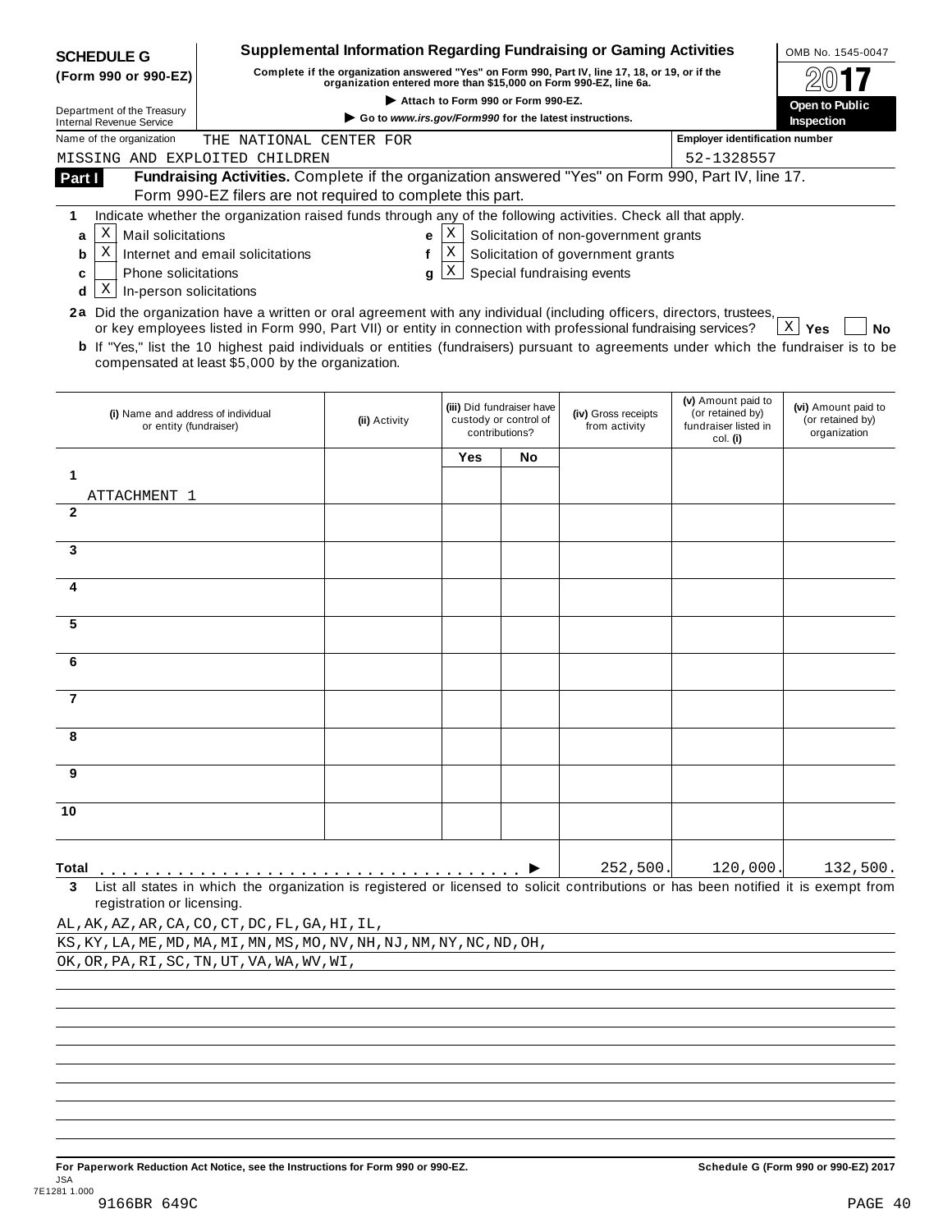**SCHEDULE G (Form 990 or 990-EZ)**

Department of the Treasury
Internal Revenue Service

# Supplemental Information Regarding Fundraising or Gaming Activities

**Complete if the organization answered "Yes" on Form 990, Part IV, line 17, 18, or 19, or if the organization entered more than $15,000 on Form 990-EZ, line 6a.**

▶ **Attach to Form 990 or Form 990-EZ.**

▶ **Go to *www.irs.gov/Form990* for the latest instructions.**

OMB No. 1545-0047

**2017**

**Open to Public Inspection**

Name of the organization: THE NATIONAL CENTER FOR MISSING AND EXPLOITED CHILDREN

Employer identification number: 52-1328557

**Part I** **Fundraising Activities.** Complete if the organization answered "Yes" on Form 990, Part IV, line 17. Form 990-EZ filers are not required to complete this part.

**1** Indicate whether the organization raised funds through any of the following activities. Check all that apply.

- **a** [X] Mail solicitations
- **b** [X] Internet and email solicitations
- **c** [ ] Phone solicitations
- **d** [X] In-person solicitations
- **e** [X] Solicitation of non-government grants
- **f** [X] Solicitation of government grants
- **g** [X] Special fundraising events

**2a** Did the organization have a written or oral agreement with any individual (including officers, directors, trustees, or key employees listed in Form 990, Part VII) or entity in connection with professional fundraising services? [X] **Yes** [ ] **No**

**b** If "Yes," list the 10 highest paid individuals or entities (fundraisers) pursuant to agreements under which the fundraiser is to be compensated at least $5,000 by the organization.

| | (i) Name and address of individual or entity (fundraiser) | (ii) Activity | (iii) Did fundraiser have custody or control of contributions? Yes | No | (iv) Gross receipts from activity | (v) Amount paid to (or retained by) fundraiser listed in col. (i) | (vi) Amount paid to (or retained by) organization |
|---|---|---|---|---|---|---|---|
| 1 | ATTACHMENT 1 | | | | | | |
| 2 | | | | | | | |
| 3 | | | | | | | |
| 4 | | | | | | | |
| 5 | | | | | | | |
| 6 | | | | | | | |
| 7 | | | | | | | |
| 8 | | | | | | | |
| 9 | | | | | | | |
| 10 | | | | | | | |
| **Total** ▶ | | | | | 252,500. | 120,000. | 132,500. |

**3** List all states in which the organization is registered or licensed to solicit contributions or has been notified it is exempt from registration or licensing.

AL,AK,AZ,AR,CA,CO,CT,DC,FL,GA,HI,IL,
KS,KY,LA,ME,MD,MA,MI,MN,MS,MO,NV,NH,NJ,NM,NY,NC,ND,OH,
OK,OR,PA,RI,SC,TN,UT,VA,WA,WV,WI,

**For Paperwork Reduction Act Notice, see the Instructions for Form 990 or 990-EZ.** **Schedule G (Form 990 or 990-EZ) 2017**

JSA 7E1281 1.000
9166BR 649C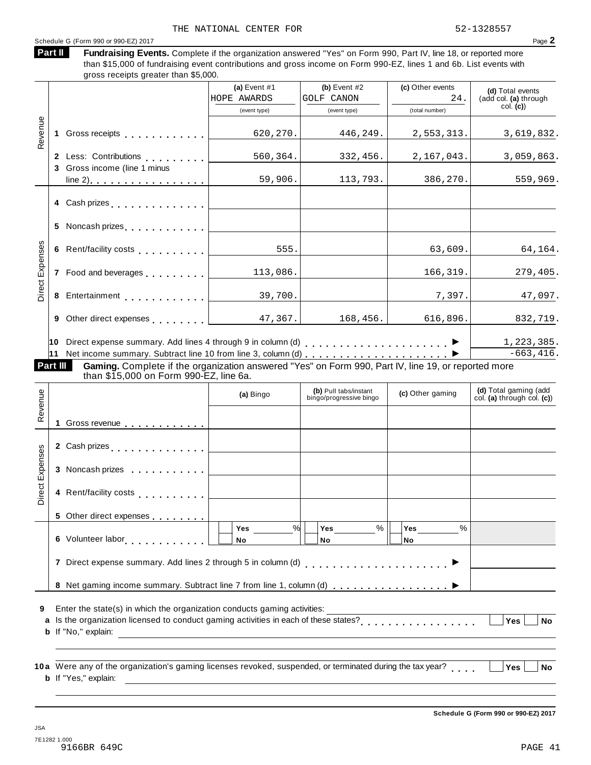THE NATIONAL CENTER FOR 52-1328557

Schedule G (Form 990 or 990-EZ) 2017

**Part II** **Fundraising Events.** Complete if the organization answered "Yes" on Form 990, Part IV, line 18, or reported more than $15,000 of fundraising event contributions and gross income on Form 990-EZ, lines 1 and 6b. List events with gross receipts greater than $5,000.

| | | (a) Event #1 HOPE AWARDS (event type) | (b) Event #2 GOLF CANON (event type) | (c) Other events 24. (total number) | (d) Total events (add col. (a) through col. (c)) |
|---|---|---|---|---|---|
| Revenue | 1 Gross receipts | 620,270. | 446,249. | 2,553,313. | 3,619,832. |
| | 2 Less: Contributions | 560,364. | 332,456. | 2,167,043. | 3,059,863. |
| | 3 Gross income (line 1 minus line 2) | 59,906. | 113,793. | 386,270. | 559,969. |
| Direct Expenses | 4 Cash prizes | | | | |
| | 5 Noncash prizes | | | | |
| | 6 Rent/facility costs | 555. | | 63,609. | 64,164. |
| | 7 Food and beverages | 113,086. | | 166,319. | 279,405. |
| | 8 Entertainment | 39,700. | | 7,397. | 47,097. |
| | 9 Other direct expenses | 47,367. | 168,456. | 616,896. | 832,719. |
| | 10 Direct expense summary. Add lines 4 through 9 in column (d) | | | ▶ | 1,223,385. |
| | 11 Net income summary. Subtract line 10 from line 3, column (d) | | | ▶ | -663,416. |

**Part III** **Gaming.** Complete if the organization answered "Yes" on Form 990, Part IV, line 19, or reported more than $15,000 on Form 990-EZ, line 6a.

| | | (a) Bingo | (b) Pull tabs/instant bingo/progressive bingo | (c) Other gaming | (d) Total gaming (add col. (a) through col. (c)) |
|---|---|---|---|---|---|
| Revenue | 1 Gross revenue | | | | |
| Direct Expenses | 2 Cash prizes | | | | |
| | 3 Noncash prizes | | | | |
| | 4 Rent/facility costs | | | | |
| | 5 Other direct expenses | | | | |
| | 6 Volunteer labor | Yes ___ % No | Yes ___ % No | Yes ___ % No | |
| | 7 Direct expense summary. Add lines 2 through 5 in column (d) | | | ▶ | |
| | 8 Net gaming income summary. Subtract line 7 from line 1, column (d) | | | ▶ | |

**9** Enter the state(s) in which the organization conducts gaming activities: ____________

**a** Is the organization licensed to conduct gaming activities in each of these states? ☐ Yes ☐ No

**b** If "No," explain: ____________

**10a** Were any of the organization's gaming licenses revoked, suspended, or terminated during the tax year? ☐ Yes ☐ No

**b** If "Yes," explain: ____________

**Schedule G (Form 990 or 990-EZ) 2017**

JSA
7E1282 1.000
9166BR 649C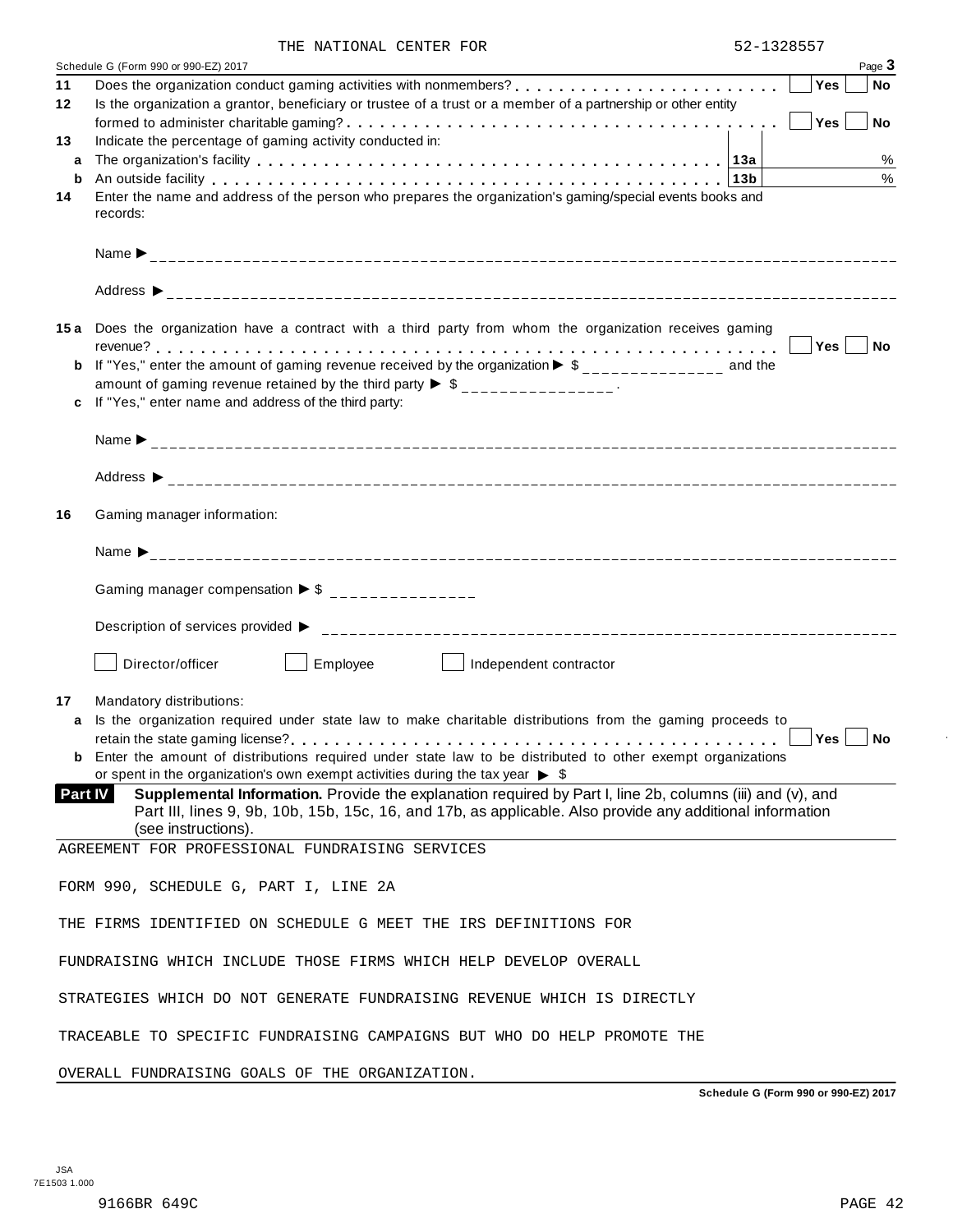THE NATIONAL CENTER FOR 52-1328557

Schedule G (Form 990 or 990-EZ) 2017 Page **3**

**11** Does the organization conduct gaming activities with nonmembers? . . . . . . . . . . . . . . . . . . . . . . . . ☐ **Yes** ☐ **No**

**12** Is the organization a grantor, beneficiary or trustee of a trust or a member of a partnership or other entity formed to administer charitable gaming? . . . . . . . . . . . . . . . . . . . . . . . . . . . . . . . . . . . . ☐ **Yes** ☐ **No**

**13** Indicate the percentage of gaming activity conducted in:

**a** The organization's facility . . . . . . . . . . . . . . . . . . . . . . . . . . . . . . . . . . . . . . . **13a** ____ %

**b** An outside facility . . . . . . . . . . . . . . . . . . . . . . . . . . . . . . . . . . . . . . . . . . . . . **13b** ____ %

**14** Enter the name and address of the person who prepares the organization's gaming/special events books and records:

Name ▶ ______________________________

Address ▶ ______________________________

**15a** Does the organization have a contract with a third party from whom the organization receives gaming revenue? . . . . . . . . . . . . . . . . . . . . . . . . . . . . . . . . . . . . . . . . . . . . . . . . . . . . . . . . . ☐ **Yes** ☐ **No**

**b** If "Yes," enter the amount of gaming revenue received by the organization ▶ $ _______________ and the amount of gaming revenue retained by the third party ▶ $ _______________.

**c** If "Yes," enter name and address of the third party:

Name ▶ ______________________________

Address ▶ ______________________________

**16** Gaming manager information:

Name ▶ ______________________________

Gaming manager compensation ▶ $ _______________

Description of services provided ▶ ______________________________

☐ Director/officer ☐ Employee ☐ Independent contractor

**17** Mandatory distributions:

**a** Is the organization required under state law to make charitable distributions from the gaming proceeds to retain the state gaming license? . . . . . . . . . . . . . . . . . . . . . . . . . . . . . . . . . . . . . . . . . . . . ☐ **Yes** ☐ **No**

**b** Enter the amount of distributions required under state law to be distributed to other exempt organizations or spent in the organization's own exempt activities during the tax year ▶ $

**Part IV** **Supplemental Information.** Provide the explanation required by Part I, line 2b, columns (iii) and (v), and Part III, lines 9, 9b, 10b, 15b, 15c, 16, and 17b, as applicable. Also provide any additional information (see instructions).

AGREEMENT FOR PROFESSIONAL FUNDRAISING SERVICES

FORM 990, SCHEDULE G, PART I, LINE 2A

THE FIRMS IDENTIFIED ON SCHEDULE G MEET THE IRS DEFINITIONS FOR

FUNDRAISING WHICH INCLUDE THOSE FIRMS WHICH HELP DEVELOP OVERALL

STRATEGIES WHICH DO NOT GENERATE FUNDRAISING REVENUE WHICH IS DIRECTLY

TRACEABLE TO SPECIFIC FUNDRAISING CAMPAIGNS BUT WHO DO HELP PROMOTE THE

OVERALL FUNDRAISING GOALS OF THE ORGANIZATION.

**Schedule G (Form 990 or 990-EZ) 2017**

JSA
7E1503 1.000

9166BR 649C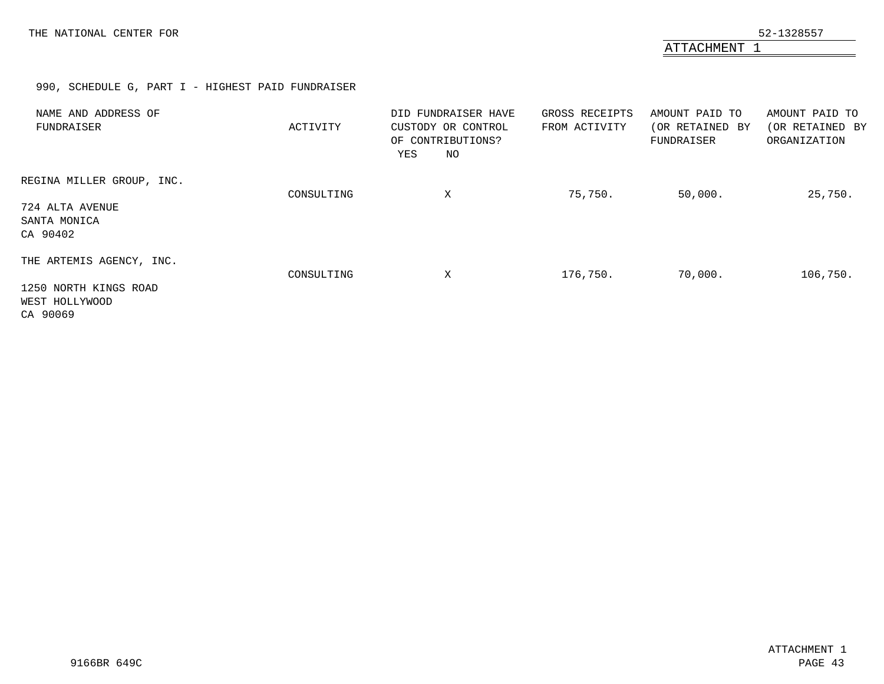THE NATIONAL CENTER FOR 52-1328557

ATTACHMENT 1

990, SCHEDULE G, PART I - HIGHEST PAID FUNDRAISER

| NAME AND ADDRESS OF FUNDRAISER | ACTIVITY | DID FUNDRAISER HAVE CUSTODY OR CONTROL OF CONTRIBUTIONS? YES | NO | GROSS RECEIPTS FROM ACTIVITY | AMOUNT PAID TO (OR RETAINED BY FUNDRAISER | AMOUNT PAID TO (OR RETAINED BY ORGANIZATION |
|---|---|---|---|---|---|---|
| REGINA MILLER GROUP, INC.<br>724 ALTA AVENUE<br>SANTA MONICA<br>CA 90402 | CONSULTING | | X | 75,750. | 50,000. | 25,750. |
| THE ARTEMIS AGENCY, INC.<br>1250 NORTH KINGS ROAD<br>WEST HOLLYWOOD<br>CA 90069 | CONSULTING | | X | 176,750. | 70,000. | 106,750. |

9166BR 649C

ATTACHMENT 1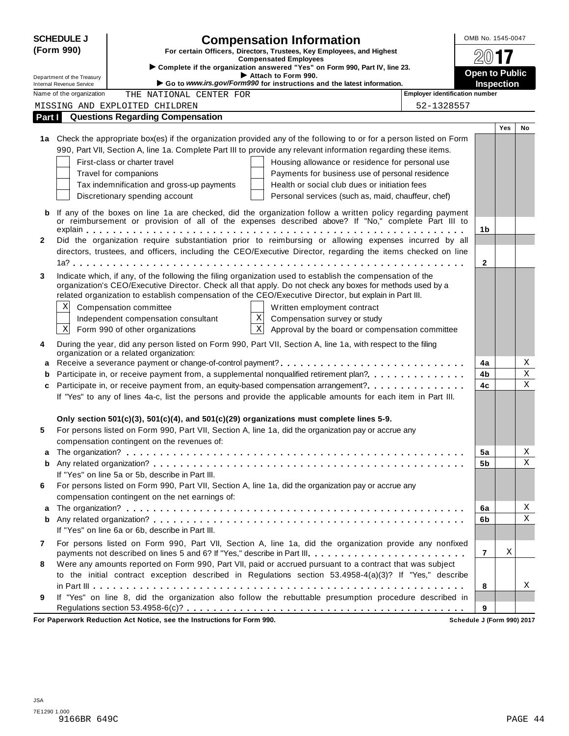**SCHEDULE J (Form 990)**

# Compensation Information

**For certain Officers, Directors, Trustees, Key Employees, and Highest Compensated Employees**

▶ Complete if the organization answered "Yes" on Form 990, Part IV, line 23.

▶ Attach to Form 990.

▶ Go to *www.irs.gov/Form990* for instructions and the latest information.

Department of the Treasury
Internal Revenue Service

OMB No. 1545-0047

2017

**Open to Public Inspection**

Name of the organization: THE NATIONAL CENTER FOR MISSING AND EXPLOITED CHILDREN

Employer identification number: 52-1328557

## Part I Questions Regarding Compensation

| | | | Yes | No |
|---|---|---|---|---|
| **1a** | Check the appropriate box(es) if the organization provided any of the following to or for a person listed on Form 990, Part VII, Section A, line 1a. Complete Part III to provide any relevant information regarding these items.<br>☐ First-class or charter travel ☐ Housing allowance or residence for personal use<br>☐ Travel for companions ☐ Payments for business use of personal residence<br>☐ Tax indemnification and gross-up payments ☐ Health or social club dues or initiation fees<br>☐ Discretionary spending account ☐ Personal services (such as, maid, chauffeur, chef) | | | |
| **b** | If any of the boxes on line 1a are checked, did the organization follow a written policy regarding payment or reimbursement or provision of all of the expenses described above? If "No," complete Part III to explain | 1b | | |
| **2** | Did the organization require substantiation prior to reimbursing or allowing expenses incurred by all directors, trustees, and officers, including the CEO/Executive Director, regarding the items checked on line 1a? | 2 | | |
| **3** | Indicate which, if any, of the following the filing organization used to establish the compensation of the organization's CEO/Executive Director. Check all that apply. Do not check any boxes for methods used by a related organization to establish compensation of the CEO/Executive Director, but explain in Part III.<br>☒ Compensation committee ☐ Written employment contract<br>☐ Independent compensation consultant ☒ Compensation survey or study<br>☒ Form 990 of other organizations ☒ Approval by the board or compensation committee | | | |
| **4** | During the year, did any person listed on Form 990, Part VII, Section A, line 1a, with respect to the filing organization or a related organization: | | | |
| **a** | Receive a severance payment or change-of-control payment? | 4a | | X |
| **b** | Participate in, or receive payment from, a supplemental nonqualified retirement plan? | 4b | | X |
| **c** | Participate in, or receive payment from, an equity-based compensation arrangement? | 4c | | X |
| | If "Yes" to any of lines 4a-c, list the persons and provide the applicable amounts for each item in Part III. | | | |
| | **Only section 501(c)(3), 501(c)(4), and 501(c)(29) organizations must complete lines 5-9.** | | | |
| **5** | For persons listed on Form 990, Part VII, Section A, line 1a, did the organization pay or accrue any compensation contingent on the revenues of: | | | |
| **a** | The organization? | 5a | | X |
| **b** | Any related organization? | 5b | | X |
| | If "Yes" on line 5a or 5b, describe in Part III. | | | |
| **6** | For persons listed on Form 990, Part VII, Section A, line 1a, did the organization pay or accrue any compensation contingent on the net earnings of: | | | |
| **a** | The organization? | 6a | | X |
| **b** | Any related organization? | 6b | | X |
| | If "Yes" on line 6a or 6b, describe in Part III. | | | |
| **7** | For persons listed on Form 990, Part VII, Section A, line 1a, did the organization provide any nonfixed payments not described on lines 5 and 6? If "Yes," describe in Part III | 7 | X | |
| **8** | Were any amounts reported on Form 990, Part VII, paid or accrued pursuant to a contract that was subject to the initial contract exception described in Regulations section 53.4958-4(a)(3)? If "Yes," describe in Part III | 8 | | X |
| **9** | If "Yes" on line 8, did the organization also follow the rebuttable presumption procedure described in Regulations section 53.4958-6(c)? | 9 | | |

**For Paperwork Reduction Act Notice, see the Instructions for Form 990.** **Schedule J (Form 990) 2017**

JSA
7E1290 1.000
9166BR 649C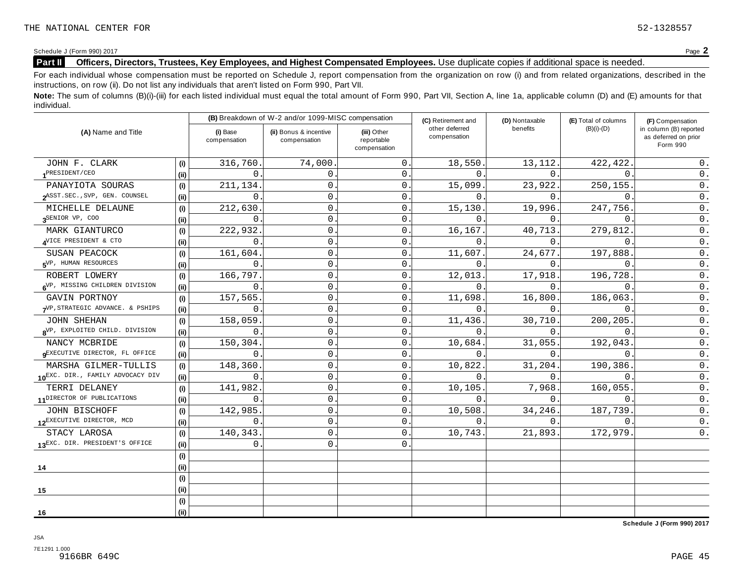THE NATIONAL CENTER FOR 52-1328557

Schedule J (Form 990) 2017 Page **2**

**Part II** **Officers, Directors, Trustees, Key Employees, and Highest Compensated Employees.** Use duplicate copies if additional space is needed.

For each individual whose compensation must be reported on Schedule J, report compensation from the organization on row (i) and from related organizations, described in the instructions, on row (ii). Do not list any individuals that aren't listed on Form 990, Part VII.

**Note:** The sum of columns (B)(i)-(iii) for each listed individual must equal the total amount of Form 990, Part VII, Section A, line 1a, applicable column (D) and (E) amounts for that individual.

| (A) Name and Title | | (B) Breakdown of W-2 and/or 1099-MISC compensation | | | (C) Retirement and other deferred compensation | (D) Nontaxable benefits | (E) Total of columns (B)(i)-(D) | (F) Compensation in column (B) reported as deferred on prior Form 990 |
|---|---|---|---|---|---|---|---|---|
| | | (i) Base compensation | (ii) Bonus & incentive compensation | (iii) Other reportable compensation | | | | |
| 1 JOHN F. CLARK | (i) | 316,760. | 74,000. | 0. | 18,550. | 13,112. | 422,422. | 0. |
| PRESIDENT/CEO | (ii) | 0. | 0. | 0. | 0. | 0. | 0. | 0. |
| 2 PANAYIOTA SOURAS | (i) | 211,134. | 0. | 0. | 15,099. | 23,922. | 250,155. | 0. |
| ASST.SEC.,SVP, GEN. COUNSEL | (ii) | 0. | 0. | 0. | 0. | 0. | 0. | 0. |
| 3 MICHELLE DELAUNE | (i) | 212,630. | 0. | 0. | 15,130. | 19,996. | 247,756. | 0. |
| SENIOR VP, COO | (ii) | 0. | 0. | 0. | 0. | 0. | 0. | 0. |
| 4 MARK GIANTURCO | (i) | 222,932. | 0. | 0. | 16,167. | 40,713. | 279,812. | 0. |
| VICE PRESIDENT & CTO | (ii) | 0. | 0. | 0. | 0. | 0. | 0. | 0. |
| 5 SUSAN PEACOCK | (i) | 161,604. | 0. | 0. | 11,607. | 24,677. | 197,888. | 0. |
| VP, HUMAN RESOURCES | (ii) | 0. | 0. | 0. | 0. | 0. | 0. | 0. |
| 6 ROBERT LOWERY | (i) | 166,797. | 0. | 0. | 12,013. | 17,918. | 196,728. | 0. |
| VP, MISSING CHILDREN DIVISION | (ii) | 0. | 0. | 0. | 0. | 0. | 0. | 0. |
| 7 GAVIN PORTNOY | (i) | 157,565. | 0. | 0. | 11,698. | 16,800. | 186,063. | 0. |
| VP,STRATEGIC ADVANCE. & PSHIPS | (ii) | 0. | 0. | 0. | 0. | 0. | 0. | 0. |
| 8 JOHN SHEHAN | (i) | 158,059. | 0. | 0. | 11,436. | 30,710. | 200,205. | 0. |
| VP, EXPLOITED CHILD. DIVISION | (ii) | 0. | 0. | 0. | 0. | 0. | 0. | 0. |
| 9 NANCY MCBRIDE | (i) | 150,304. | 0. | 0. | 10,684. | 31,055. | 192,043. | 0. |
| EXECUTIVE DIRECTOR, FL OFFICE | (ii) | 0. | 0. | 0. | 0. | 0. | 0. | 0. |
| 10 MARSHA GILMER-TULLIS | (i) | 148,360. | 0. | 0. | 10,822. | 31,204. | 190,386. | 0. |
| EXC. DIR., FAMILY ADVOCACY DIV | (ii) | 0. | 0. | 0. | 0. | 0. | 0. | 0. |
| 11 TERRI DELANEY | (i) | 141,982. | 0. | 0. | 10,105. | 7,968. | 160,055. | 0. |
| DIRECTOR OF PUBLICATIONS | (ii) | 0. | 0. | 0. | 0. | 0. | 0. | 0. |
| 12 JOHN BISCHOFF | (i) | 142,985. | 0. | 0. | 10,508. | 34,246. | 187,739. | 0. |
| EXECUTIVE DIRECTOR, MCD | (ii) | 0. | 0. | 0. | 0. | 0. | 0. | 0. |
| 13 STACY LAROSA | (i) | 140,343. | 0. | 0. | 10,743. | 21,893. | 172,979. | 0. |
| EXC. DIR. PRESIDENT'S OFFICE | (ii) | 0. | 0. | 0. | | | | |
| 14 | (i) | | | | | | | |
| | (ii) | | | | | | | |
| 15 | (i) | | | | | | | |
| | (ii) | | | | | | | |
| 16 | (i) | | | | | | | |
| | (ii) | | | | | | | |

**Schedule J (Form 990) 2017**

JSA
7E1291 1.000
9166BR 649C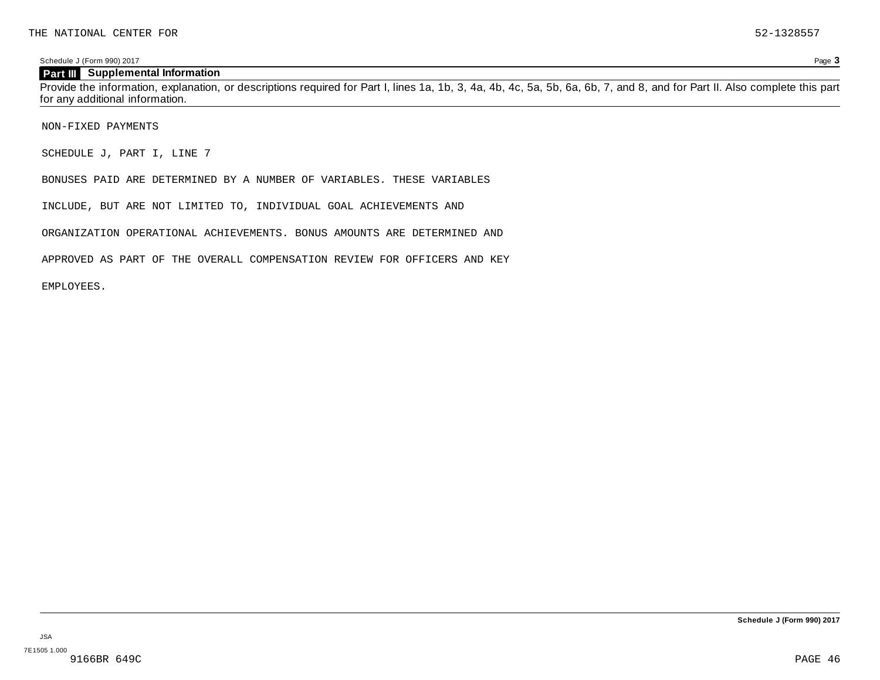THE NATIONAL CENTER FOR 52-1328557

Schedule J (Form 990) 2017 Page **3**

## Part III Supplemental Information

Provide the information, explanation, or descriptions required for Part I, lines 1a, 1b, 3, 4a, 4b, 4c, 5a, 5b, 6a, 6b, 7, and 8, and for Part II. Also complete this part for any additional information.

NON-FIXED PAYMENTS

SCHEDULE J, PART I, LINE 7

BONUSES PAID ARE DETERMINED BY A NUMBER OF VARIABLES. THESE VARIABLES INCLUDE, BUT ARE NOT LIMITED TO, INDIVIDUAL GOAL ACHIEVEMENTS AND ORGANIZATION OPERATIONAL ACHIEVEMENTS. BONUS AMOUNTS ARE DETERMINED AND APPROVED AS PART OF THE OVERALL COMPENSATION REVIEW FOR OFFICERS AND KEY EMPLOYEES.

**Schedule J (Form 990) 2017**

JSA
7E1505 1.000
9166BR 649C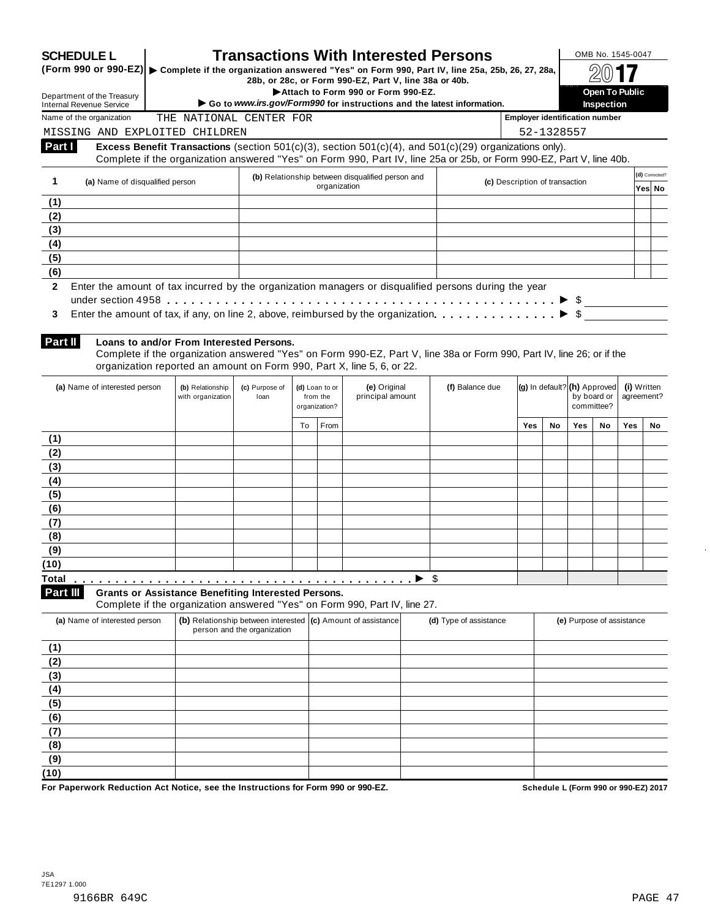**SCHEDULE L (Form 990 or 990-EZ)**

Department of the Treasury
Internal Revenue Service

# Transactions With Interested Persons

▶ Complete if the organization answered "Yes" on Form 990, Part IV, line 25a, 25b, 26, 27, 28a, 28b, or 28c, or Form 990-EZ, Part V, line 38a or 40b.
▶ Attach to Form 990 or Form 990-EZ.
▶ Go to *www.irs.gov/Form990* for instructions and the latest information.

OMB No. 1545-0047

**2017**

**Open To Public Inspection**

Name of the organization: THE NATIONAL CENTER FOR MISSING AND EXPLOITED CHILDREN

Employer identification number: 52-1328557

**Part I** **Excess Benefit Transactions** (section 501(c)(3), section 501(c)(4), and 501(c)(29) organizations only).
Complete if the organization answered "Yes" on Form 990, Part IV, line 25a or 25b, or Form 990-EZ, Part V, line 40b.

| 1 | (a) Name of disqualified person | (b) Relationship between disqualified person and organization | (c) Description of transaction | (d) Corrected? Yes | No |
|---|---|---|---|---|---|
| (1) | | | | | |
| (2) | | | | | |
| (3) | | | | | |
| (4) | | | | | |
| (5) | | | | | |
| (6) | | | | | |

**2** Enter the amount of tax incurred by the organization managers or disqualified persons during the year under section 4958 . . . . . . . . . . ▶ $

**3** Enter the amount of tax, if any, on line 2, above, reimbursed by the organization . . . . . . . ▶ $

**Part II** **Loans to and/or From Interested Persons.**
Complete if the organization answered "Yes" on Form 990-EZ, Part V, line 38a or Form 990, Part IV, line 26; or if the organization reported an amount on Form 990, Part X, line 5, 6, or 22.

| | (a) Name of interested person | (b) Relationship with organization | (c) Purpose of loan | (d) Loan to or from the organization? | | (e) Original principal amount | (f) Balance due | (g) In default? | | (h) Approved by board or committee? | | (i) Written agreement? | |
|---|---|---|---|---|---|---|---|---|---|---|---|---|---|
| | | | | To | From | | | Yes | No | Yes | No | Yes | No |
| (1) | | | | | | | | | | | | | |
| (2) | | | | | | | | | | | | | |
| (3) | | | | | | | | | | | | | |
| (4) | | | | | | | | | | | | | |
| (5) | | | | | | | | | | | | | |
| (6) | | | | | | | | | | | | | |
| (7) | | | | | | | | | | | | | |
| (8) | | | | | | | | | | | | | |
| (9) | | | | | | | | | | | | | |
| (10) | | | | | | | | | | | | | |
| Total . . . ▶ $ | | | | | | | | | | | | | |

**Part III** **Grants or Assistance Benefiting Interested Persons.**
Complete if the organization answered "Yes" on Form 990, Part IV, line 27.

| | (a) Name of interested person | (b) Relationship between interested person and the organization | (c) Amount of assistance | (d) Type of assistance | (e) Purpose of assistance |
|---|---|---|---|---|---|
| (1) | | | | | |
| (2) | | | | | |
| (3) | | | | | |
| (4) | | | | | |
| (5) | | | | | |
| (6) | | | | | |
| (7) | | | | | |
| (8) | | | | | |
| (9) | | | | | |
| (10) | | | | | |

**For Paperwork Reduction Act Notice, see the Instructions for Form 990 or 990-EZ.** **Schedule L (Form 990 or 990-EZ) 2017**

JSA
7E1297 1.000
9166BR 649C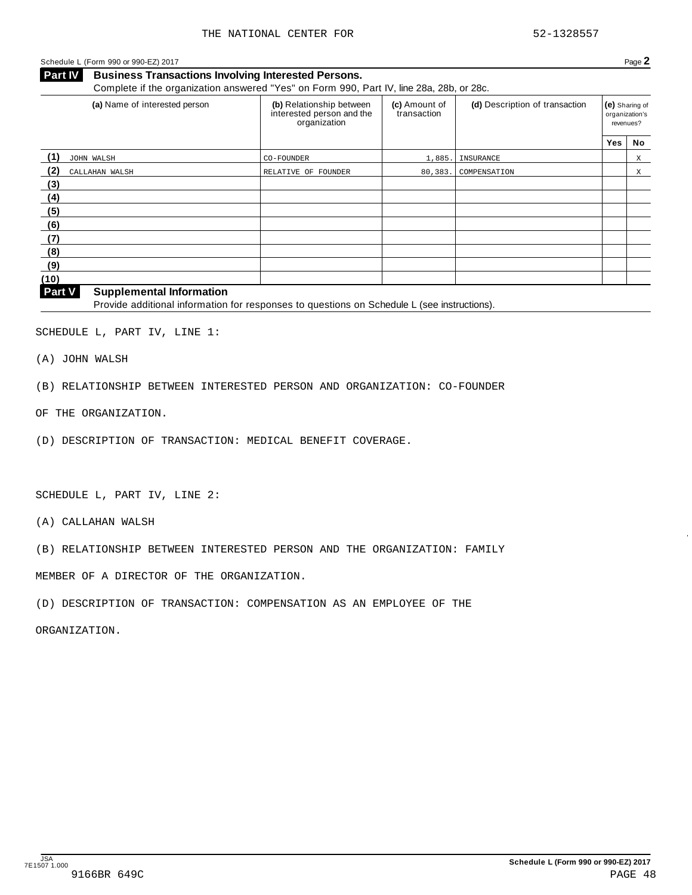THE NATIONAL CENTER FOR 52-1328557

Schedule L (Form 990 or 990-EZ) 2017 Page **2**

## Part IV Business Transactions Involving Interested Persons.

Complete if the organization answered "Yes" on Form 990, Part IV, line 28a, 28b, or 28c.

| | (a) Name of interested person | (b) Relationship between interested person and the organization | (c) Amount of transaction | (d) Description of transaction | (e) Sharing of organization's revenues? | |
|---|---|---|---|---|---|---|
| | | | | | Yes | No |
| (1) | JOHN WALSH | CO-FOUNDER | 1,885. | INSURANCE | | X |
| (2) | CALLAHAN WALSH | RELATIVE OF FOUNDER | 80,383. | COMPENSATION | | X |
| (3) | | | | | | |
| (4) | | | | | | |
| (5) | | | | | | |
| (6) | | | | | | |
| (7) | | | | | | |
| (8) | | | | | | |
| (9) | | | | | | |
| (10) | | | | | | |

## Part V Supplemental Information

Provide additional information for responses to questions on Schedule L (see instructions).

SCHEDULE L, PART IV, LINE 1:

(A) JOHN WALSH

(B) RELATIONSHIP BETWEEN INTERESTED PERSON AND ORGANIZATION: CO-FOUNDER OF THE ORGANIZATION.

(D) DESCRIPTION OF TRANSACTION: MEDICAL BENEFIT COVERAGE.

SCHEDULE L, PART IV, LINE 2:

(A) CALLAHAN WALSH

(B) RELATIONSHIP BETWEEN INTERESTED PERSON AND THE ORGANIZATION: FAMILY MEMBER OF A DIRECTOR OF THE ORGANIZATION.

(D) DESCRIPTION OF TRANSACTION: COMPENSATION AS AN EMPLOYEE OF THE ORGANIZATION.

JSA 7E1507 1.000 Schedule L (Form 990 or 990-EZ) 2017

9166BR 649C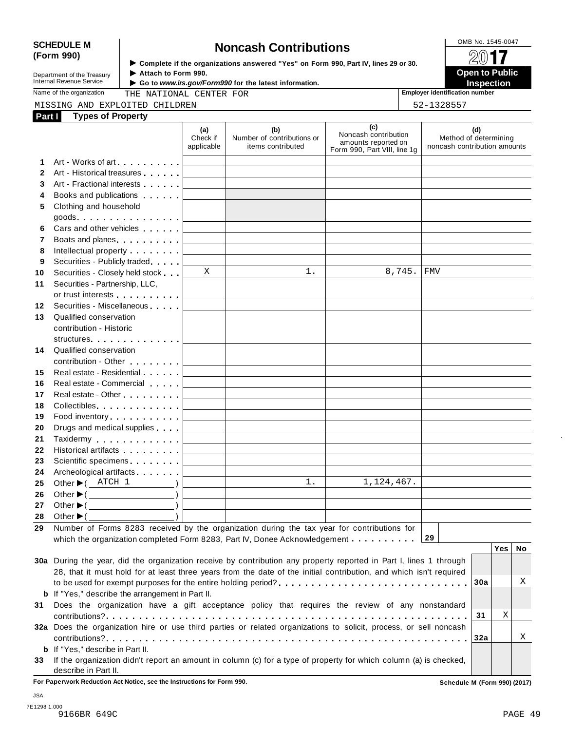**SCHEDULE M (Form 990)**

Department of the Treasury
Internal Revenue Service

# Noncash Contributions

▶ Complete if the organizations answered "Yes" on Form 990, Part IV, lines 29 or 30.
▶ Attach to Form 990.
▶ Go to *www.irs.gov/Form990* for the latest information.

OMB No. 1545-0047

**2017**

**Open to Public Inspection**

Name of the organization: THE NATIONAL CENTER FOR MISSING AND EXPLOITED CHILDREN

Employer identification number: 52-1328557

## Part I Types of Property

| | | (a) Check if applicable | (b) Number of contributions or items contributed | (c) Noncash contribution amounts reported on Form 990, Part VIII, line 1g | (d) Method of determining noncash contribution amounts |
|---|---|---|---|---|---|
| 1 | Art - Works of art | | | | |
| 2 | Art - Historical treasures | | | | |
| 3 | Art - Fractional interests | | | | |
| 4 | Books and publications | | | | |
| 5 | Clothing and household goods | | | | |
| 6 | Cars and other vehicles | | | | |
| 7 | Boats and planes | | | | |
| 8 | Intellectual property | | | | |
| 9 | Securities - Publicly traded | | | | |
| 10 | Securities - Closely held stock | X | 1. | 8,745. | FMV |
| 11 | Securities - Partnership, LLC, or trust interests | | | | |
| 12 | Securities - Miscellaneous | | | | |
| 13 | Qualified conservation contribution - Historic structures | | | | |
| 14 | Qualified conservation contribution - Other | | | | |
| 15 | Real estate - Residential | | | | |
| 16 | Real estate - Commercial | | | | |
| 17 | Real estate - Other | | | | |
| 18 | Collectibles | | | | |
| 19 | Food inventory | | | | |
| 20 | Drugs and medical supplies | | | | |
| 21 | Taxidermy | | | | |
| 22 | Historical artifacts | | | | |
| 23 | Scientific specimens | | | | |
| 24 | Archeological artifacts | | | | |
| 25 | Other ▶ ( ATCH 1 ) | | 1. | 1,124,467. | |
| 26 | Other ▶ ( ) | | | | |
| 27 | Other ▶ ( ) | | | | |
| 28 | Other ▶ ( ) | | | | |

29 Number of Forms 8283 received by the organization during the tax year for contributions for which the organization completed Form 8283, Part IV, Donee Acknowledgement . . . **29**

| | | | Yes | No |
|---|---|---|---|---|
| 30a | During the year, did the organization receive by contribution any property reported in Part I, lines 1 through 28, that it must hold for at least three years from the date of the initial contribution, and which isn't required to be used for exempt purposes for the entire holding period? | 30a | | X |
| b | If "Yes," describe the arrangement in Part II. | | | |
| 31 | Does the organization have a gift acceptance policy that requires the review of any nonstandard contributions? | 31 | X | |
| 32a | Does the organization hire or use third parties or related organizations to solicit, process, or sell noncash contributions? | 32a | | X |
| b | If "Yes," describe in Part II. | | | |
| 33 | If the organization didn't report an amount in column (c) for a type of property for which column (a) is checked, describe in Part II. | | | |

**For Paperwork Reduction Act Notice, see the Instructions for Form 990.** Schedule M (Form 990) (2017)

JSA
7E1298 1.000
9166BR 649C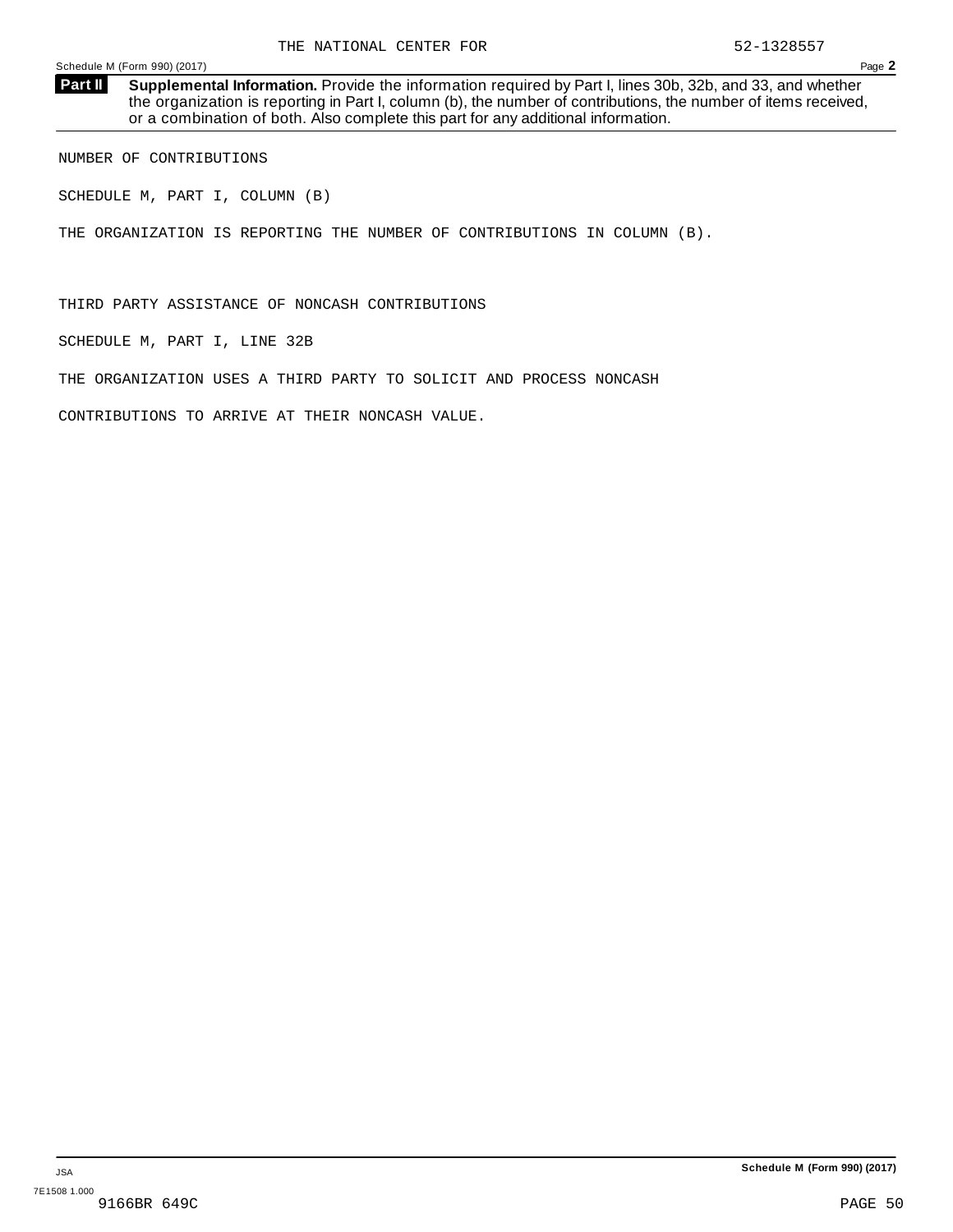THE NATIONAL CENTER FOR 52-1328557

Schedule M (Form 990) (2017) Page **2**

**Part II** **Supplemental Information.** Provide the information required by Part I, lines 30b, 32b, and 33, and whether the organization is reporting in Part I, column (b), the number of contributions, the number of items received, or a combination of both. Also complete this part for any additional information.

NUMBER OF CONTRIBUTIONS

SCHEDULE M, PART I, COLUMN (B)

THE ORGANIZATION IS REPORTING THE NUMBER OF CONTRIBUTIONS IN COLUMN (B).

THIRD PARTY ASSISTANCE OF NONCASH CONTRIBUTIONS

SCHEDULE M, PART I, LINE 32B

THE ORGANIZATION USES A THIRD PARTY TO SOLICIT AND PROCESS NONCASH

CONTRIBUTIONS TO ARRIVE AT THEIR NONCASH VALUE.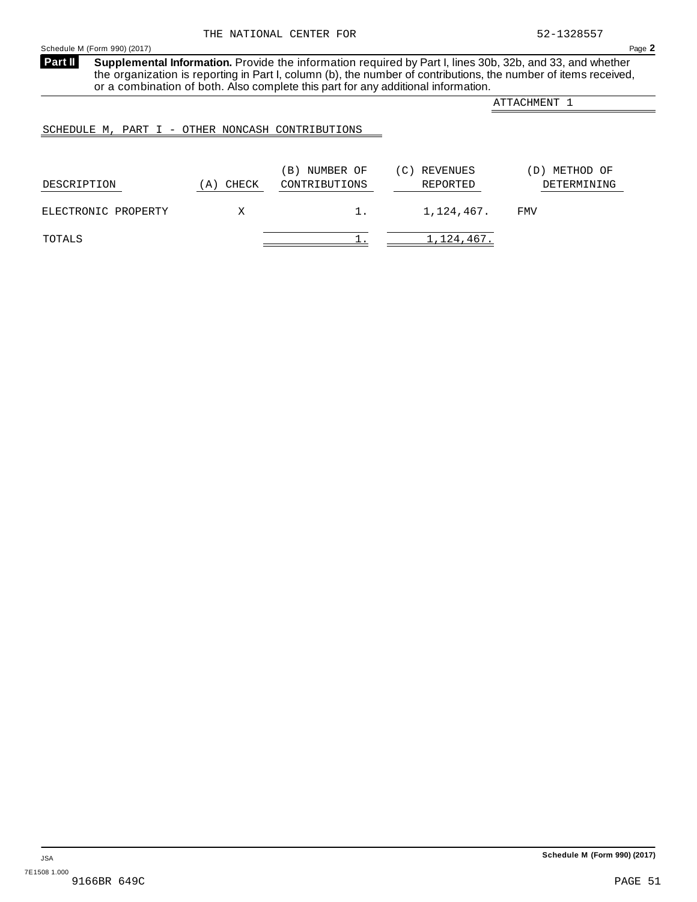THE NATIONAL CENTER FOR 52-1328557

Schedule M (Form 990) (2017) Page **2**

**Part II** **Supplemental Information.** Provide the information required by Part I, lines 30b, 32b, and 33, and whether the organization is reporting in Part I, column (b), the number of contributions, the number of items received, or a combination of both. Also complete this part for any additional information.

ATTACHMENT 1

SCHEDULE M, PART I - OTHER NONCASH CONTRIBUTIONS

| DESCRIPTION | (A) CHECK | (B) NUMBER OF CONTRIBUTIONS | (C) REVENUES REPORTED | (D) METHOD OF DETERMINING |
|---|---|---|---|---|
| ELECTRONIC PROPERTY | X | 1. | 1,124,467. | FMV |
| TOTALS | | 1. | 1,124,467. | |

JSA

7E1508 1.000

9166BR 649C

Schedule M (Form 990) (2017)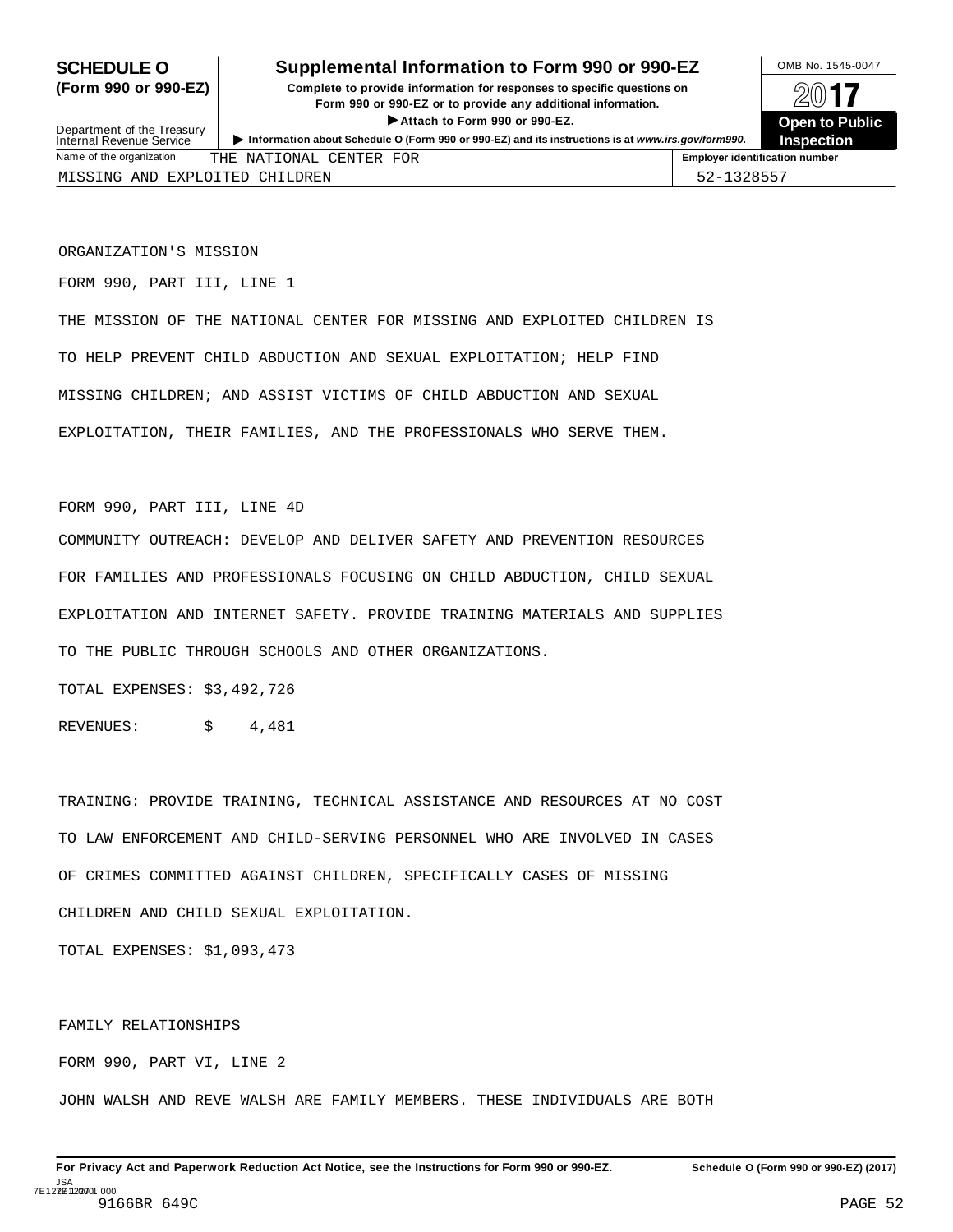# SCHEDULE O (Form 990 or 990-EZ)

## Supplemental Information to Form 990 or 990-EZ

**Complete to provide information for responses to specific questions on Form 990 or 990-EZ or to provide any additional information.**

▶ **Attach to Form 990 or 990-EZ.**

▶ **Information about Schedule O (Form 990 or 990-EZ) and its instructions is at *www.irs.gov/form990*.**

Department of the Treasury
Internal Revenue Service

OMB No. 1545-0047

**2017**

**Open to Public Inspection**

| Name of the organization | Employer identification number |
|---|---|
| THE NATIONAL CENTER FOR MISSING AND EXPLOITED CHILDREN | 52-1328557 |

ORGANIZATION'S MISSION

FORM 990, PART III, LINE 1

THE MISSION OF THE NATIONAL CENTER FOR MISSING AND EXPLOITED CHILDREN IS TO HELP PREVENT CHILD ABDUCTION AND SEXUAL EXPLOITATION; HELP FIND MISSING CHILDREN; AND ASSIST VICTIMS OF CHILD ABDUCTION AND SEXUAL EXPLOITATION, THEIR FAMILIES, AND THE PROFESSIONALS WHO SERVE THEM.

FORM 990, PART III, LINE 4D

COMMUNITY OUTREACH: DEVELOP AND DELIVER SAFETY AND PREVENTION RESOURCES FOR FAMILIES AND PROFESSIONALS FOCUSING ON CHILD ABDUCTION, CHILD SEXUAL EXPLOITATION AND INTERNET SAFETY. PROVIDE TRAINING MATERIALS AND SUPPLIES TO THE PUBLIC THROUGH SCHOOLS AND OTHER ORGANIZATIONS.

TOTAL EXPENSES: $3,492,726

REVENUES: $ 4,481

TRAINING: PROVIDE TRAINING, TECHNICAL ASSISTANCE AND RESOURCES AT NO COST TO LAW ENFORCEMENT AND CHILD-SERVING PERSONNEL WHO ARE INVOLVED IN CASES OF CRIMES COMMITTED AGAINST CHILDREN, SPECIFICALLY CASES OF MISSING CHILDREN AND CHILD SEXUAL EXPLOITATION.

TOTAL EXPENSES: $1,093,473

FAMILY RELATIONSHIPS

FORM 990, PART VI, LINE 2

JOHN WALSH AND REVE WALSH ARE FAMILY MEMBERS. THESE INDIVIDUALS ARE BOTH

**For Privacy Act and Paperwork Reduction Act Notice, see the Instructions for Form 990 or 990-EZ.** **Schedule O (Form 990 or 990-EZ) (2017)**

JSA 7E1227 1.000

9166BR 649C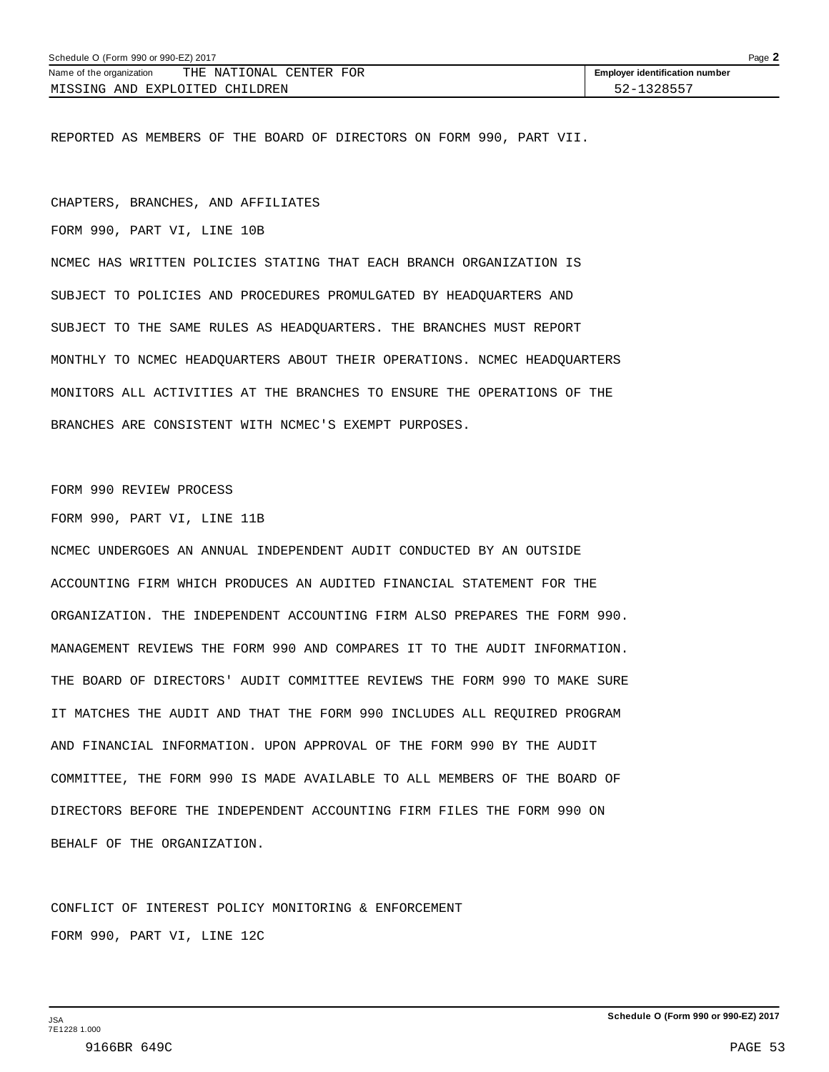REPORTED AS MEMBERS OF THE BOARD OF DIRECTORS ON FORM 990, PART VII.

CHAPTERS, BRANCHES, AND AFFILIATES

FORM 990, PART VI, LINE 10B

NCMEC HAS WRITTEN POLICIES STATING THAT EACH BRANCH ORGANIZATION IS SUBJECT TO POLICIES AND PROCEDURES PROMULGATED BY HEADQUARTERS AND SUBJECT TO THE SAME RULES AS HEADQUARTERS. THE BRANCHES MUST REPORT MONTHLY TO NCMEC HEADQUARTERS ABOUT THEIR OPERATIONS. NCMEC HEADQUARTERS MONITORS ALL ACTIVITIES AT THE BRANCHES TO ENSURE THE OPERATIONS OF THE BRANCHES ARE CONSISTENT WITH NCMEC'S EXEMPT PURPOSES.

FORM 990 REVIEW PROCESS

FORM 990, PART VI, LINE 11B

NCMEC UNDERGOES AN ANNUAL INDEPENDENT AUDIT CONDUCTED BY AN OUTSIDE ACCOUNTING FIRM WHICH PRODUCES AN AUDITED FINANCIAL STATEMENT FOR THE ORGANIZATION. THE INDEPENDENT ACCOUNTING FIRM ALSO PREPARES THE FORM 990. MANAGEMENT REVIEWS THE FORM 990 AND COMPARES IT TO THE AUDIT INFORMATION. THE BOARD OF DIRECTORS' AUDIT COMMITTEE REVIEWS THE FORM 990 TO MAKE SURE IT MATCHES THE AUDIT AND THAT THE FORM 990 INCLUDES ALL REQUIRED PROGRAM AND FINANCIAL INFORMATION. UPON APPROVAL OF THE FORM 990 BY THE AUDIT COMMITTEE, THE FORM 990 IS MADE AVAILABLE TO ALL MEMBERS OF THE BOARD OF DIRECTORS BEFORE THE INDEPENDENT ACCOUNTING FIRM FILES THE FORM 990 ON BEHALF OF THE ORGANIZATION.

CONFLICT OF INTEREST POLICY MONITORING & ENFORCEMENT

FORM 990, PART VI, LINE 12C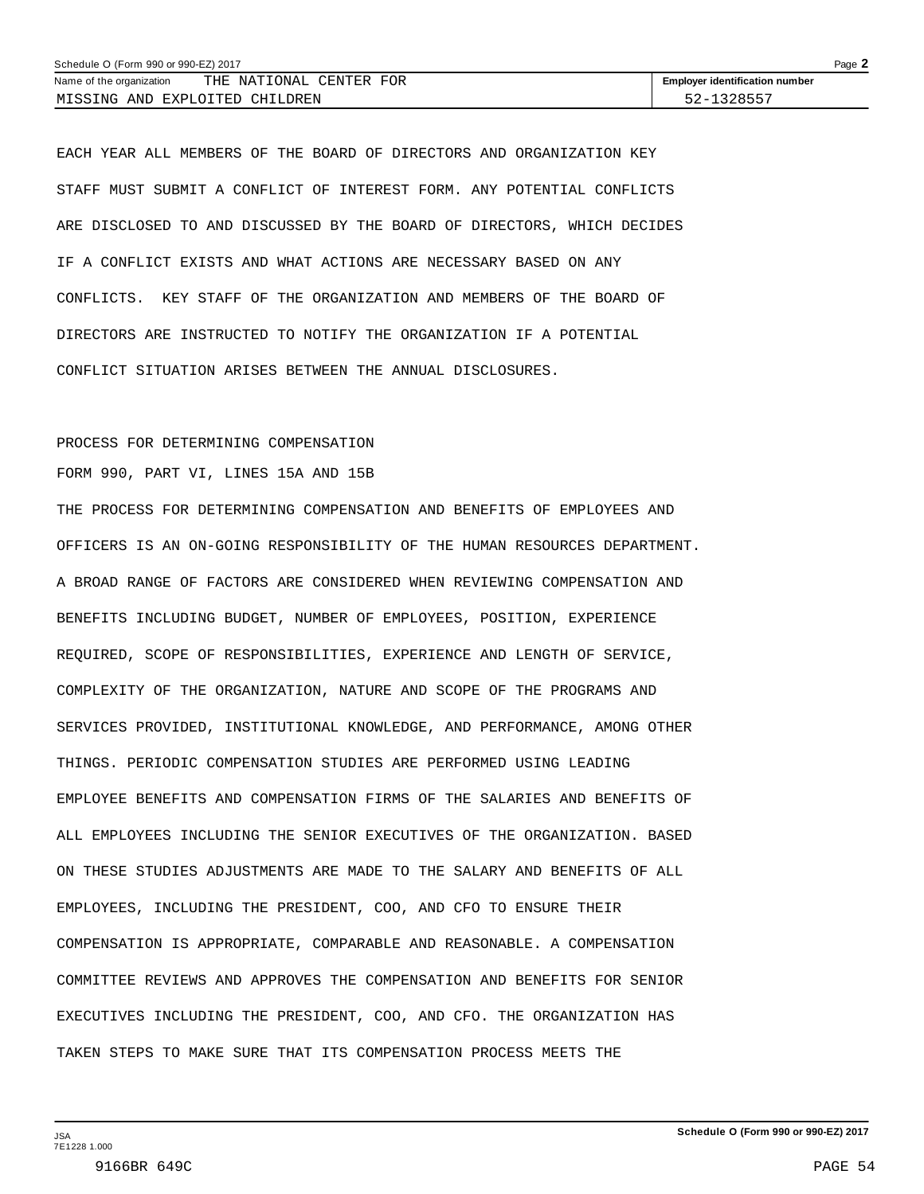EACH YEAR ALL MEMBERS OF THE BOARD OF DIRECTORS AND ORGANIZATION KEY STAFF MUST SUBMIT A CONFLICT OF INTEREST FORM. ANY POTENTIAL CONFLICTS ARE DISCLOSED TO AND DISCUSSED BY THE BOARD OF DIRECTORS, WHICH DECIDES IF A CONFLICT EXISTS AND WHAT ACTIONS ARE NECESSARY BASED ON ANY CONFLICTS. KEY STAFF OF THE ORGANIZATION AND MEMBERS OF THE BOARD OF DIRECTORS ARE INSTRUCTED TO NOTIFY THE ORGANIZATION IF A POTENTIAL CONFLICT SITUATION ARISES BETWEEN THE ANNUAL DISCLOSURES.

PROCESS FOR DETERMINING COMPENSATION

FORM 990, PART VI, LINES 15A AND 15B

THE PROCESS FOR DETERMINING COMPENSATION AND BENEFITS OF EMPLOYEES AND OFFICERS IS AN ON-GOING RESPONSIBILITY OF THE HUMAN RESOURCES DEPARTMENT. A BROAD RANGE OF FACTORS ARE CONSIDERED WHEN REVIEWING COMPENSATION AND BENEFITS INCLUDING BUDGET, NUMBER OF EMPLOYEES, POSITION, EXPERIENCE REQUIRED, SCOPE OF RESPONSIBILITIES, EXPERIENCE AND LENGTH OF SERVICE, COMPLEXITY OF THE ORGANIZATION, NATURE AND SCOPE OF THE PROGRAMS AND SERVICES PROVIDED, INSTITUTIONAL KNOWLEDGE, AND PERFORMANCE, AMONG OTHER THINGS. PERIODIC COMPENSATION STUDIES ARE PERFORMED USING LEADING EMPLOYEE BENEFITS AND COMPENSATION FIRMS OF THE SALARIES AND BENEFITS OF ALL EMPLOYEES INCLUDING THE SENIOR EXECUTIVES OF THE ORGANIZATION. BASED ON THESE STUDIES ADJUSTMENTS ARE MADE TO THE SALARY AND BENEFITS OF ALL EMPLOYEES, INCLUDING THE PRESIDENT, COO, AND CFO TO ENSURE THEIR COMPENSATION IS APPROPRIATE, COMPARABLE AND REASONABLE. A COMPENSATION COMMITTEE REVIEWS AND APPROVES THE COMPENSATION AND BENEFITS FOR SENIOR EXECUTIVES INCLUDING THE PRESIDENT, COO, AND CFO. THE ORGANIZATION HAS TAKEN STEPS TO MAKE SURE THAT ITS COMPENSATION PROCESS MEETS THE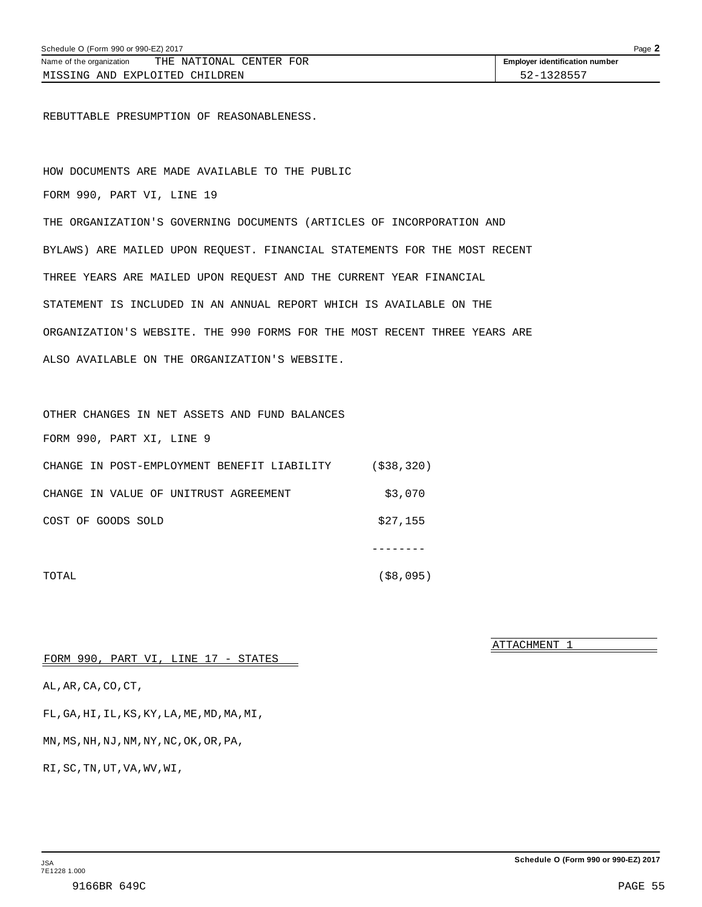REBUTTABLE PRESUMPTION OF REASONABLENESS.

HOW DOCUMENTS ARE MADE AVAILABLE TO THE PUBLIC

FORM 990, PART VI, LINE 19

THE ORGANIZATION'S GOVERNING DOCUMENTS (ARTICLES OF INCORPORATION AND BYLAWS) ARE MAILED UPON REQUEST. FINANCIAL STATEMENTS FOR THE MOST RECENT THREE YEARS ARE MAILED UPON REQUEST AND THE CURRENT YEAR FINANCIAL STATEMENT IS INCLUDED IN AN ANNUAL REPORT WHICH IS AVAILABLE ON THE ORGANIZATION'S WEBSITE. THE 990 FORMS FOR THE MOST RECENT THREE YEARS ARE ALSO AVAILABLE ON THE ORGANIZATION'S WEBSITE.

OTHER CHANGES IN NET ASSETS AND FUND BALANCES

FORM 990, PART XI, LINE 9

| | |
|---|---|
| CHANGE IN POST-EMPLOYMENT BENEFIT LIABILITY | ($38,320) |
| CHANGE IN VALUE OF UNITRUST AGREEMENT | $3,070 |
| COST OF GOODS SOLD | $27,155 |
| | -------- |
| TOTAL | ($8,095) |

ATTACHMENT 1

FORM 990, PART VI, LINE 17 - STATES

AL,AR,CA,CO,CT,

FL,GA,HI,IL,KS,KY,LA,ME,MD,MA,MI,

MN,MS,NH,NJ,NM,NY,NC,OK,OR,PA,

RI,SC,TN,UT,VA,WV,WI,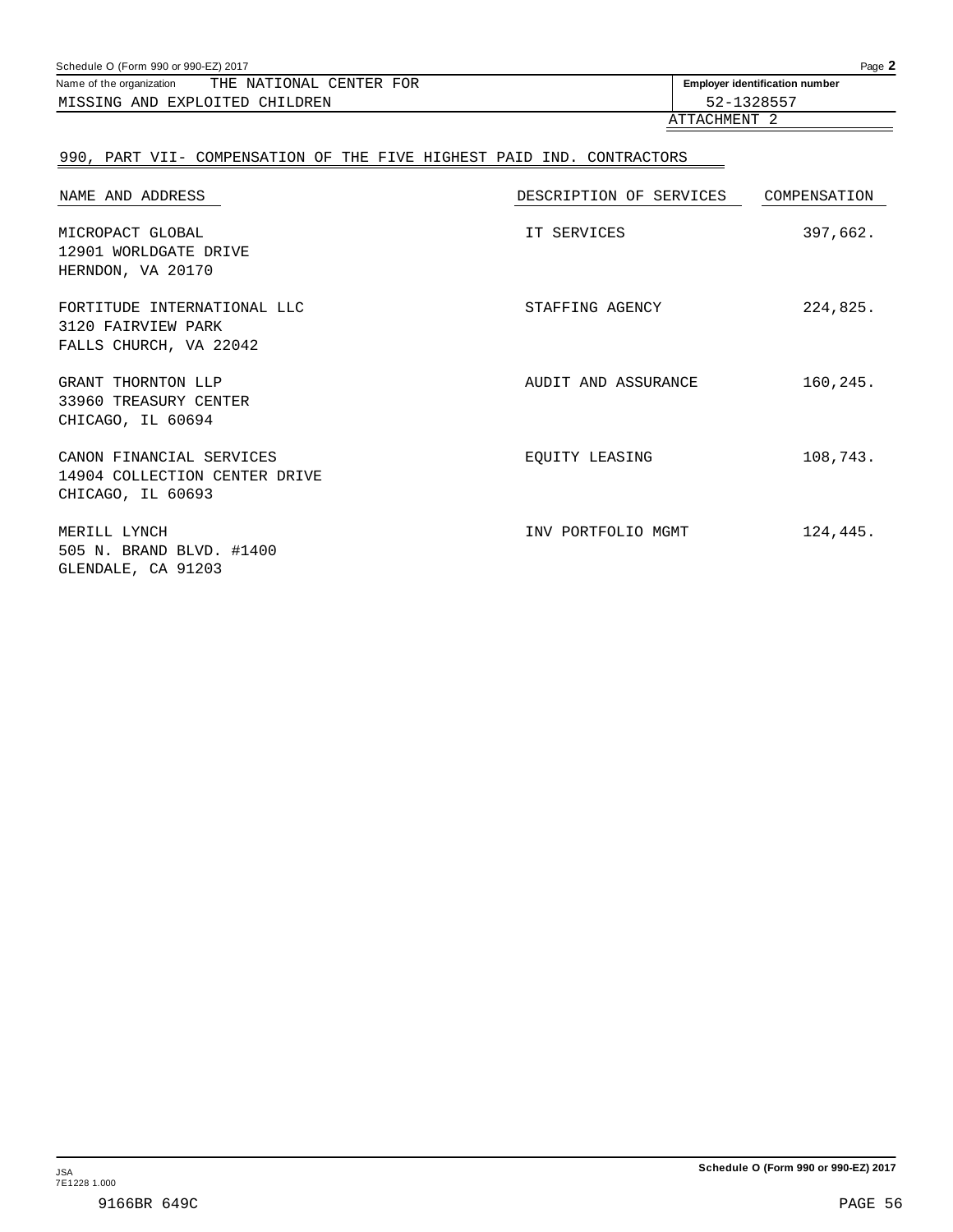Name of the organization THE NATIONAL CENTER FOR MISSING AND EXPLOITED CHILDREN

Employer identification number 52-1328557

ATTACHMENT 2

## 990, PART VII- COMPENSATION OF THE FIVE HIGHEST PAID IND. CONTRACTORS

| NAME AND ADDRESS | DESCRIPTION OF SERVICES | COMPENSATION |
|---|---|---|
| MICROPACT GLOBAL<br>12901 WORLDGATE DRIVE<br>HERNDON, VA 20170 | IT SERVICES | 397,662. |
| FORTITUDE INTERNATIONAL LLC<br>3120 FAIRVIEW PARK<br>FALLS CHURCH, VA 22042 | STAFFING AGENCY | 224,825. |
| GRANT THORNTON LLP<br>33960 TREASURY CENTER<br>CHICAGO, IL 60694 | AUDIT AND ASSURANCE | 160,245. |
| CANON FINANCIAL SERVICES<br>14904 COLLECTION CENTER DRIVE<br>CHICAGO, IL 60693 | EQUITY LEASING | 108,743. |
| MERILL LYNCH<br>505 N. BRAND BLVD. #1400<br>GLENDALE, CA 91203 | INV PORTFOLIO MGMT | 124,445. |